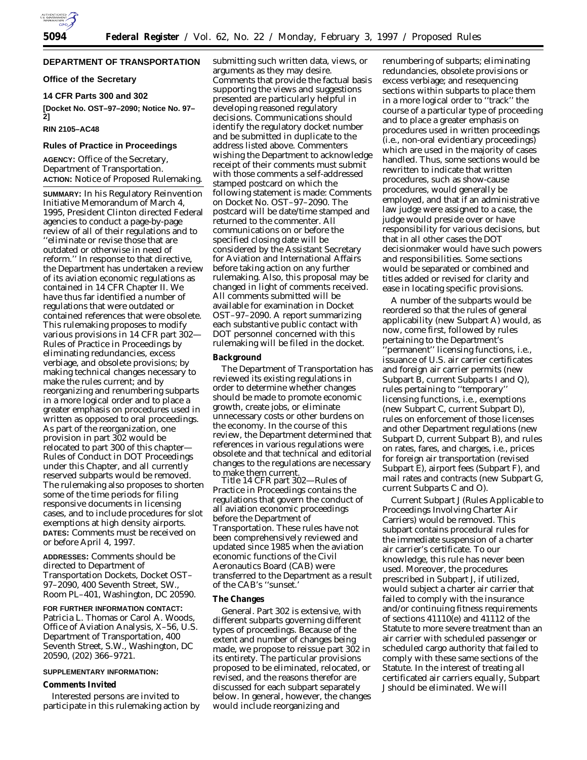## DEPARTMENT OF TRANSPORTATION

### Office of the Secretary

### 14 CFR Parts 300 and 302

**[Docket No. OST–97–2090; Notice No. 97–2]**

**RIN 2105–AC48**

### Rules of Practice in Proceedings

**AGENCY:** Office of the Secretary, Department of Transportation.

**ACTION:** Notice of Proposed Rulemaking.

**SUMMARY:** In his Regulatory Reinvention Initiative Memorandum of March 4, 1995, President Clinton directed Federal agencies to conduct a page-by-page review of all of their regulations and to ''eliminate or revise those that are outdated or otherwise in need of reform.'' In response to that directive, the Department has undertaken a review of its aviation economic regulations as contained in 14 CFR Chapter II. We have thus far identified a number of regulations that were outdated or contained references that were obsolete. This rulemaking proposes to modify various provisions in 14 CFR part 302— Rules of Practice in Proceedings by eliminating redundancies, excess verbiage, and obsolete provisions; by making technical changes necessary to make the rules current; and by reorganizing and renumbering subparts in a more logical order and to place a greater emphasis on procedures used in written as opposed to oral proceedings. As part of the reorganization, one provision in part 302 would be relocated to part 300 of this chapter— Rules of Conduct in DOT Proceedings under this Chapter, and all currently reserved subparts would be removed. The rulemaking also proposes to shorten some of the time periods for filing responsive documents in licensing cases, and to include procedures for slot exemptions at high density airports.

**DATES:** Comments must be received on or before April 4, 1997.

**ADDRESSES:** Comments should be directed to Department of Transportation Dockets, Docket OST–97–2090, 400 Seventh Street, SW., Room PL–401, Washington, DC 20590.

**FOR FURTHER INFORMATION CONTACT:** Patricia L. Thomas or Carol A. Woods, Office of Aviation Analysis, X–56, U.S. Department of Transportation, 400 Seventh Street, S.W., Washington, DC 20590, (202) 366–9721.

**SUPPLEMENTARY INFORMATION:**

### Comments Invited

Interested persons are invited to participate in this rulemaking action by submitting such written data, views, or arguments as they may desire. Comments that provide the factual basis supporting the views and suggestions presented are particularly helpful in developing reasoned regulatory decisions. Communications should identify the regulatory docket number and be submitted in duplicate to the address listed above. Commenters wishing the Department to acknowledge receipt of their comments must submit with those comments a self-addressed stamped postcard on which the following statement is made: Comments on Docket No. OST–97–2090. The postcard will be date/time stamped and returned to the commenter. All communications on or before the specified closing date will be considered by the Assistant Secretary for Aviation and International Affairs before taking action on any further rulemaking. Also, this proposal may be changed in light of comments received. All comments submitted will be available for examination in Docket OST–97–2090. A report summarizing each substantive public contact with DOT personnel concerned with this rulemaking will be filed in the docket.

### Background

The Department of Transportation has reviewed its existing regulations in order to determine whether changes should be made to promote economic growth, create jobs, or eliminate unnecessary costs or other burdens on the economy. In the course of this review, the Department determined that references in various regulations were obsolete and that technical and editorial changes to the regulations are necessary to make them current.

Title 14 CFR part 302—Rules of Practice in Proceedings contains the regulations that govern the conduct of all aviation economic proceedings before the Department of Transportation. These rules have not been comprehensively reviewed and updated since 1985 when the aviation economic functions of the Civil Aeronautics Board (CAB) were transferred to the Department as a result of the CAB's ''sunset.'

### The Changes

*General.* Part 302 is extensive, with different subparts governing different types of proceedings. Because of the extent and number of changes being made, we propose to reissue part 302 in its entirety. The particular provisions proposed to be eliminated, relocated, or revised, and the reasons therefor are discussed for each subpart separately below. In general, however, the changes would include reorganizing and renumbering of subparts; eliminating redundancies, obsolete provisions or excess verbiage; and resequencing sections within subparts to place them in a more logical order to ''track'' the course of a particular type of proceeding and to place a greater emphasis on procedures used in written proceedings (i.e., non-oral evidentiary proceedings) which are used in the majority of cases handled. Thus, some sections would be rewritten to indicate that written procedures, such as show-cause procedures, would generally be employed, and that if an administrative law judge were assigned to a case, the judge would preside over or have responsibility for various decisions, but that in all other cases the DOT decisionmaker would have such powers and responsibilities. Some sections would be separated or combined and titles added or revised for clarity and ease in locating specific provisions.

A number of the subparts would be reordered so that the rules of general applicability (new Subpart A) would, as now, come first, followed by rules pertaining to the Department's ''permanent'' licensing functions, i.e., issuance of U.S. air carrier certificates and foreign air carrier permits (new Subpart B, current Subparts I and Q), rules pertaining to ''temporary'' licensing functions, i.e., exemptions (new Subpart C, current Subpart D), rules on enforcement of those licenses and other Department regulations (new Subpart D, current Subpart B), and rules on rates, fares, and charges, i.e., prices for foreign air transportation (revised Subpart E), airport fees (Subpart F), and mail rates and contracts (new Subpart G, current Subparts C and O).

Current Subpart J (Rules Applicable to Proceedings Involving Charter Air Carriers) would be removed. This subpart contains procedural rules for the immediate suspension of a charter air carrier's certificate. To our knowledge, this rule has never been used. Moreover, the procedures prescribed in Subpart J, if utilized, would subject a charter air carrier that failed to comply with the insurance and/or continuing fitness requirements of sections 41110(e) and 41112 of the Statute to more severe treatment than an air carrier with scheduled passenger or scheduled cargo authority that failed to comply with these same sections of the Statute. In the interest of treating all certificated air carriers equally, Subpart J should be eliminated. We will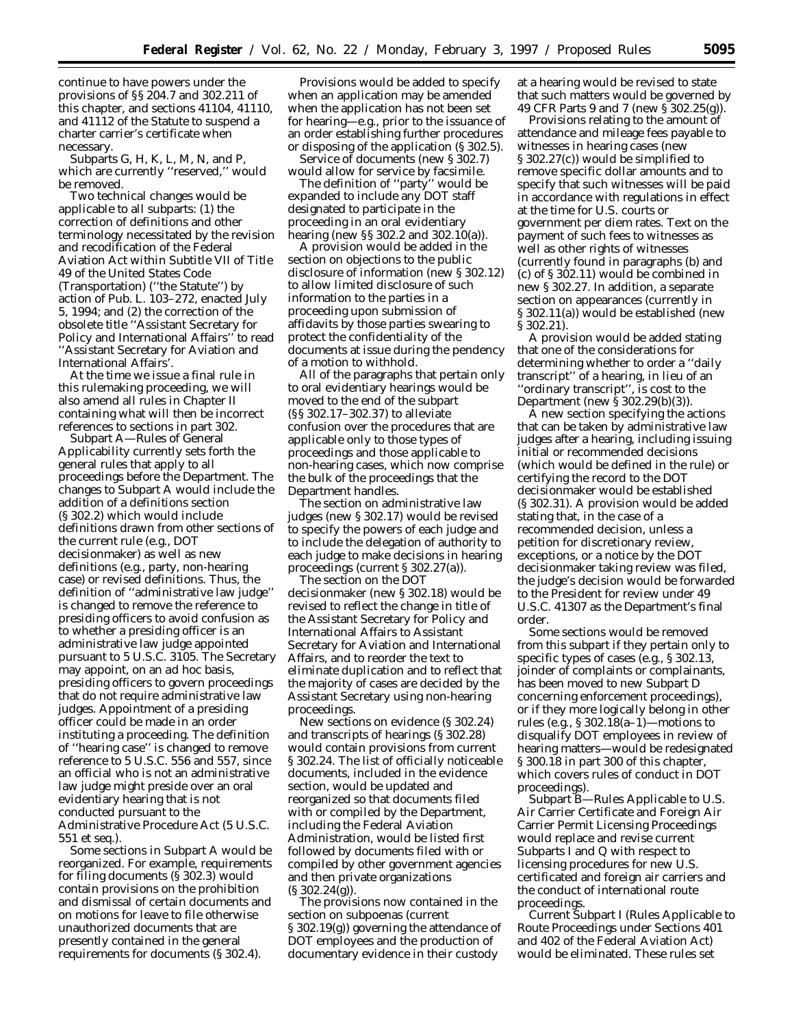continue to have powers under the provisions of §§ 204.7 and 302.211 of this chapter, and sections 41104, 41110, and 41112 of the Statute to suspend a charter carrier's certificate when necessary.

Subparts G, H, K, L, M, N, and P, which are currently ''reserved,'' would be removed.

Two technical changes would be applicable to all subparts: (1) the correction of definitions and other terminology necessitated by the revision and recodification of the Federal Aviation Act within Subtitle VII of Title 49 of the United States Code (Transportation) (''the Statute'') by action of Pub. L. 103–272, enacted July 5, 1994; and (2) the correction of the obsolete title ''Assistant Secretary for Policy and International Affairs'' to read ''Assistant Secretary for Aviation and International Affairs'.

At the time we issue a final rule in this rulemaking proceeding, we will also amend all rules in Chapter II containing what will then be incorrect references to sections in part 302.

Subpart A—Rules of General Applicability currently sets forth the general rules that apply to all proceedings before the Department. The changes to Subpart A would include the addition of a definitions section (§ 302.2) which would include definitions drawn from other sections of the current rule (e.g., DOT decisionmaker) as well as new definitions (e.g., party, non-hearing case) or revised definitions. Thus, the definition of ''administrative law judge'' is changed to remove the reference to presiding officers to avoid confusion as to whether a presiding officer is an administrative law judge appointed pursuant to 5 U.S.C. 3105. The Secretary may appoint, on an ad hoc basis, presiding officers to govern proceedings that do not require administrative law judges. Appointment of a presiding officer could be made in an order instituting a proceeding. The definition of ''hearing case'' is changed to remove reference to 5 U.S.C. 556 and 557, since an official who is not an administrative law judge might preside over an oral evidentiary hearing that is not conducted pursuant to the Administrative Procedure Act (5 U.S.C. 551 *et seq.*).

Some sections in Subpart A would be reorganized. For example, requirements for filing documents (§ 302.3) would contain provisions on the prohibition and dismissal of certain documents and on motions for leave to file otherwise unauthorized documents that are presently contained in the general requirements for documents (§ 302.4).

Provisions would be added to specify when an application may be amended when the application has not been set for hearing—e.g., prior to the issuance of an order establishing further procedures or disposing of the application (§ 302.5).

Service of documents (new § 302.7) would allow for service by facsimile.

The definition of ''party'' would be expanded to include any DOT staff designated to participate in the proceeding in an oral evidentiary hearing (new §§ 302.2 and 302.10(a)).

A provision would be added in the section on objections to the public disclosure of information (new § 302.12) to allow limited disclosure of such information to the parties in a proceeding upon submission of affidavits by those parties swearing to protect the confidentiality of the documents at issue during the pendency of a motion to withhold.

All of the paragraphs that pertain only to oral evidentiary hearings would be moved to the end of the subpart (§§ 302.17–302.37) to alleviate confusion over the procedures that are applicable only to those types of proceedings and those applicable to non-hearing cases, which now comprise the bulk of the proceedings that the Department handles.

The section on administrative law judges (new § 302.17) would be revised to specify the powers of each judge and to include the delegation of authority to each judge to make decisions in hearing proceedings (current § 302.27(a)).

The section on the DOT decisionmaker (new § 302.18) would be revised to reflect the change in title of the Assistant Secretary for Policy and International Affairs to Assistant Secretary for Aviation and International Affairs, and to reorder the text to eliminate duplication and to reflect that the majority of cases are decided by the Assistant Secretary using non-hearing proceedings.

New sections on evidence (§ 302.24) and transcripts of hearings (§ 302.28) would contain provisions from current § 302.24. The list of officially noticeable documents, included in the evidence section, would be updated and reorganized so that documents filed with or compiled by the Department, including the Federal Aviation Administration, would be listed first followed by documents filed with or compiled by other government agencies and then private organizations (§ 302.24(g)).

The provisions now contained in the section on subpoenas (current § 302.19(g)) governing the attendance of DOT employees and the production of documentary evidence in their custody at a hearing would be revised to state that such matters would be governed by 49 CFR Parts 9 and 7 (new § 302.25(g)).

Provisions relating to the amount of attendance and mileage fees payable to witnesses in hearing cases (new § 302.27(c)) would be simplified to remove specific dollar amounts and to specify that such witnesses will be paid in accordance with regulations in effect at the time for U.S. courts or government per diem rates. Text on the payment of such fees to witnesses as well as other rights of witnesses (currently found in paragraphs (b) and (c) of § 302.11) would be combined in new § 302.27. In addition, a separate section on appearances (currently in § 302.11(a)) would be established (new § 302.21).

A provision would be added stating that one of the considerations for determining whether to order a ''daily transcript'' of a hearing, in lieu of an ''ordinary transcript'', is cost to the Department (new § 302.29(b)(3)).

A new section specifying the actions that can be taken by administrative law judges after a hearing, including issuing initial or recommended decisions (which would be defined in the rule) or certifying the record to the DOT decisionmaker would be established (§ 302.31). A provision would be added stating that, in the case of a recommended decision, unless a petition for discretionary review, exceptions, or a notice by the DOT decisionmaker taking review was filed, the judge's decision would be forwarded to the President for review under 49 U.S.C. 41307 as the Department's final order.

Some sections would be removed from this subpart if they pertain only to specific types of cases (e.g., § 302.13, joinder of complaints or complainants, has been moved to new Subpart D concerning enforcement proceedings), or if they more logically belong in other rules (e.g., § 302.18(a–1)—motions to disqualify DOT employees in review of hearing matters—would be redesignated § 300.18 in part 300 of this chapter, which covers rules of conduct in DOT proceedings).

Subpart B—Rules Applicable to U.S. Air Carrier Certificate and Foreign Air Carrier Permit Licensing Proceedings would replace and revise current Subparts I and Q with respect to licensing procedures for new U.S. certificated and foreign air carriers and the conduct of international route proceedings.

Current Subpart I (Rules Applicable to Route Proceedings under Sections 401 and 402 of the Federal Aviation Act) would be eliminated. These rules set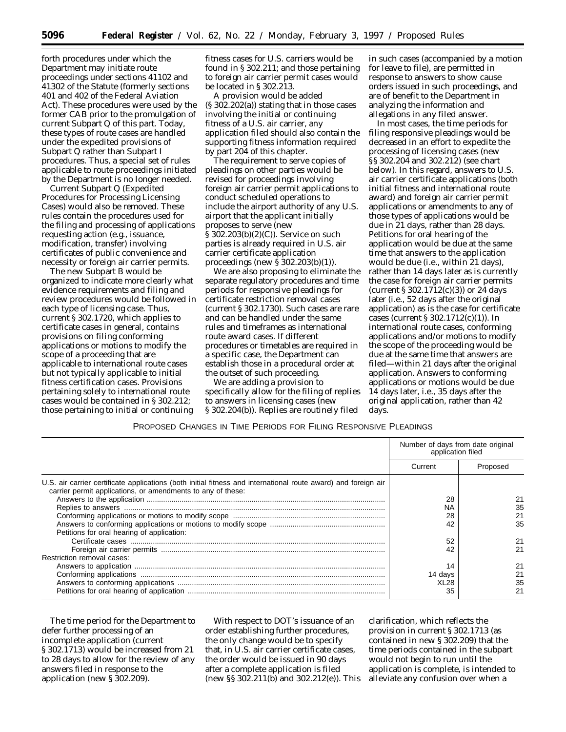forth procedures under which the Department may initiate route proceedings under sections 41102 and 41302 of the Statute (formerly sections 401 and 402 of the Federal Aviation Act). These procedures were used by the former CAB prior to the promulgation of current Subpart Q of this part. Today, these types of route cases are handled under the expedited provisions of Subpart Q rather than Subpart I procedures. Thus, a special set of rules applicable to route proceedings initiated by the Department is no longer needed.

Current Subpart Q (Expedited Procedures for Processing Licensing Cases) would also be removed. These rules contain the procedures used for the filing and processing of applications requesting action (e.g., issuance, modification, transfer) involving certificates of public convenience and necessity or foreign air carrier permits.

The new Subpart B would be organized to indicate more clearly what evidence requirements and filing and review procedures would be followed in each type of licensing case. Thus, current § 302.1720, which applies to certificate cases in general, contains provisions on filing conforming applications or motions to modify the scope of a proceeding that are applicable to international route cases but not typically applicable to initial fitness certification cases. Provisions pertaining solely to international route cases would be contained in § 302.212; those pertaining to initial or continuing fitness cases for U.S. carriers would be found in § 302.211; and those pertaining to foreign air carrier permit cases would be located in § 302.213.

A provision would be added (§ 302.202(a)) stating that in those cases involving the initial or continuing fitness of a U.S. air carrier, any application filed should also contain the supporting fitness information required by part 204 of this chapter.

The requirement to serve copies of pleadings on other parties would be revised for proceedings involving foreign air carrier permit applications to conduct scheduled operations to include the airport authority of any U.S. airport that the applicant initially proposes to serve (new § 302.203(b)(2)(C)). Service on such parties is already required in U.S. air carrier certificate application proceedings (new § 302.203(b)(1)).

We are also proposing to eliminate the separate regulatory procedures and time periods for responsive pleadings for certificate restriction removal cases (current § 302.1730). Such cases are rare and can be handled under the same rules and timeframes as international route award cases. If different procedures or timetables are required in a specific case, the Department can establish those in a procedural order at the outset of such proceeding.

We are adding a provision to specifically allow for the filing of replies to answers in licensing cases (new § 302.204(b)). Replies are routinely filed in such cases (accompanied by a motion for leave to file), are permitted in response to answers to show cause orders issued in such proceedings, and are of benefit to the Department in analyzing the information and allegations in any filed answer.

In most cases, the time periods for filing responsive pleadings would be decreased in an effort to expedite the processing of licensing cases (new §§ 302.204 and 302.212) (see chart below). In this regard, answers to U.S. air carrier certificate applications (both initial fitness and international route award) and foreign air carrier permit applications or amendments to any of those types of applications would be due in 21 days, rather than 28 days. Petitions for oral hearing of the application would be due at the same time that answers to the application would be due (i.e., within 21 days), rather than 14 days later as is currently the case for foreign air carrier permits (current § 302.1712(c)(3)) or 24 days later (i.e., 52 days after the original application) as is the case for certificate cases (current § 302.1712(c)(1)). In international route cases, conforming applications and/or motions to modify the scope of the proceeding would be due at the same time that answers are filed—within 21 days after the original application. Answers to conforming applications or motions would be due 14 days later, i.e., 35 days after the original application, rather than 42 days.

PROPOSED CHANGES IN TIME PERIODS FOR FILING RESPONSIVE PLEADINGS

| | Number of days from date original application filed | |
|---|---|---|
| | Current | Proposed |
| U.S. air carrier certificate applications (both initial fitness and international route award) and foreign air carrier permit applications, or amendments to any of these: | | |
| Answers to the application | 28 | 21 |
| Replies to answers | NA | 35 |
| Conforming applications or motions to modify scope | 28 | 21 |
| Answers to conforming applications or motions to modify scope | 42 | 35 |
| Petitions for oral hearing of application: | | |
| Certificate cases | 52 | 21 |
| Foreign air carrier permits | 42 | 21 |
| Restriction removal cases: | | |
| Answers to application | 14 | 21 |
| Conforming applications | 14 days | 21 |
| Answers to conforming applications | XL28 | 35 |
| Petitions for oral hearing of application | 35 | 21 |

The time period for the Department to defer further processing of an incomplete application (current § 302.1713) would be increased from 21 to 28 days to allow for the review of any answers filed in response to the application (new § 302.209).

With respect to DOT's issuance of an order establishing further procedures, the only change would be to specify that, in U.S. air carrier certificate cases, the order would be issued in 90 days after a complete application is filed (new §§ 302.211(b) and 302.212(e)). This clarification, which reflects the provision in current § 302.1713 (as contained in new § 302.209) that the time periods contained in the subpart would not begin to run until the application is complete, is intended to alleviate any confusion over when a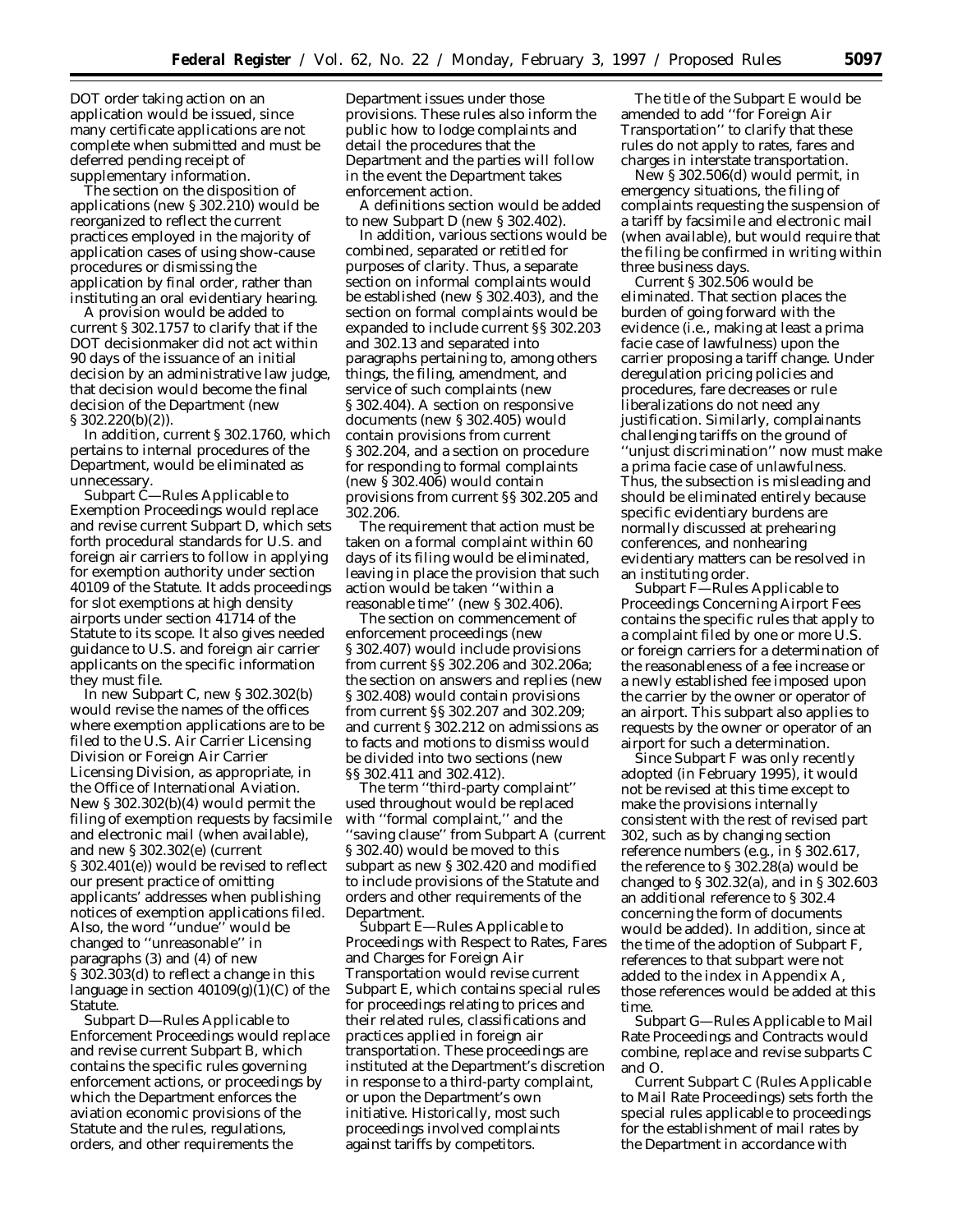DOT order taking action on an application would be issued, since many certificate applications are not complete when submitted and must be deferred pending receipt of supplementary information.

The section on the disposition of applications (new § 302.210) would be reorganized to reflect the current practices employed in the majority of application cases of using show-cause procedures or dismissing the application by final order, rather than instituting an oral evidentiary hearing.

A provision would be added to current § 302.1757 to clarify that if the DOT decisionmaker did not act within 90 days of the issuance of an initial decision by an administrative law judge, that decision would become the final decision of the Department (new § 302.220(b)(2)).

In addition, current § 302.1760, which pertains to internal procedures of the Department, would be eliminated as unnecessary.

*Subpart C—Rules Applicable to Exemption Proceedings* would replace and revise current Subpart D, which sets forth procedural standards for U.S. and foreign air carriers to follow in applying for exemption authority under section 40109 of the Statute. It adds proceedings for slot exemptions at high density airports under section 41714 of the Statute to its scope. It also gives needed guidance to U.S. and foreign air carrier applicants on the specific information they must file.

In new Subpart C, new § 302.302(b) would revise the names of the offices where exemption applications are to be filed to the U.S. Air Carrier Licensing Division or Foreign Air Carrier Licensing Division, as appropriate, in the Office of International Aviation. New § 302.302(b)(4) would permit the filing of exemption requests by facsimile and electronic mail (when available), and new § 302.302(e) (current § 302.401(e)) would be revised to reflect our present practice of omitting applicants' addresses when publishing notices of exemption applications filed. Also, the word ''undue'' would be changed to ''unreasonable'' in paragraphs (3) and (4) of new § 302.303(d) to reflect a change in this language in section 40109(g)(1)(C) of the Statute.

*Subpart D—Rules Applicable to Enforcement Proceedings* would replace and revise current Subpart B, which contains the specific rules governing enforcement actions, or proceedings by which the Department enforces the aviation economic provisions of the Statute and the rules, regulations, orders, and other requirements the Department issues under those provisions. These rules also inform the public how to lodge complaints and detail the procedures that the Department and the parties will follow in the event the Department takes enforcement action.

A definitions section would be added to new Subpart D (new § 302.402).

In addition, various sections would be combined, separated or retitled for purposes of clarity. Thus, a separate section on informal complaints would be established (new § 302.403), and the section on formal complaints would be expanded to include current §§ 302.203 and 302.13 and separated into paragraphs pertaining to, among others things, the filing, amendment, and service of such complaints (new § 302.404). A section on responsive documents (new § 302.405) would contain provisions from current § 302.204, and a section on procedure for responding to formal complaints (new § 302.406) would contain provisions from current §§ 302.205 and 302.206.

The requirement that action must be taken on a formal complaint within 60 days of its filing would be eliminated, leaving in place the provision that such action would be taken ''within a reasonable time'' (new § 302.406).

The section on commencement of enforcement proceedings (new § 302.407) would include provisions from current §§ 302.206 and 302.206a; the section on answers and replies (new § 302.408) would contain provisions from current §§ 302.207 and 302.209; and current § 302.212 on admissions as to facts and motions to dismiss would be divided into two sections (new §§ 302.411 and 302.412).

The term ''third-party complaint'' used throughout would be replaced with ''formal complaint,'' and the ''saving clause'' from Subpart A (current § 302.40) would be moved to this subpart as new § 302.420 and modified to include provisions of the Statute and orders and other requirements of the Department.

*Subpart E—Rules Applicable to Proceedings with Respect to Rates, Fares and Charges for Foreign Air Transportation* would revise current Subpart E, which contains special rules for proceedings relating to prices and their related rules, classifications and practices applied in foreign air transportation. These proceedings are instituted at the Department's discretion in response to a third-party complaint, or upon the Department's own initiative. Historically, most such proceedings involved complaints against tariffs by competitors.

The title of the Subpart E would be amended to add ''for Foreign Air Transportation'' to clarify that these rules do not apply to rates, fares and charges in interstate transportation.

New § 302.506(d) would permit, in emergency situations, the filing of complaints requesting the suspension of a tariff by facsimile and electronic mail (when available), but would require that the filing be confirmed in writing within three business days.

Current § 302.506 would be eliminated. That section places the burden of going forward with the evidence (*i.e.*, making at least a prima facie case of lawfulness) upon the carrier proposing a tariff change. Under deregulation pricing policies and procedures, fare decreases or rule liberalizations do not need any justification. Similarly, complainants challenging tariffs on the ground of ''unjust discrimination'' now must make a prima facie case of unlawfulness. Thus, the subsection is misleading and should be eliminated entirely because specific evidentiary burdens are normally discussed at prehearing conferences, and nonhearing evidentiary matters can be resolved in an instituting order.

*Subpart F—Rules Applicable to Proceedings Concerning Airport Fees* contains the specific rules that apply to a complaint filed by one or more U.S. or foreign carriers for a determination of the reasonableness of a fee increase or a newly established fee imposed upon the carrier by the owner or operator of an airport. This subpart also applies to requests by the owner or operator of an airport for such a determination.

Since Subpart F was only recently adopted (in February 1995), it would not be revised at this time except to make the provisions internally consistent with the rest of revised part 302, such as by changing section reference numbers (*e.g.*, in § 302.617, the reference to § 302.28(a) would be changed to § 302.32(a), and in § 302.603 an additional reference to § 302.4 concerning the form of documents would be added). In addition, since at the time of the adoption of Subpart F, references to that subpart were not added to the index in Appendix A, those references would be added at this time.

*Subpart G—Rules Applicable to Mail Rate Proceedings and Contracts* would combine, replace and revise subparts C and O.

Current Subpart C (Rules Applicable to Mail Rate Proceedings) sets forth the special rules applicable to proceedings for the establishment of mail rates by the Department in accordance with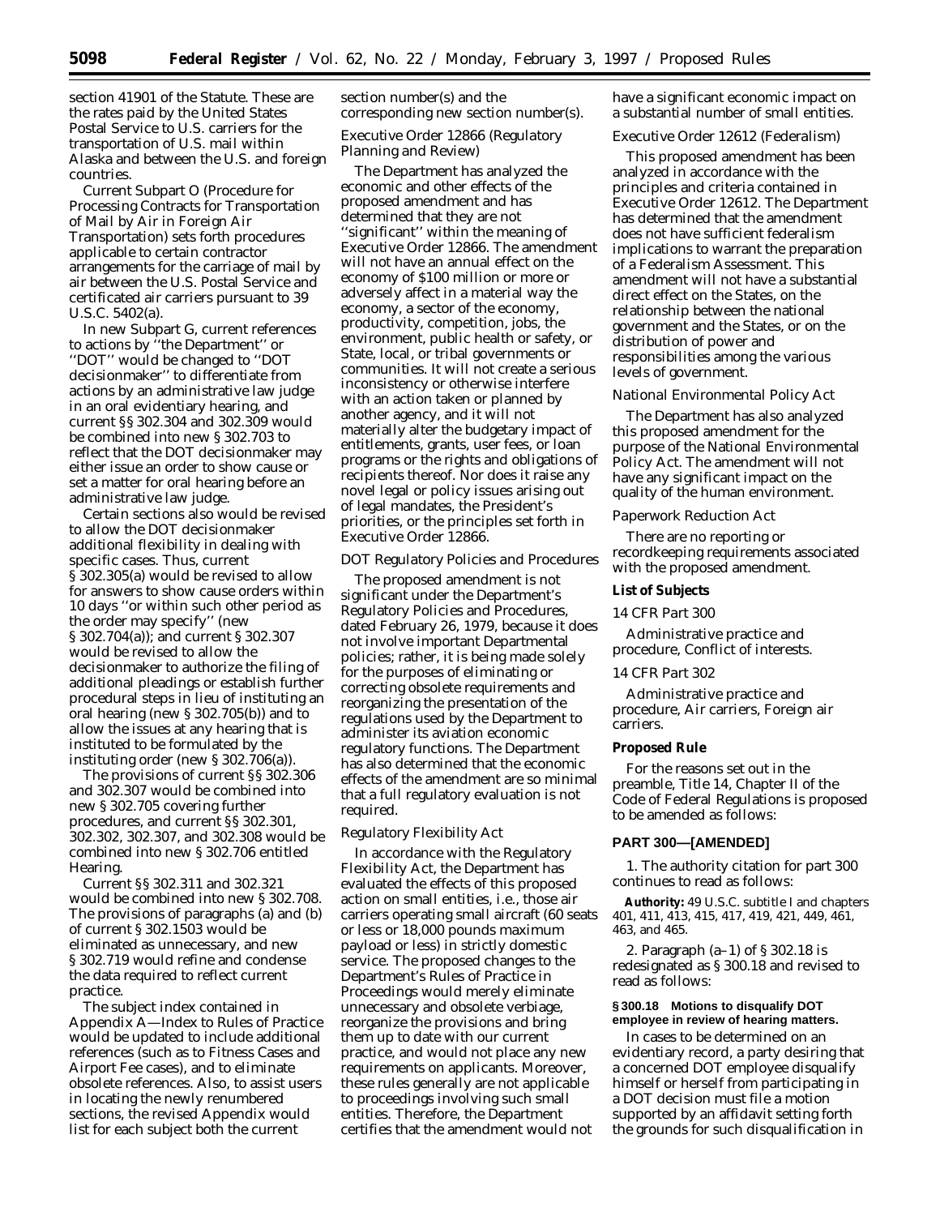section 41901 of the Statute. These are the rates paid by the United States Postal Service to U.S. carriers for the transportation of U.S. mail within Alaska and between the U.S. and foreign countries.

Current Subpart O (Procedure for Processing Contracts for Transportation of Mail by Air in Foreign Air Transportation) sets forth procedures applicable to certain contractor arrangements for the carriage of mail by air between the U.S. Postal Service and certificated air carriers pursuant to 39 U.S.C. 5402(a).

In new Subpart G, current references to actions by ''the Department'' or ''DOT'' would be changed to ''DOT decisionmaker'' to differentiate from actions by an administrative law judge in an oral evidentiary hearing, and current §§ 302.304 and 302.309 would be combined into new § 302.703 to reflect that the DOT decisionmaker may either issue an order to show cause or set a matter for oral hearing before an administrative law judge.

Certain sections also would be revised to allow the DOT decisionmaker additional flexibility in dealing with specific cases. Thus, current § 302.305(a) would be revised to allow for answers to show cause orders within 10 days ''or within such other period as the order may specify'' (new § 302.704(a)); and current § 302.307 would be revised to allow the decisionmaker to authorize the filing of additional pleadings or establish further procedural steps in lieu of instituting an oral hearing (new § 302.705(b)) and to allow the issues at any hearing that is instituted to be formulated by the instituting order (new § 302.706(a)).

The provisions of current §§ 302.306 and 302.307 would be combined into new § 302.705 covering further procedures, and current §§ 302.301, 302.302, 302.307, and 302.308 would be combined into new § 302.706 entitled Hearing.

Current §§ 302.311 and 302.321 would be combined into new § 302.708. The provisions of paragraphs (a) and (b) of current § 302.1503 would be eliminated as unnecessary, and new § 302.719 would refine and condense the data required to reflect current practice.

The subject index contained in Appendix A—Index to Rules of Practice would be updated to include additional references (such as to Fitness Cases and Airport Fee cases), and to eliminate obsolete references. Also, to assist users in locating the newly renumbered sections, the revised Appendix would list for each subject both the current section number(s) and the corresponding new section number(s).

*Executive Order 12866 (Regulatory Planning and Review)*

The Department has analyzed the economic and other effects of the proposed amendment and has determined that they are not ''significant'' within the meaning of Executive Order 12866. The amendment will not have an annual effect on the economy of $100 million or more or adversely affect in a material way the economy, a sector of the economy, productivity, competition, jobs, the environment, public health or safety, or State, local, or tribal governments or communities. It will not create a serious inconsistency or otherwise interfere with an action taken or planned by another agency, and it will not materially alter the budgetary impact of entitlements, grants, user fees, or loan programs or the rights and obligations of recipients thereof. Nor does it raise any novel legal or policy issues arising out of legal mandates, the President's priorities, or the principles set forth in Executive Order 12866.

*DOT Regulatory Policies and Procedures*

The proposed amendment is not significant under the Department's Regulatory Policies and Procedures, dated February 26, 1979, because it does not involve important Departmental policies; rather, it is being made solely for the purposes of eliminating or correcting obsolete requirements and reorganizing the presentation of the regulations used by the Department to administer its aviation economic regulatory functions. The Department has also determined that the economic effects of the amendment are so minimal that a full regulatory evaluation is not required.

*Regulatory Flexibility Act*

In accordance with the Regulatory Flexibility Act, the Department has evaluated the effects of this proposed action on small entities, i.e., those air carriers operating small aircraft (60 seats or less or 18,000 pounds maximum payload or less) in strictly domestic service. The proposed changes to the Department's Rules of Practice in Proceedings would merely eliminate unnecessary and obsolete verbiage, reorganize the provisions and bring them up to date with our current practice, and would not place any new requirements on applicants. Moreover, these rules generally are not applicable to proceedings involving such small entities. Therefore, the Department certifies that the amendment would not have a significant economic impact on a substantial number of small entities.

*Executive Order 12612 (Federalism)*

This proposed amendment has been analyzed in accordance with the principles and criteria contained in Executive Order 12612. The Department has determined that the amendment does not have sufficient federalism implications to warrant the preparation of a Federalism Assessment. This amendment will not have a substantial direct effect on the States, on the relationship between the national government and the States, or on the distribution of power and responsibilities among the various levels of government.

*National Environmental Policy Act*

The Department has also analyzed this proposed amendment for the purpose of the National Environmental Policy Act. The amendment will not have any significant impact on the quality of the human environment.

*Paperwork Reduction Act*

There are no reporting or recordkeeping requirements associated with the proposed amendment.

**List of Subjects**

*14 CFR Part 300*

Administrative practice and procedure, Conflict of interests.

*14 CFR Part 302*

Administrative practice and procedure, Air carriers, Foreign air carriers.

**Proposed Rule**

For the reasons set out in the preamble, Title 14, Chapter II of the Code of Federal Regulations is proposed to be amended as follows:

**PART 300—[AMENDED]**

1. The authority citation for part 300 continues to read as follows:

**Authority:** 49 U.S.C. subtitle I and chapters 401, 411, 413, 415, 417, 419, 421, 449, 461, 463, and 465.

2. Paragraph (a–1) of § 302.18 is redesignated as § 300.18 and revised to read as follows:

**§ 300.18 Motions to disqualify DOT employee in review of hearing matters.**

In cases to be determined on an evidentiary record, a party desiring that a concerned DOT employee disqualify himself or herself from participating in a DOT decision must file a motion supported by an affidavit setting forth the grounds for such disqualification in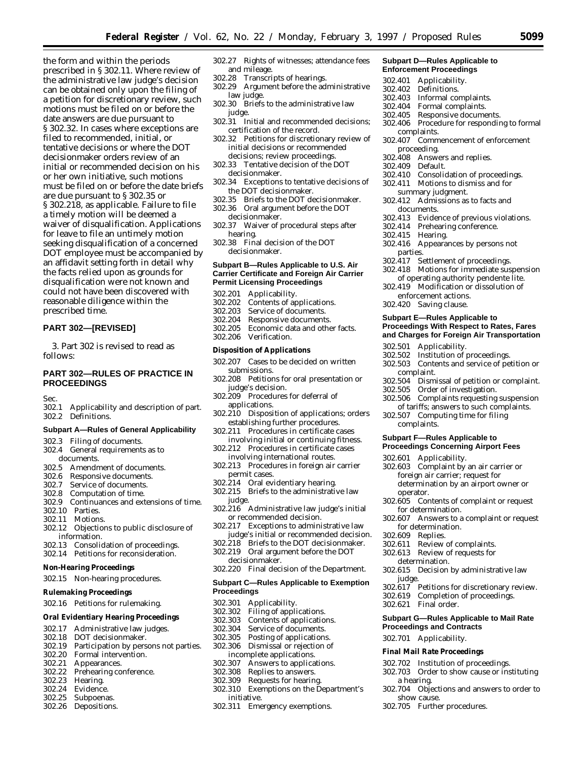the form and within the periods prescribed in § 302.11. Where review of the administrative law judge's decision can be obtained only upon the filing of a petition for discretionary review, such motions must be filed on or before the date answers are due pursuant to § 302.32. In cases where exceptions are filed to recommended, initial, or tentative decisions or where the DOT decisionmaker orders review of an initial or recommended decision on his or her own initiative, such motions must be filed on or before the date briefs are due pursuant to § 302.35 or § 302.218, as applicable. Failure to file a timely motion will be deemed a waiver of disqualification. Applications for leave to file an untimely motion seeking disqualification of a concerned DOT employee must be accompanied by an affidavit setting forth in detail why the facts relied upon as grounds for disqualification were not known and could not have been discovered with reasonable diligence within the prescribed time.

## PART 302—[REVISED]

3. Part 302 is revised to read as follows:

## PART 302—RULES OF PRACTICE IN PROCEEDINGS

Sec.
302.1 Applicability and description of part.
302.2 Definitions.

### Subpart A—Rules of General Applicability

302.3 Filing of documents.
302.4 General requirements as to documents.
302.5 Amendment of documents.
302.6 Responsive documents.
302.7 Service of documents.
302.8 Computation of time.
302.9 Continuances and extensions of time.
302.10 Parties.
302.11 Motions.
302.12 Objections to public disclosure of information.
302.13 Consolidation of proceedings.
302.14 Petitions for reconsideration.

#### Non-Hearing Proceedings

302.15 Non-hearing procedures.

#### Rulemaking Proceedings

302.16 Petitions for rulemaking.

#### Oral Evidentiary Hearing Proceedings

302.17 Administrative law judges.
302.18 DOT decisionmaker.
302.19 Participation by persons not parties.
302.20 Formal intervention.
302.21 Appearances.
302.22 Prehearing conference.
302.23 Hearing.
302.24 Evidence.
302.25 Subpoenas.
302.26 Depositions.
302.27 Rights of witnesses; attendance fees and mileage.
302.28 Transcripts of hearings.
302.29 Argument before the administrative law judge.
302.30 Briefs to the administrative law judge.
302.31 Initial and recommended decisions; certification of the record.
302.32 Petitions for discretionary review of initial decisions or recommended decisions; review proceedings.
302.33 Tentative decision of the DOT decisionmaker.
302.34 Exceptions to tentative decisions of the DOT decisionmaker.
302.35 Briefs to the DOT decisionmaker.
302.36 Oral argument before the DOT decisionmaker.
302.37 Waiver of procedural steps after hearing.
302.38 Final decision of the DOT decisionmaker.

### Subpart B—Rules Applicable to U.S. Air Carrier Certificate and Foreign Air Carrier Permit Licensing Proceedings

302.201 Applicability.
302.202 Contents of applications.
302.203 Service of documents.
302.204 Responsive documents.
302.205 Economic data and other facts.
302.206 Verification.

#### Disposition of Applications

302.207 Cases to be decided on written submissions.
302.208 Petitions for oral presentation or judge's decision.
302.209 Procedures for deferral of applications.
302.210 Disposition of applications; orders establishing further procedures.
302.211 Procedures in certificate cases involving initial or continuing fitness.
302.212 Procedures in certificate cases involving international routes.
302.213 Procedures in foreign air carrier permit cases.
302.214 Oral evidentiary hearing.
302.215 Briefs to the administrative law judge.
302.216 Administrative law judge's initial or recommended decision.
302.217 Exceptions to administrative law judge's initial or recommended decision.
302.218 Briefs to the DOT decisionmaker.
302.219 Oral argument before the DOT decisionmaker.
302.220 Final decision of the Department.

### Subpart C—Rules Applicable to Exemption Proceedings

302.301 Applicability.
302.302 Filing of applications.
302.303 Contents of applications.
302.304 Service of documents.
302.305 Posting of applications.
302.306 Dismissal or rejection of incomplete applications.
302.307 Answers to applications.
302.308 Replies to answers.
302.309 Requests for hearing.
302.310 Exemptions on the Department's initiative.
302.311 Emergency exemptions.

### Subpart D—Rules Applicable to Enforcement Proceedings

302.401 Applicability.
302.402 Definitions.
302.403 Informal complaints.
302.404 Formal complaints.
302.405 Responsive documents.
302.406 Procedure for responding to formal complaints.
302.407 Commencement of enforcement proceeding.
302.408 Answers and replies.
302.409 Default.
302.410 Consolidation of proceedings.
302.411 Motions to dismiss and for summary judgment.
302.412 Admissions as to facts and documents.
302.413 Evidence of previous violations.
302.414 Prehearing conference.
302.415 Hearing.
302.416 Appearances by persons not parties.
302.417 Settlement of proceedings.
302.418 Motions for immediate suspension of operating authority pendente lite.
302.419 Modification or dissolution of enforcement actions.
302.420 Saving clause.

### Subpart E—Rules Applicable to Proceedings With Respect to Rates, Fares and Charges for Foreign Air Transportation

302.501 Applicability.
302.502 Institution of proceedings.
302.503 Contents and service of petition or complaint.
302.504 Dismissal of petition or complaint.
302.505 Order of investigation.
302.506 Complaints requesting suspension of tariffs; answers to such complaints.
302.507 Computing time for filing complaints.

### Subpart F—Rules Applicable to Proceedings Concerning Airport Fees

302.601 Applicability.
302.603 Complaint by an air carrier or foreign air carrier; request for determination by an airport owner or operator.
302.605 Contents of complaint or request for determination.
302.607 Answers to a complaint or request for determination.
302.609 Replies.
302.611 Review of complaints.
302.613 Review of requests for determination.
302.615 Decision by administrative law judge.
302.617 Petitions for discretionary review.
302.619 Completion of proceedings.
302.621 Final order.

### Subpart G—Rules Applicable to Mail Rate Proceedings and Contracts

302.701 Applicability.

#### Final Mail Rate Proceedings

302.702 Institution of proceedings.
302.703 Order to show cause or instituting a hearing.
302.704 Objections and answers to order to show cause.
302.705 Further procedures.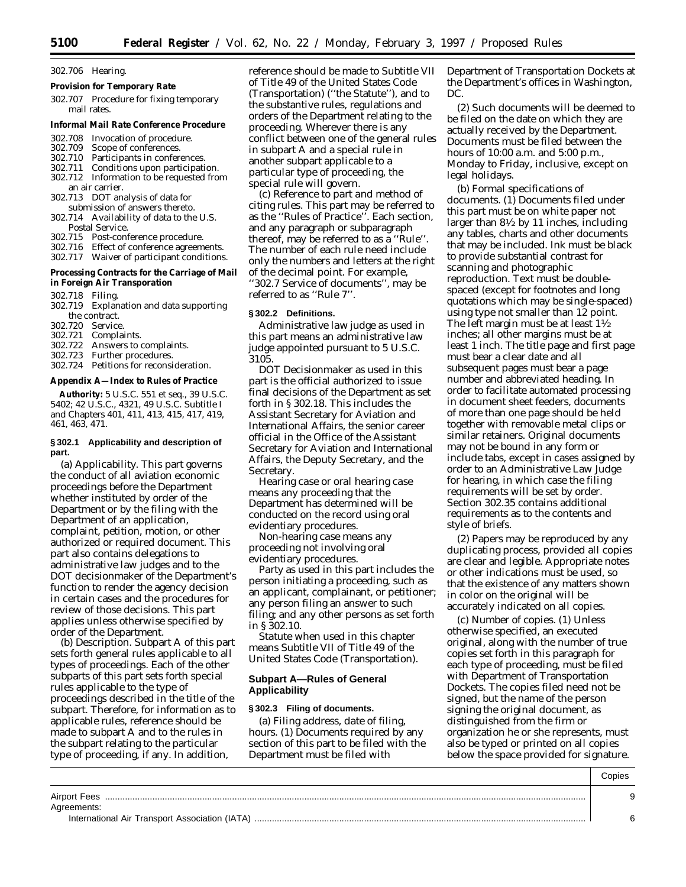302.706 Hearing.

**Provision for Temporary Rate**

302.707 Procedure for fixing temporary mail rates.

**Informal Mail Rate Conference Procedure**

302.708 Invocation of procedure.
302.709 Scope of conferences.
302.710 Participants in conferences.
302.711 Conditions upon participation.
302.712 Information to be requested from an air carrier.
302.713 DOT analysis of data for submission of answers thereto.
302.714 Availability of data to the U.S. Postal Service.
302.715 Post-conference procedure.
302.716 Effect of conference agreements.
302.717 Waiver of participant conditions.

**Processing Contracts for the Carriage of Mail in Foreign Air Transportation**

302.718 Filing.
302.719 Explanation and data supporting the contract.
302.720 Service.
302.721 Complaints.
302.722 Answers to complaints.
302.723 Further procedures.
302.724 Petitions for reconsideration.

**Appendix A—Index to Rules of Practice**

**Authority:** 5 U.S.C. 551 et seq., 39 U.S.C. 5402; 42 U.S.C., 4321, 49 U.S.C. Subtitle I and Chapters 401, 411, 413, 415, 417, 419, 461, 463, 471.

**§ 302.1 Applicability and description of part.**

(a) *Applicability.* This part governs the conduct of all aviation economic proceedings before the Department whether instituted by order of the Department or by the filing with the Department of an application, complaint, petition, motion, or other authorized or required document. This part also contains delegations to administrative law judges and to the DOT decisionmaker of the Department's function to render the agency decision in certain cases and the procedures for review of those decisions. This part applies unless otherwise specified by order of the Department.

(b) *Description.* Subpart A of this part sets forth general rules applicable to all types of proceedings. Each of the other subparts of this part sets forth special rules applicable to the type of proceedings described in the title of the subpart. Therefore, for information as to applicable rules, reference should be made to subpart A and to the rules in the subpart relating to the particular type of proceeding, if any. In addition, reference should be made to Subtitle VII of Title 49 of the United States Code (Transportation) (''the Statute''), and to the substantive rules, regulations and orders of the Department relating to the proceeding. Wherever there is any conflict between one of the general rules in subpart A and a special rule in another subpart applicable to a particular type of proceeding, the special rule will govern.

(c) *Reference to part and method of citing rules.* This part may be referred to as the ''Rules of Practice''. Each section, and any paragraph or subparagraph thereof, may be referred to as a ''Rule''. The number of each rule need include only the numbers and letters at the right of the decimal point. For example, ''302.7 Service of documents'', may be referred to as ''Rule 7''.

**§ 302.2 Definitions.**

*Administrative law judge* as used in this part means an administrative law judge appointed pursuant to 5 U.S.C. 3105.

*DOT Decisionmaker* as used in this part is the official authorized to issue final decisions of the Department as set forth in § 302.18. This includes the Assistant Secretary for Aviation and International Affairs, the senior career official in the Office of the Assistant Secretary for Aviation and International Affairs, the Deputy Secretary, and the Secretary.

*Hearing case* or *oral hearing case* means any proceeding that the Department has determined will be conducted on the record using oral evidentiary procedures.

*Non-hearing case* means any proceeding not involving oral evidentiary procedures.

*Party* as used in this part includes the person initiating a proceeding, such as an applicant, complainant, or petitioner; any person filing an answer to such filing; and any other persons as set forth in § 302.10.

*Statute* when used in this chapter means Subtitle VII of Title 49 of the United States Code (Transportation).

## Subpart A—Rules of General Applicability

**§ 302.3 Filing of documents.**

(a) *Filing address, date of filing, hours.* (1) Documents required by any section of this part to be filed with the Department must be filed with Department of Transportation Dockets at the Department's offices in Washington, DC.

(2) Such documents will be deemed to be filed on the date on which they are actually received by the Department. Documents must be filed between the hours of 10:00 a.m. and 5:00 p.m., Monday to Friday, inclusive, except on legal holidays.

(b) *Formal specifications of documents.* (1) Documents filed under this part must be on white paper not larger than 8½ by 11 inches, including any tables, charts and other documents that may be included. Ink must be black to provide substantial contrast for scanning and photographic reproduction. Text must be double-spaced (except for footnotes and long quotations which may be single-spaced) using type not smaller than 12 point. The left margin must be at least 1½ inches; all other margins must be at least 1 inch. The title page and first page must bear a clear date and all subsequent pages must bear a page number and abbreviated heading. In order to facilitate automated processing in document sheet feeders, documents of more than one page should be held together with removable metal clips or similar retainers. Original documents may not be bound in any form or include tabs, except in cases assigned by order to an Administrative Law Judge for hearing, in which case the filing requirements will be set by order. Section 302.35 contains additional requirements as to the contents and style of briefs.

(2) Papers may be reproduced by any duplicating process, provided all copies are clear and legible. Appropriate notes or other indications must be used, so that the existence of any matters shown in color on the original will be accurately indicated on all copies.

(c) *Number of copies.* (1) Unless otherwise specified, an executed original, along with the number of true copies set forth in this paragraph for each type of proceeding, must be filed with Department of Transportation Dockets. The copies filed need not be signed, but the name of the person signing the original document, as distinguished from the firm or organization he or she represents, must also be typed or printed on all copies below the space provided for signature.

| | Copies |
|---|---|
| Airport Fees | 9 |
| Agreements: | |
| International Air Transport Association (IATA) | 6 |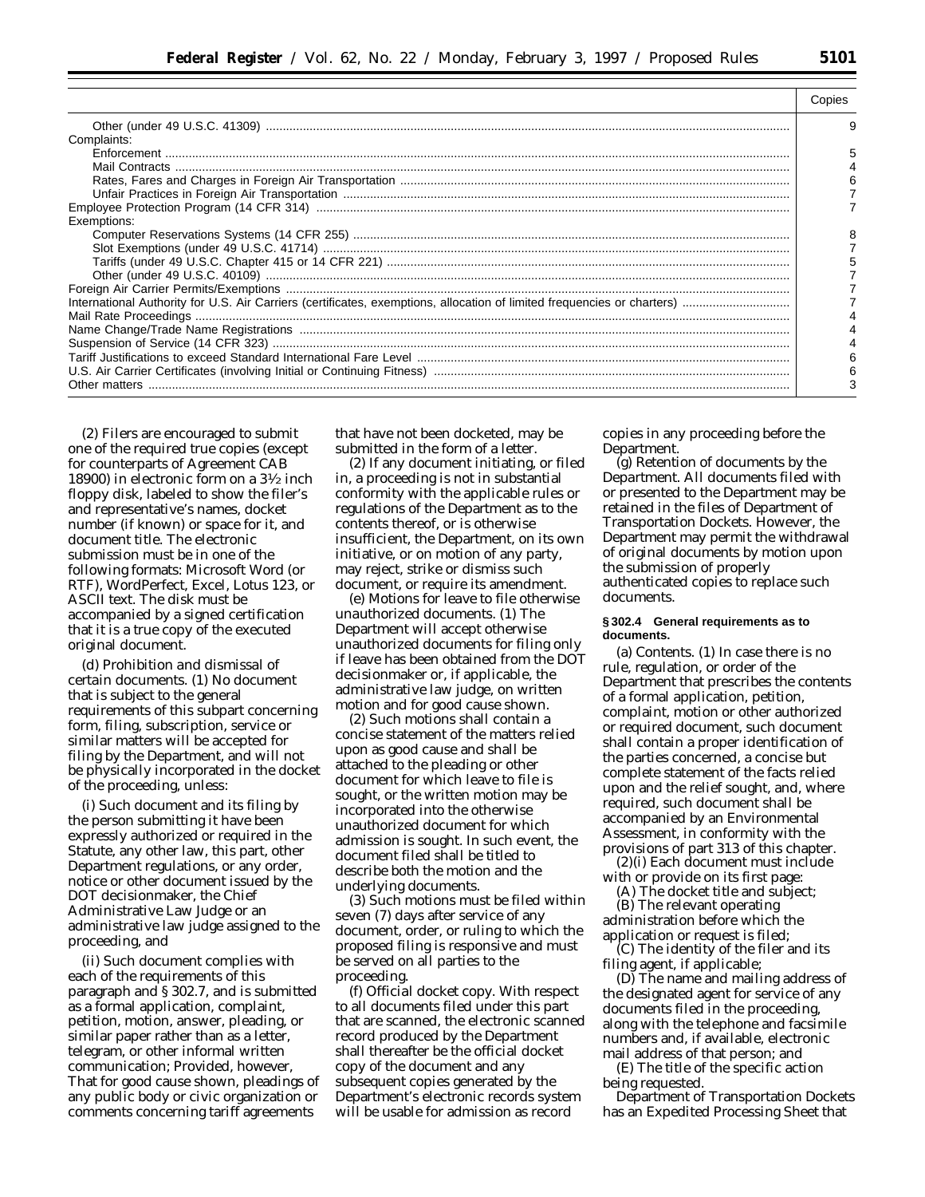| | Copies |
|---|---|
| Other (under 49 U.S.C. 41309) | 9 |
| Complaints: | |
| Enforcement | 5 |
| Mail Contracts | 4 |
| Rates, Fares and Charges in Foreign Air Transportation | 6 |
| Unfair Practices in Foreign Air Transportation | 7 |
| Employee Protection Program (14 CFR 314) | 7 |
| Exemptions: | |
| Computer Reservations Systems (14 CFR 255) | 8 |
| Slot Exemptions (under 49 U.S.C. 41714) | 7 |
| Tariffs (under 49 U.S.C. Chapter 415 or 14 CFR 221) | 5 |
| Other (under 49 U.S.C. 40109) | 7 |
| Foreign Air Carrier Permits/Exemptions | 7 |
| International Authority for U.S. Air Carriers (certificates, exemptions, allocation of limited frequencies or charters) | 7 |
| Mail Rate Proceedings | 4 |
| Name Change/Trade Name Registrations | 4 |
| Suspension of Service (14 CFR 323) | 4 |
| Tariff Justifications to exceed Standard International Fare Level | 6 |
| U.S. Air Carrier Certificates (involving Initial or Continuing Fitness) | 6 |
| Other matters | 3 |

(2) Filers are encouraged to submit one of the required true copies (except for counterparts of Agreement CAB 18900) in electronic form on a 3½ inch floppy disk, labeled to show the filer's and representative's names, docket number (if known) or space for it, and document title. The electronic submission must be in one of the following formats: Microsoft Word (or RTF), WordPerfect, Excel, Lotus 123, or ASCII text. The disk must be accompanied by a signed certification that it is a true copy of the executed original document.

(d) *Prohibition and dismissal of certain documents.* (1) No document that is subject to the general requirements of this subpart concerning form, filing, subscription, service or similar matters will be accepted for filing by the Department, and will not be physically incorporated in the docket of the proceeding, unless:

(i) Such document and its filing by the person submitting it have been expressly authorized or required in the Statute, any other law, this part, other Department regulations, or any order, notice or other document issued by the DOT decisionmaker, the Chief Administrative Law Judge or an administrative law judge assigned to the proceeding, and

(ii) Such document complies with each of the requirements of this paragraph and § 302.7, and is submitted as a formal application, complaint, petition, motion, answer, pleading, or similar paper rather than as a letter, telegram, or other informal written communication; *Provided, however,* That for good cause shown, pleadings of any public body or civic organization or comments concerning tariff agreements that have not been docketed, may be submitted in the form of a letter.

(2) If any document initiating, or filed in, a proceeding is not in substantial conformity with the applicable rules or regulations of the Department as to the contents thereof, or is otherwise insufficient, the Department, on its own initiative, or on motion of any party, may reject, strike or dismiss such document, or require its amendment.

(e) *Motions for leave to file otherwise unauthorized documents.* (1) The Department will accept otherwise unauthorized documents for filing only if leave has been obtained from the DOT decisionmaker or, if applicable, the administrative law judge, on written motion and for good cause shown.

(2) Such motions shall contain a concise statement of the matters relied upon as good cause and shall be attached to the pleading or other document for which leave to file is sought, or the written motion may be incorporated into the otherwise unauthorized document for which admission is sought. In such event, the document filed shall be titled to describe both the motion and the underlying documents.

(3) Such motions must be filed within seven (7) days after service of any document, order, or ruling to which the proposed filing is responsive and must be served on all parties to the proceeding.

(f) *Official docket copy.* With respect to all documents filed under this part that are scanned, the electronic scanned record produced by the Department shall thereafter be the official docket copy of the document and any subsequent copies generated by the Department's electronic records system will be usable for admission as record copies in any proceeding before the Department.

(g) *Retention of documents by the Department.* All documents filed with or presented to the Department may be retained in the files of Department of Transportation Dockets. However, the Department may permit the withdrawal of original documents by motion upon the submission of properly authenticated copies to replace such documents.

### § 302.4 General requirements as to documents.

(a) *Contents.* (1) In case there is no rule, regulation, or order of the Department that prescribes the contents of a formal application, petition, complaint, motion or other authorized or required document, such document shall contain a proper identification of the parties concerned, a concise but complete statement of the facts relied upon and the relief sought, and, where required, such document shall be accompanied by an Environmental Assessment, in conformity with the provisions of part 313 of this chapter.

(2)(i) Each document must include with or provide on its first page:

(A) The docket title and subject;

(B) The relevant operating administration before which the application or request is filed;

(C) The identity of the filer and its filing agent, if applicable;

(D) The name and mailing address of the designated agent for service of any documents filed in the proceeding, along with the telephone and facsimile numbers and, if available, electronic mail address of that person; and

(E) The title of the specific action being requested.

Department of Transportation Dockets has an Expedited Processing Sheet that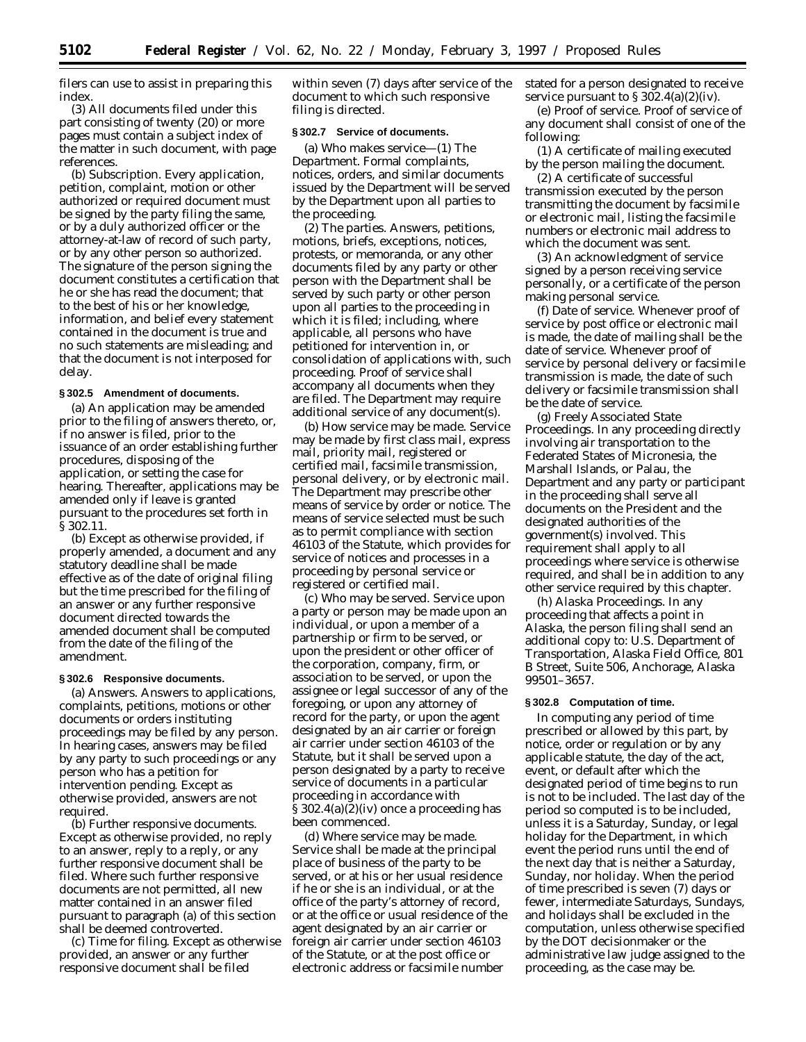filers can use to assist in preparing this index.

(3) All documents filed under this part consisting of twenty (20) or more pages must contain a subject index of the matter in such document, with page references.

(b) *Subscription.* Every application, petition, complaint, motion or other authorized or required document must be signed by the party filing the same, or by a duly authorized officer or the attorney-at-law of record of such party, or by any other person so authorized. The signature of the person signing the document constitutes a certification that he or she has read the document; that to the best of his or her knowledge, information, and belief every statement contained in the document is true and no such statements are misleading; and that the document is not interposed for delay.

**§ 302.5 Amendment of documents.**

(a) An application may be amended prior to the filing of answers thereto, or, if no answer is filed, prior to the issuance of an order establishing further procedures, disposing of the application, or setting the case for hearing. Thereafter, applications may be amended only if leave is granted pursuant to the procedures set forth in § 302.11.

(b) Except as otherwise provided, if properly amended, a document and any statutory deadline shall be made effective as of the date of original filing but the time prescribed for the filing of an answer or any further responsive document directed towards the amended document shall be computed from the date of the filing of the amendment.

**§ 302.6 Responsive documents.**

(a) *Answers.* Answers to applications, complaints, petitions, motions or other documents or orders instituting proceedings may be filed by any person. In hearing cases, answers may be filed by any party to such proceedings or any person who has a petition for intervention pending. Except as otherwise provided, answers are not required.

(b) *Further responsive documents.* Except as otherwise provided, no reply to an answer, reply to a reply, or any further responsive document shall be filed. Where such further responsive documents are not permitted, all new matter contained in an answer filed pursuant to paragraph (a) of this section shall be deemed controverted.

(c) *Time for filing.* Except as otherwise provided, an answer or any further responsive document shall be filed within seven (7) days after service of the document to which such responsive filing is directed.

**§ 302.7 Service of documents.**

(a) *Who makes service*—(1) *The Department.* Formal complaints, notices, orders, and similar documents issued by the Department will be served by the Department upon all parties to the proceeding.

(2) *The parties.* Answers, petitions, motions, briefs, exceptions, notices, protests, or memoranda, or any other documents filed by any party or other person with the Department shall be served by such party or other person upon all parties to the proceeding in which it is filed; including, where applicable, all persons who have petitioned for intervention in, or consolidation of applications with, such proceeding. Proof of service shall accompany all documents when they are filed. The Department may require additional service of any document(s).

(b) *How service may be made.* Service may be made by first class mail, express mail, priority mail, registered or certified mail, facsimile transmission, personal delivery, or by electronic mail. The Department may prescribe other means of service by order or notice. The means of service selected must be such as to permit compliance with section 46103 of the Statute, which provides for service of notices and processes in a proceeding by personal service or registered or certified mail.

(c) *Who may be served.* Service upon a party or person may be made upon an individual, or upon a member of a partnership or firm to be served, or upon the president or other officer of the corporation, company, firm, or association to be served, or upon the assignee or legal successor of any of the foregoing, or upon any attorney of record for the party, or upon the agent designated by an air carrier or foreign air carrier under section 46103 of the Statute, but it shall be served upon a person designated by a party to receive service of documents in a particular proceeding in accordance with § 302.4(a)(2)(iv) once a proceeding has been commenced.

(d) *Where service may be made.* Service shall be made at the principal place of business of the party to be served, or at his or her usual residence if he or she is an individual, or at the office of the party's attorney of record, or at the office or usual residence of the agent designated by an air carrier or foreign air carrier under section 46103 of the Statute, or at the post office or electronic address or facsimile number stated for a person designated to receive service pursuant to § 302.4(a)(2)(iv).

(e) *Proof of service.* Proof of service of any document shall consist of one of the following:

(1) A certificate of mailing executed by the person mailing the document.

(2) A certificate of successful transmission executed by the person transmitting the document by facsimile or electronic mail, listing the facsimile numbers or electronic mail address to which the document was sent.

(3) An acknowledgment of service signed by a person receiving service personally, or a certificate of the person making personal service.

(f) *Date of service.* Whenever proof of service by post office or electronic mail is made, the date of mailing shall be the date of service. Whenever proof of service by personal delivery or facsimile transmission is made, the date of such delivery or facsimile transmission shall be the date of service.

(g) *Freely Associated State Proceedings.* In any proceeding directly involving air transportation to the Federated States of Micronesia, the Marshall Islands, or Palau, the Department and any party or participant in the proceeding shall serve all documents on the President and the designated authorities of the government(s) involved. This requirement shall apply to all proceedings where service is otherwise required, and shall be in addition to any other service required by this chapter.

(h) *Alaska Proceedings.* In any proceeding that affects a point in Alaska, the person filing shall send an additional copy to: U.S. Department of Transportation, Alaska Field Office, 801 B Street, Suite 506, Anchorage, Alaska 99501–3657.

**§ 302.8 Computation of time.**

In computing any period of time prescribed or allowed by this part, by notice, order or regulation or by any applicable statute, the day of the act, event, or default after which the designated period of time begins to run is not to be included. The last day of the period so computed is to be included, unless it is a Saturday, Sunday, or legal holiday for the Department, in which event the period runs until the end of the next day that is neither a Saturday, Sunday, nor holiday. When the period of time prescribed is seven (7) days or fewer, intermediate Saturdays, Sundays, and holidays shall be excluded in the computation, unless otherwise specified by the DOT decisionmaker or the administrative law judge assigned to the proceeding, as the case may be.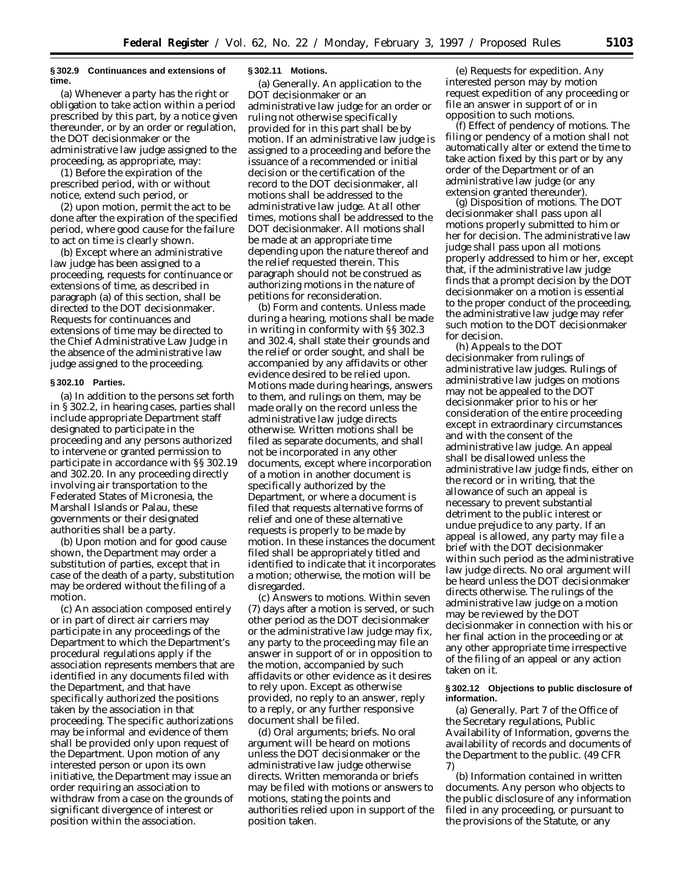### § 302.9 Continuances and extensions of time.

(a) Whenever a party has the right or obligation to take action within a period prescribed by this part, by a notice given thereunder, or by an order or regulation, the DOT decisionmaker or the administrative law judge assigned to the proceeding, as appropriate, may:

(1) Before the expiration of the prescribed period, with or without notice, extend such period, or

(2) upon motion, permit the act to be done after the expiration of the specified period, where good cause for the failure to act on time is clearly shown.

(b) Except where an administrative law judge has been assigned to a proceeding, requests for continuance or extensions of time, as described in paragraph (a) of this section, shall be directed to the DOT decisionmaker. Requests for continuances and extensions of time may be directed to the Chief Administrative Law Judge in the absence of the administrative law judge assigned to the proceeding.

### § 302.10 Parties.

(a) In addition to the persons set forth in § 302.2, in hearing cases, parties shall include appropriate Department staff designated to participate in the proceeding and any persons authorized to intervene or granted permission to participate in accordance with §§ 302.19 and 302.20. In any proceeding directly involving air transportation to the Federated States of Micronesia, the Marshall Islands or Palau, these governments or their designated authorities shall be a party.

(b) Upon motion and for good cause shown, the Department may order a substitution of parties, except that in case of the death of a party, substitution may be ordered without the filing of a motion.

(c) An association composed entirely or in part of direct air carriers may participate in any proceedings of the Department to which the Department's procedural regulations apply if the association represents members that are identified in any documents filed with the Department, and that have specifically authorized the positions taken by the association in that proceeding. The specific authorizations may be informal and evidence of them shall be provided only upon request of the Department. Upon motion of any interested person or upon its own initiative, the Department may issue an order requiring an association to withdraw from a case on the grounds of significant divergence of interest or position within the association.

### § 302.11 Motions.

(a) *Generally.* An application to the DOT decisionmaker or an administrative law judge for an order or ruling not otherwise specifically provided for in this part shall be by motion. If an administrative law judge is assigned to a proceeding and before the issuance of a recommended or initial decision or the certification of the record to the DOT decisionmaker, all motions shall be addressed to the administrative law judge. At all other times, motions shall be addressed to the DOT decisionmaker. All motions shall be made at an appropriate time depending upon the nature thereof and the relief requested therein. This paragraph should not be construed as authorizing motions in the nature of petitions for reconsideration.

(b) *Form and contents.* Unless made during a hearing, motions shall be made in writing in conformity with §§ 302.3 and 302.4, shall state their grounds and the relief or order sought, and shall be accompanied by any affidavits or other evidence desired to be relied upon. Motions made during hearings, answers to them, and rulings on them, may be made orally on the record unless the administrative law judge directs otherwise. Written motions shall be filed as separate documents, and shall not be incorporated in any other documents, except where incorporation of a motion in another document is specifically authorized by the Department, or where a document is filed that requests alternative forms of relief and one of these alternative requests is properly to be made by motion. In these instances the document filed shall be appropriately titled and identified to indicate that it incorporates a motion; otherwise, the motion will be disregarded.

(c) *Answers to motions.* Within seven (7) days after a motion is served, or such other period as the DOT decisionmaker or the administrative law judge may fix, any party to the proceeding may file an answer in support of or in opposition to the motion, accompanied by such affidavits or other evidence as it desires to rely upon. Except as otherwise provided, no reply to an answer, reply to a reply, or any further responsive document shall be filed.

(d) *Oral arguments; briefs.* No oral argument will be heard on motions unless the DOT decisionmaker or the administrative law judge otherwise directs. Written memoranda or briefs may be filed with motions or answers to motions, stating the points and authorities relied upon in support of the position taken.

(e) *Requests for expedition.* Any interested person may by motion request expedition of any proceeding or file an answer in support of or in opposition to such motions.

(f) *Effect of pendency of motions.* The filing or pendency of a motion shall not automatically alter or extend the time to take action fixed by this part or by any order of the Department or of an administrative law judge (or any extension granted thereunder).

(g) *Disposition of motions.* The DOT decisionmaker shall pass upon all motions properly submitted to him or her for decision. The administrative law judge shall pass upon all motions properly addressed to him or her, except that, if the administrative law judge finds that a prompt decision by the DOT decisionmaker on a motion is essential to the proper conduct of the proceeding, the administrative law judge may refer such motion to the DOT decisionmaker for decision.

(h) *Appeals to the DOT decisionmaker from rulings of administrative law judges.* Rulings of administrative law judges on motions may not be appealed to the DOT decisionmaker prior to his or her consideration of the entire proceeding except in extraordinary circumstances and with the consent of the administrative law judge. An appeal shall be disallowed unless the administrative law judge finds, either on the record or in writing, that the allowance of such an appeal is necessary to prevent substantial detriment to the public interest or undue prejudice to any party. If an appeal is allowed, any party may file a brief with the DOT decisionmaker within such period as the administrative law judge directs. No oral argument will be heard unless the DOT decisionmaker directs otherwise. The rulings of the administrative law judge on a motion may be reviewed by the DOT decisionmaker in connection with his or her final action in the proceeding or at any other appropriate time irrespective of the filing of an appeal or any action taken on it.

### § 302.12 Objections to public disclosure of information.

(a) *Generally.* Part 7 of the Office of the Secretary regulations, Public Availability of Information, governs the availability of records and documents of the Department to the public. (49 CFR 7)

(b) *Information contained in written documents.* Any person who objects to the public disclosure of any information filed in any proceeding, or pursuant to the provisions of the Statute, or any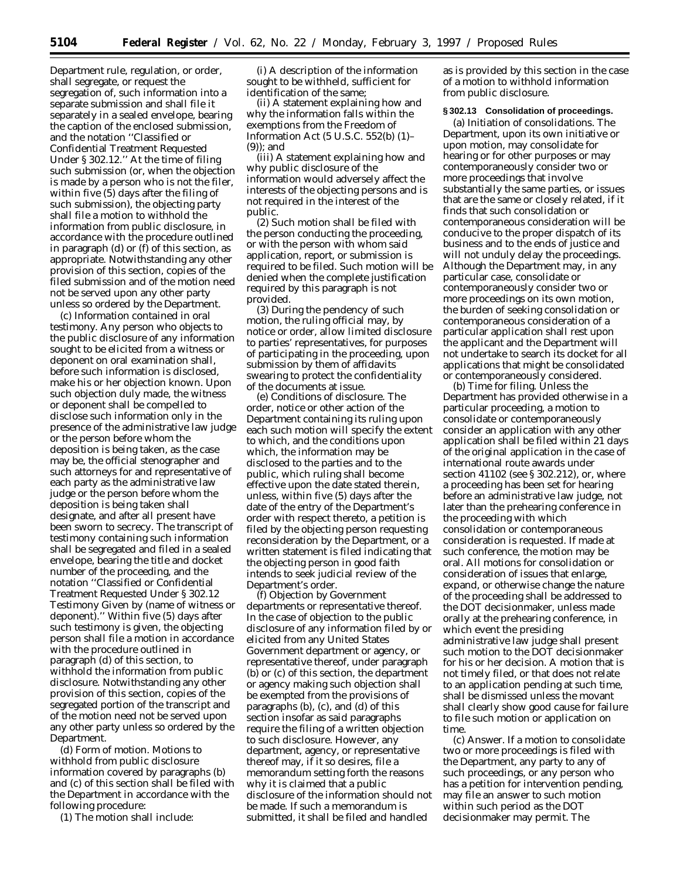Department rule, regulation, or order, shall segregate, or request the segregation of, such information into a separate submission and shall file it separately in a sealed envelope, bearing the caption of the enclosed submission, and the notation ''Classified or Confidential Treatment Requested Under § 302.12.'' At the time of filing such submission (or, when the objection is made by a person who is not the filer, within five (5) days after the filing of such submission), the objecting party shall file a motion to withhold the information from public disclosure, in accordance with the procedure outlined in paragraph (d) or (f) of this section, as appropriate. Notwithstanding any other provision of this section, copies of the filed submission and of the motion need not be served upon any other party unless so ordered by the Department.

(c) *Information contained in oral testimony.* Any person who objects to the public disclosure of any information sought to be elicited from a witness or deponent on oral examination shall, before such information is disclosed, make his or her objection known. Upon such objection duly made, the witness or deponent shall be compelled to disclose such information only in the presence of the administrative law judge or the person before whom the deposition is being taken, as the case may be, the official stenographer and such attorneys for and representative of each party as the administrative law judge or the person before whom the deposition is being taken shall designate, and after all present have been sworn to secrecy. The transcript of testimony containing such information shall be segregated and filed in a sealed envelope, bearing the title and docket number of the proceeding, and the notation ''Classified or Confidential Treatment Requested Under § 302.12 Testimony Given by (name of witness or deponent).'' Within five (5) days after such testimony is given, the objecting person shall file a motion in accordance with the procedure outlined in paragraph (d) of this section, to withhold the information from public disclosure. Notwithstanding any other provision of this section, copies of the segregated portion of the transcript and of the motion need not be served upon any other party unless so ordered by the Department.

(d) *Form of motion.* Motions to withhold from public disclosure information covered by paragraphs (b) and (c) of this section shall be filed with the Department in accordance with the following procedure:

(1) The motion shall include:

(i) A description of the information sought to be withheld, sufficient for identification of the same;

(ii) A statement explaining how and why the information falls within the exemptions from the Freedom of Information Act (5 U.S.C. 552(b) (1)–(9)); and

(iii) A statement explaining how and why public disclosure of the information would adversely affect the interests of the objecting persons and is not required in the interest of the public.

(2) Such motion shall be filed with the person conducting the proceeding, or with the person with whom said application, report, or submission is required to be filed. Such motion will be denied when the complete justification required by this paragraph is not provided.

(3) During the pendency of such motion, the ruling official may, by notice or order, allow limited disclosure to parties' representatives, for purposes of participating in the proceeding, upon submission by them of affidavits swearing to protect the confidentiality of the documents at issue.

(e) *Conditions of disclosure.* The order, notice or other action of the Department containing its ruling upon each such motion will specify the extent to which, and the conditions upon which, the information may be disclosed to the parties and to the public, which ruling shall become effective upon the date stated therein, unless, within five (5) days after the date of the entry of the Department's order with respect thereto, a petition is filed by the objecting person requesting reconsideration by the Department, or a written statement is filed indicating that the objecting person in good faith intends to seek judicial review of the Department's order.

(f) *Objection by Government departments or representative thereof.* In the case of objection to the public disclosure of any information filed by or elicited from any United States Government department or agency, or representative thereof, under paragraph (b) or (c) of this section, the department or agency making such objection shall be exempted from the provisions of paragraphs (b), (c), and (d) of this section insofar as said paragraphs require the filing of a written objection to such disclosure. However, any department, agency, or representative thereof may, if it so desires, file a memorandum setting forth the reasons why it is claimed that a public disclosure of the information should not be made. If such a memorandum is submitted, it shall be filed and handled as is provided by this section in the case of a motion to withhold information from public disclosure.

### § 302.13 Consolidation of proceedings.

(a) *Initiation of consolidations.* The Department, upon its own initiative or upon motion, may consolidate for hearing or for other purposes or may contemporaneously consider two or more proceedings that involve substantially the same parties, or issues that are the same or closely related, if it finds that such consolidation or contemporaneous consideration will be conducive to the proper dispatch of its business and to the ends of justice and will not unduly delay the proceedings. Although the Department may, in any particular case, consolidate or contemporaneously consider two or more proceedings on its own motion, the burden of seeking consolidation or contemporaneous consideration of a particular application shall rest upon the applicant and the Department will not undertake to search its docket for all applications that might be consolidated or contemporaneously considered.

(b) *Time for filing.* Unless the Department has provided otherwise in a particular proceeding, a motion to consolidate or contemporaneously consider an application with any other application shall be filed within 21 days of the original application in the case of international route awards under section 41102 (see § 302.212), or, where a proceeding has been set for hearing before an administrative law judge, not later than the prehearing conference in the proceeding with which consolidation or contemporaneous consideration is requested. If made at such conference, the motion may be oral. All motions for consolidation or consideration of issues that enlarge, expand, or otherwise change the nature of the proceeding shall be addressed to the DOT decisionmaker, unless made orally at the prehearing conference, in which event the presiding administrative law judge shall present such motion to the DOT decisionmaker for his or her decision. A motion that is not timely filed, or that does not relate to an application pending at such time, shall be dismissed unless the movant shall clearly show good cause for failure to file such motion or application on time.

(c) *Answer.* If a motion to consolidate two or more proceedings is filed with the Department, any party to any of such proceedings, or any person who has a petition for intervention pending, may file an answer to such motion within such period as the DOT decisionmaker may permit. The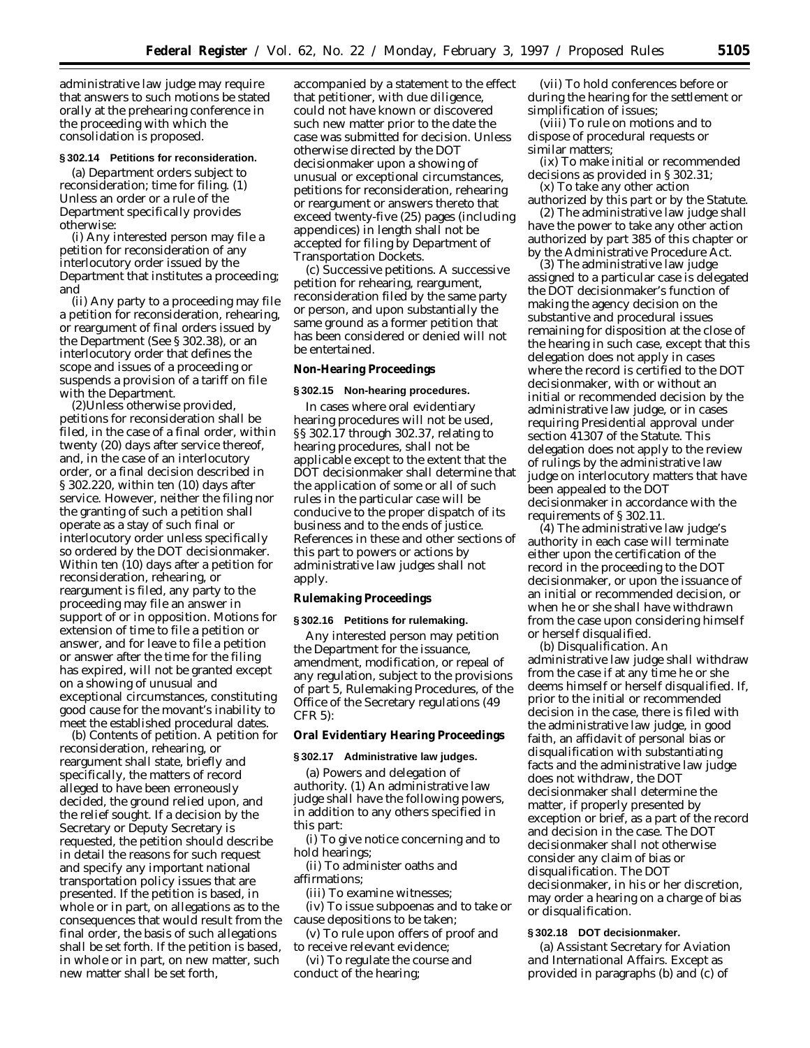administrative law judge may require that answers to such motions be stated orally at the prehearing conference in the proceeding with which the consolidation is proposed.

**§ 302.14 Petitions for reconsideration.**

(a) *Department orders subject to reconsideration; time for filing.* (1) Unless an order or a rule of the Department specifically provides otherwise:

(i) Any interested person may file a petition for reconsideration of any interlocutory order issued by the Department that institutes a proceeding; and

(ii) Any party to a proceeding may file a petition for reconsideration, rehearing, or reargument of final orders issued by the Department (See § 302.38), or an interlocutory order that defines the scope and issues of a proceeding or suspends a provision of a tariff on file with the Department.

(2)Unless otherwise provided, petitions for reconsideration shall be filed, in the case of a final order, within twenty (20) days after service thereof, and, in the case of an interlocutory order, or a final decision described in § 302.220, within ten (10) days after service. However, neither the filing nor the granting of such a petition shall operate as a stay of such final or interlocutory order unless specifically so ordered by the DOT decisionmaker. Within ten (10) days after a petition for reconsideration, rehearing, or reargument is filed, any party to the proceeding may file an answer in support of or in opposition. Motions for extension of time to file a petition or answer, and for leave to file a petition or answer after the time for the filing has expired, will not be granted except on a showing of unusual and exceptional circumstances, constituting good cause for the movant's inability to meet the established procedural dates.

(b) *Contents of petition.* A petition for reconsideration, rehearing, or reargument shall state, briefly and specifically, the matters of record alleged to have been erroneously decided, the ground relied upon, and the relief sought. If a decision by the Secretary or Deputy Secretary is requested, the petition should describe in detail the reasons for such request and specify any important national transportation policy issues that are presented. If the petition is based, in whole or in part, on allegations as to the consequences that would result from the final order, the basis of such allegations shall be set forth. If the petition is based, in whole or in part, on new matter, such new matter shall be set forth, accompanied by a statement to the effect that petitioner, with due diligence, could not have known or discovered such new matter prior to the date the case was submitted for decision. Unless otherwise directed by the DOT decisionmaker upon a showing of unusual or exceptional circumstances, petitions for reconsideration, rehearing or reargument or answers thereto that exceed twenty-five (25) pages (including appendices) in length shall not be accepted for filing by Department of Transportation Dockets.

(c) *Successive petitions.* A successive petition for rehearing, reargument, reconsideration filed by the same party or person, and upon substantially the same ground as a former petition that has been considered or denied will not be entertained.

**Non-Hearing Proceedings**

**§ 302.15 Non-hearing procedures.**

In cases where oral evidentiary hearing procedures will not be used, §§ 302.17 through 302.37, relating to hearing procedures, shall not be applicable except to the extent that the DOT decisionmaker shall determine that the application of some or all of such rules in the particular case will be conducive to the proper dispatch of its business and to the ends of justice. References in these and other sections of this part to powers or actions by administrative law judges shall not apply.

**Rulemaking Proceedings**

**§ 302.16 Petitions for rulemaking.**

Any interested person may petition the Department for the issuance, amendment, modification, or repeal of any regulation, subject to the provisions of part 5, Rulemaking Procedures, of the Office of the Secretary regulations (49 CFR 5):

**Oral Evidentiary Hearing Proceedings**

**§ 302.17 Administrative law judges.**

(a) *Powers and delegation of authority.* (1) An administrative law judge shall have the following powers, in addition to any others specified in this part:

(i) To give notice concerning and to hold hearings;

(ii) To administer oaths and affirmations;

(iii) To examine witnesses;

(iv) To issue subpoenas and to take or cause depositions to be taken;

(v) To rule upon offers of proof and to receive relevant evidence;

(vi) To regulate the course and conduct of the hearing;

(vii) To hold conferences before or during the hearing for the settlement or simplification of issues;

(viii) To rule on motions and to dispose of procedural requests or similar matters;

(ix) To make initial or recommended decisions as provided in § 302.31;

(x) To take any other action authorized by this part or by the Statute.

(2) The administrative law judge shall have the power to take any other action authorized by part 385 of this chapter or by the Administrative Procedure Act.

(3) The administrative law judge assigned to a particular case is delegated the DOT decisionmaker's function of making the agency decision on the substantive and procedural issues remaining for disposition at the close of the hearing in such case, except that this delegation does not apply in cases where the record is certified to the DOT decisionmaker, with or without an initial or recommended decision by the administrative law judge, or in cases requiring Presidential approval under section 41307 of the Statute. This delegation does not apply to the review of rulings by the administrative law judge on interlocutory matters that have been appealed to the DOT decisionmaker in accordance with the requirements of § 302.11.

(4) The administrative law judge's authority in each case will terminate either upon the certification of the record in the proceeding to the DOT decisionmaker, or upon the issuance of an initial or recommended decision, or when he or she shall have withdrawn from the case upon considering himself or herself disqualified.

(b) *Disqualification.* An administrative law judge shall withdraw from the case if at any time he or she deems himself or herself disqualified. If, prior to the initial or recommended decision in the case, there is filed with the administrative law judge, in good faith, an affidavit of personal bias or disqualification with substantiating facts and the administrative law judge does not withdraw, the DOT decisionmaker shall determine the matter, if properly presented by exception or brief, as a part of the record and decision in the case. The DOT decisionmaker shall not otherwise consider any claim of bias or disqualification. The DOT decisionmaker, in his or her discretion, may order a hearing on a charge of bias or disqualification.

**§ 302.18 DOT decisionmaker.**

(a) *Assistant Secretary for Aviation and International Affairs.* Except as provided in paragraphs (b) and (c) of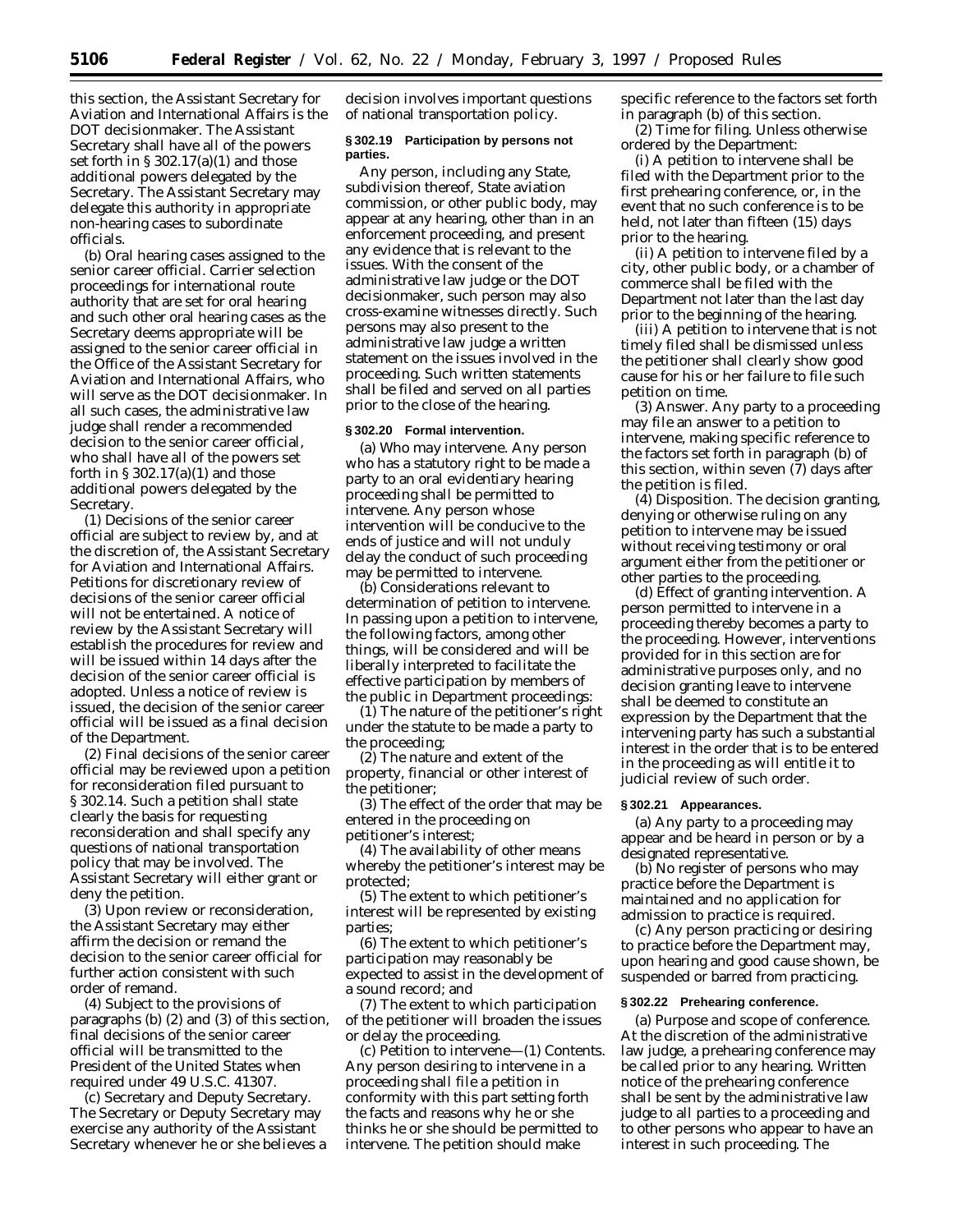this section, the Assistant Secretary for Aviation and International Affairs is the DOT decisionmaker. The Assistant Secretary shall have all of the powers set forth in § 302.17(a)(1) and those additional powers delegated by the Secretary. The Assistant Secretary may delegate this authority in appropriate non-hearing cases to subordinate officials.

(b) *Oral hearing cases assigned to the senior career official.* Carrier selection proceedings for international route authority that are set for oral hearing and such other oral hearing cases as the Secretary deems appropriate will be assigned to the senior career official in the Office of the Assistant Secretary for Aviation and International Affairs, who will serve as the DOT decisionmaker. In all such cases, the administrative law judge shall render a recommended decision to the senior career official, who shall have all of the powers set forth in § 302.17(a)(1) and those additional powers delegated by the Secretary.

(1) Decisions of the senior career official are subject to review by, and at the discretion of, the Assistant Secretary for Aviation and International Affairs. Petitions for discretionary review of decisions of the senior career official will not be entertained. A notice of review by the Assistant Secretary will establish the procedures for review and will be issued within 14 days after the decision of the senior career official is adopted. Unless a notice of review is issued, the decision of the senior career official will be issued as a final decision of the Department.

(2) Final decisions of the senior career official may be reviewed upon a petition for reconsideration filed pursuant to § 302.14. Such a petition shall state clearly the basis for requesting reconsideration and shall specify any questions of national transportation policy that may be involved. The Assistant Secretary will either grant or deny the petition.

(3) Upon review or reconsideration, the Assistant Secretary may either affirm the decision or remand the decision to the senior career official for further action consistent with such order of remand.

(4) Subject to the provisions of paragraphs (b) (2) and (3) of this section, final decisions of the senior career official will be transmitted to the President of the United States when required under 49 U.S.C. 41307.

(c) *Secretary and Deputy Secretary.* The Secretary or Deputy Secretary may exercise any authority of the Assistant Secretary whenever he or she believes a decision involves important questions of national transportation policy.

**§ 302.19 Participation by persons not parties.**

Any person, including any State, subdivision thereof, State aviation commission, or other public body, may appear at any hearing, other than in an enforcement proceeding, and present any evidence that is relevant to the issues. With the consent of the administrative law judge or the DOT decisionmaker, such person may also cross-examine witnesses directly. Such persons may also present to the administrative law judge a written statement on the issues involved in the proceeding. Such written statements shall be filed and served on all parties prior to the close of the hearing.

**§ 302.20 Formal intervention.**

(a) *Who may intervene.* Any person who has a statutory right to be made a party to an oral evidentiary hearing proceeding shall be permitted to intervene. Any person whose intervention will be conducive to the ends of justice and will not unduly delay the conduct of such proceeding may be permitted to intervene.

(b) *Considerations relevant to determination of petition to intervene.* In passing upon a petition to intervene, the following factors, among other things, will be considered and will be liberally interpreted to facilitate the effective participation by members of the public in Department proceedings:

(1) The nature of the petitioner's right under the statute to be made a party to the proceeding;

(2) The nature and extent of the property, financial or other interest of the petitioner;

(3) The effect of the order that may be entered in the proceeding on petitioner's interest;

(4) The availability of other means whereby the petitioner's interest may be protected;

(5) The extent to which petitioner's interest will be represented by existing parties;

(6) The extent to which petitioner's participation may reasonably be expected to assist in the development of a sound record; and

(7) The extent to which participation of the petitioner will broaden the issues or delay the proceeding.

(c) *Petition to intervene*—(1) *Contents.* Any person desiring to intervene in a proceeding shall file a petition in conformity with this part setting forth the facts and reasons why he or she thinks he or she should be permitted to intervene. The petition should make specific reference to the factors set forth in paragraph (b) of this section.

(2) *Time for filing.* Unless otherwise ordered by the Department:

(i) A petition to intervene shall be filed with the Department prior to the first prehearing conference, or, in the event that no such conference is to be held, not later than fifteen (15) days prior to the hearing.

(ii) A petition to intervene filed by a city, other public body, or a chamber of commerce shall be filed with the Department not later than the last day prior to the beginning of the hearing.

(iii) A petition to intervene that is not timely filed shall be dismissed unless the petitioner shall clearly show good cause for his or her failure to file such petition on time.

(3) *Answer.* Any party to a proceeding may file an answer to a petition to intervene, making specific reference to the factors set forth in paragraph (b) of this section, within seven (7) days after the petition is filed.

(4) *Disposition.* The decision granting, denying or otherwise ruling on any petition to intervene may be issued without receiving testimony or oral argument either from the petitioner or other parties to the proceeding.

(d) *Effect of granting intervention.* A person permitted to intervene in a proceeding thereby becomes a party to the proceeding. However, interventions provided for in this section are for administrative purposes only, and no decision granting leave to intervene shall be deemed to constitute an expression by the Department that the intervening party has such a substantial interest in the order that is to be entered in the proceeding as will entitle it to judicial review of such order.

**§ 302.21 Appearances.**

(a) Any party to a proceeding may appear and be heard in person or by a designated representative.

(b) No register of persons who may practice before the Department is maintained and no application for admission to practice is required.

(c) Any person practicing or desiring to practice before the Department may, upon hearing and good cause shown, be suspended or barred from practicing.

**§ 302.22 Prehearing conference.**

(a) *Purpose and scope of conference.* At the discretion of the administrative law judge, a prehearing conference may be called prior to any hearing. Written notice of the prehearing conference shall be sent by the administrative law judge to all parties to a proceeding and to other persons who appear to have an interest in such proceeding. The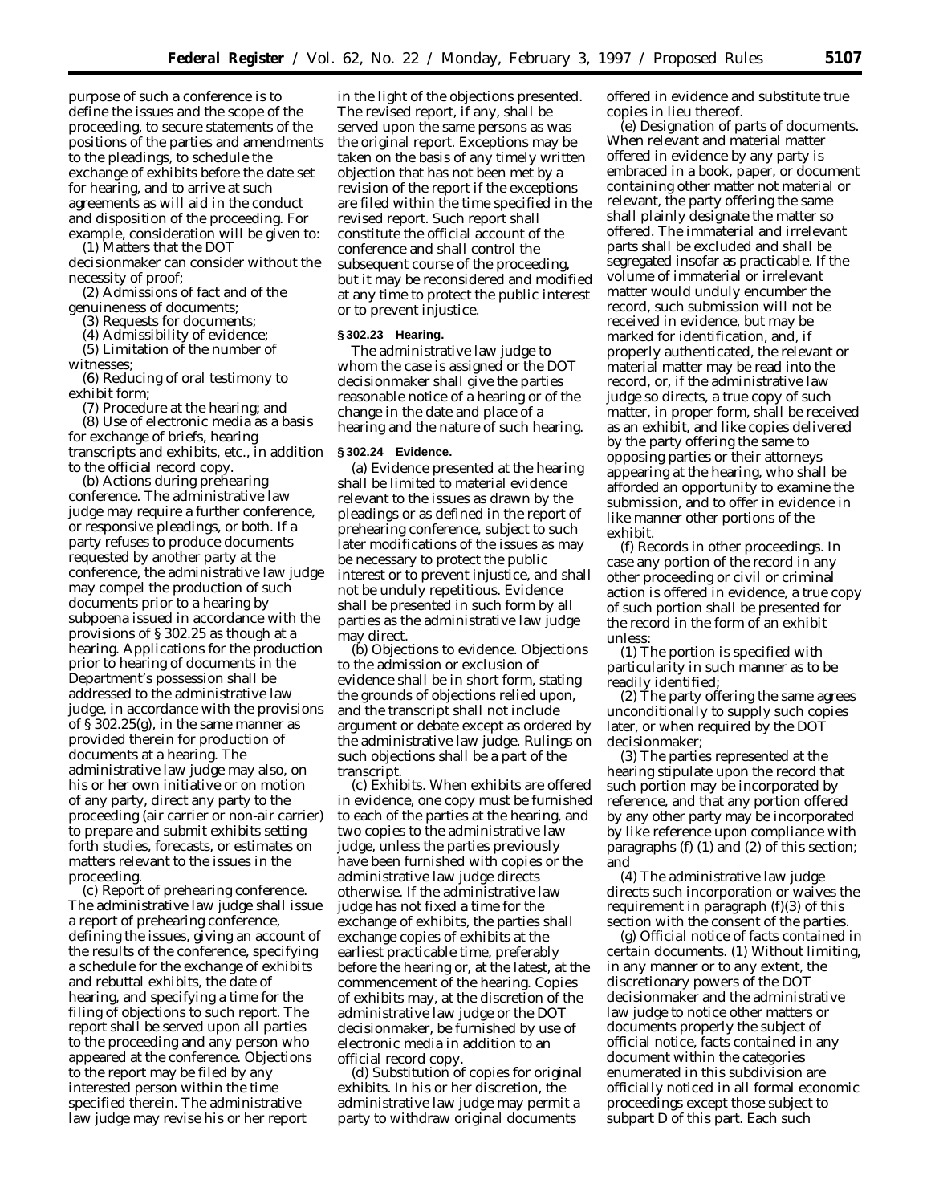purpose of such a conference is to define the issues and the scope of the proceeding, to secure statements of the positions of the parties and amendments to the pleadings, to schedule the exchange of exhibits before the date set for hearing, and to arrive at such agreements as will aid in the conduct and disposition of the proceeding. For example, consideration will be given to:

(1) Matters that the DOT decisionmaker can consider without the necessity of proof;

(2) Admissions of fact and of the genuineness of documents;

(3) Requests for documents;

(4) Admissibility of evidence;

(5) Limitation of the number of witnesses;

(6) Reducing of oral testimony to exhibit form;

(7) Procedure at the hearing; and

(8) Use of electronic media as a basis for exchange of briefs, hearing transcripts and exhibits, etc., in addition to the official record copy.

(b) *Actions during prehearing conference.* The administrative law judge may require a further conference, or responsive pleadings, or both. If a party refuses to produce documents requested by another party at the conference, the administrative law judge may compel the production of such documents prior to a hearing by subpoena issued in accordance with the provisions of § 302.25 as though at a hearing. Applications for the production prior to hearing of documents in the Department's possession shall be addressed to the administrative law judge, in accordance with the provisions of § 302.25(g), in the same manner as provided therein for production of documents at a hearing. The administrative law judge may also, on his or her own initiative or on motion of any party, direct any party to the proceeding (air carrier or non-air carrier) to prepare and submit exhibits setting forth studies, forecasts, or estimates on matters relevant to the issues in the proceeding.

(c) *Report of prehearing conference.* The administrative law judge shall issue a report of prehearing conference, defining the issues, giving an account of the results of the conference, specifying a schedule for the exchange of exhibits and rebuttal exhibits, the date of hearing, and specifying a time for the filing of objections to such report. The report shall be served upon all parties to the proceeding and any person who appeared at the conference. Objections to the report may be filed by any interested person within the time specified therein. The administrative law judge may revise his or her report in the light of the objections presented. The revised report, if any, shall be served upon the same persons as was the original report. Exceptions may be taken on the basis of any timely written objection that has not been met by a revision of the report if the exceptions are filed within the time specified in the revised report. Such report shall constitute the official account of the conference and shall control the subsequent course of the proceeding, but it may be reconsidered and modified at any time to protect the public interest or to prevent injustice.

### § 302.23 Hearing.

The administrative law judge to whom the case is assigned or the DOT decisionmaker shall give the parties reasonable notice of a hearing or of the change in the date and place of a hearing and the nature of such hearing.

### § 302.24 Evidence.

(a) Evidence presented at the hearing shall be limited to material evidence relevant to the issues as drawn by the pleadings or as defined in the report of prehearing conference, subject to such later modifications of the issues as may be necessary to protect the public interest or to prevent injustice, and shall not be unduly repetitious. Evidence shall be presented in such form by all parties as the administrative law judge may direct.

(b) *Objections to evidence.* Objections to the admission or exclusion of evidence shall be in short form, stating the grounds of objections relied upon, and the transcript shall not include argument or debate except as ordered by the administrative law judge. Rulings on such objections shall be a part of the transcript.

(c) *Exhibits.* When exhibits are offered in evidence, one copy must be furnished to each of the parties at the hearing, and two copies to the administrative law judge, unless the parties previously have been furnished with copies or the administrative law judge directs otherwise. If the administrative law judge has not fixed a time for the exchange of exhibits, the parties shall exchange copies of exhibits at the earliest practicable time, preferably before the hearing or, at the latest, at the commencement of the hearing. Copies of exhibits may, at the discretion of the administrative law judge or the DOT decisionmaker, be furnished by use of electronic media in addition to an official record copy.

(d) *Substitution of copies for original exhibits.* In his or her discretion, the administrative law judge may permit a party to withdraw original documents offered in evidence and substitute true copies in lieu thereof.

(e) *Designation of parts of documents.* When relevant and material matter offered in evidence by any party is embraced in a book, paper, or document containing other matter not material or relevant, the party offering the same shall plainly designate the matter so offered. The immaterial and irrelevant parts shall be excluded and shall be segregated insofar as practicable. If the volume of immaterial or irrelevant matter would unduly encumber the record, such submission will not be received in evidence, but may be marked for identification, and, if properly authenticated, the relevant or material matter may be read into the record, or, if the administrative law judge so directs, a true copy of such matter, in proper form, shall be received as an exhibit, and like copies delivered by the party offering the same to opposing parties or their attorneys appearing at the hearing, who shall be afforded an opportunity to examine the submission, and to offer in evidence in like manner other portions of the exhibit.

(f) *Records in other proceedings.* In case any portion of the record in any other proceeding or civil or criminal action is offered in evidence, a true copy of such portion shall be presented for the record in the form of an exhibit unless:

(1) The portion is specified with particularity in such manner as to be readily identified;

(2) The party offering the same agrees unconditionally to supply such copies later, or when required by the DOT decisionmaker;

(3) The parties represented at the hearing stipulate upon the record that such portion may be incorporated by reference, and that any portion offered by any other party may be incorporated by like reference upon compliance with paragraphs (f) (1) and (2) of this section; and

(4) The administrative law judge directs such incorporation or waives the requirement in paragraph (f)(3) of this section with the consent of the parties.

(g) *Official notice of facts contained in certain documents.* (1) Without limiting, in any manner or to any extent, the discretionary powers of the DOT decisionmaker and the administrative law judge to notice other matters or documents properly the subject of official notice, facts contained in any document within the categories enumerated in this subdivision are officially noticed in all formal economic proceedings except those subject to subpart D of this part. Each such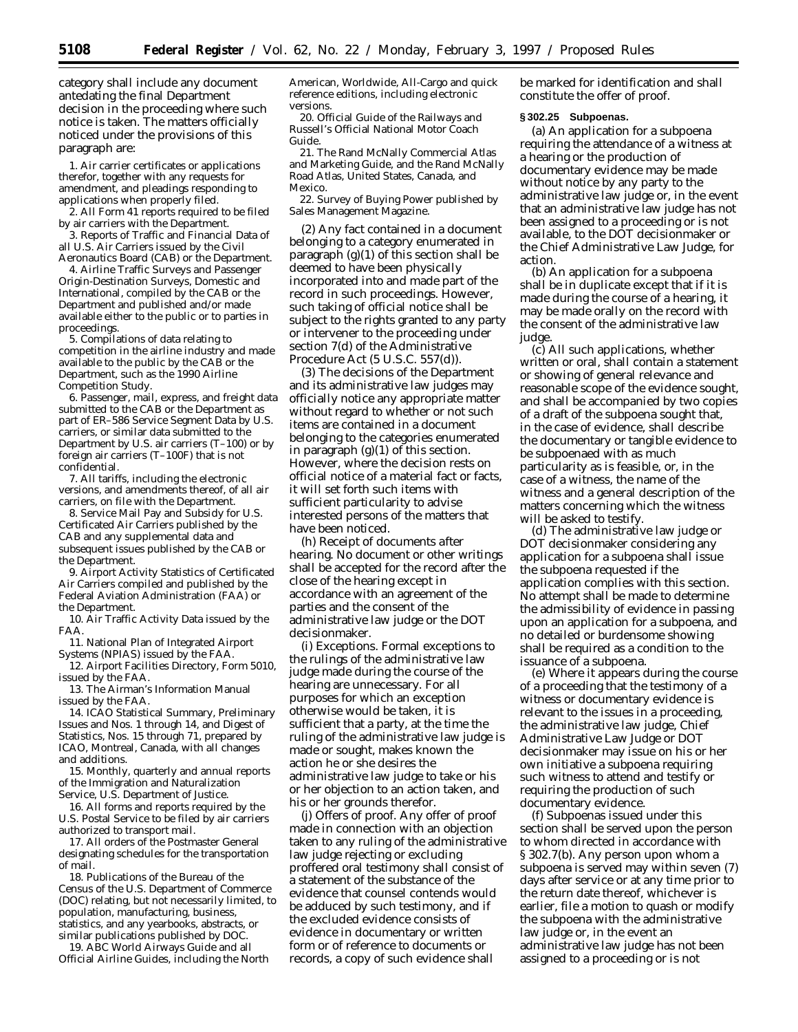category shall include any document antedating the final Department decision in the proceeding where such notice is taken. The matters officially noticed under the provisions of this paragraph are:

1. Air carrier certificates or applications therefor, together with any requests for amendment, and pleadings responding to applications when properly filed.

2. All Form 41 reports required to be filed by air carriers with the Department.

3. Reports of Traffic and Financial Data of all U.S. Air Carriers issued by the Civil Aeronautics Board (CAB) or the Department.

4. Airline Traffic Surveys and Passenger Origin-Destination Surveys, Domestic and International, compiled by the CAB or the Department and published and/or made available either to the public or to parties in proceedings.

5. Compilations of data relating to competition in the airline industry and made available to the public by the CAB or the Department, such as the 1990 Airline Competition Study.

6. Passenger, mail, express, and freight data submitted to the CAB or the Department as part of ER–586 Service Segment Data by U.S. carriers, or similar data submitted to the Department by U.S. air carriers (T–100) or by foreign air carriers (T–100F) that is not confidential.

7. All tariffs, including the electronic versions, and amendments thereof, of all air carriers, on file with the Department.

8. Service Mail Pay and Subsidy for U.S. Certificated Air Carriers published by the CAB and any supplemental data and subsequent issues published by the CAB or the Department.

9. Airport Activity Statistics of Certificated Air Carriers compiled and published by the Federal Aviation Administration (FAA) or the Department.

10. Air Traffic Activity Data issued by the FAA.

11. National Plan of Integrated Airport Systems (NPIAS) issued by the FAA.

12. Airport Facilities Directory, Form 5010, issued by the FAA.

13. The Airman's Information Manual issued by the FAA.

14. ICAO Statistical Summary, Preliminary Issues and Nos. 1 through 14, and Digest of Statistics, Nos. 15 through 71, prepared by ICAO, Montreal, Canada, with all changes and additions.

15. Monthly, quarterly and annual reports of the Immigration and Naturalization Service, U.S. Department of Justice.

16. All forms and reports required by the U.S. Postal Service to be filed by air carriers authorized to transport mail.

17. All orders of the Postmaster General designating schedules for the transportation of mail.

18. Publications of the Bureau of the Census of the U.S. Department of Commerce (DOC) relating, but not necessarily limited, to population, manufacturing, business, statistics, and any yearbooks, abstracts, or similar publications published by DOC.

19. ABC World Airways Guide and all Official Airline Guides, including the North American, Worldwide, All-Cargo and quick reference editions, including electronic versions.

20. Official Guide of the Railways and Russell's Official National Motor Coach Guide.

21. The Rand McNally Commercial Atlas and Marketing Guide, and the Rand McNally Road Atlas, United States, Canada, and Mexico.

22. Survey of Buying Power published by Sales Management Magazine.

(2) Any fact contained in a document belonging to a category enumerated in paragraph (g)(1) of this section shall be deemed to have been physically incorporated into and made part of the record in such proceedings. However, such taking of official notice shall be subject to the rights granted to any party or intervener to the proceeding under section 7(d) of the Administrative Procedure Act (5 U.S.C. 557(d)).

(3) The decisions of the Department and its administrative law judges may officially notice any appropriate matter without regard to whether or not such items are contained in a document belonging to the categories enumerated in paragraph (g)(1) of this section. However, where the decision rests on official notice of a material fact or facts, it will set forth such items with sufficient particularity to advise interested persons of the matters that have been noticed.

(h) *Receipt of documents after hearing.* No document or other writings shall be accepted for the record after the close of the hearing except in accordance with an agreement of the parties and the consent of the administrative law judge or the DOT decisionmaker.

(i) *Exceptions.* Formal exceptions to the rulings of the administrative law judge made during the course of the hearing are unnecessary. For all purposes for which an exception otherwise would be taken, it is sufficient that a party, at the time the ruling of the administrative law judge is made or sought, makes known the action he or she desires the administrative law judge to take or his or her objection to an action taken, and his or her grounds therefor.

(j) *Offers of proof.* Any offer of proof made in connection with an objection taken to any ruling of the administrative law judge rejecting or excluding proffered oral testimony shall consist of a statement of the substance of the evidence that counsel contends would be adduced by such testimony, and if the excluded evidence consists of evidence in documentary or written form or of reference to documents or records, a copy of such evidence shall be marked for identification and shall constitute the offer of proof.

**§ 302.25 Subpoenas.**

(a) An application for a subpoena requiring the attendance of a witness at a hearing or the production of documentary evidence may be made without notice by any party to the administrative law judge or, in the event that an administrative law judge has not been assigned to a proceeding or is not available, to the DOT decisionmaker or the Chief Administrative Law Judge, for action.

(b) An application for a subpoena shall be in duplicate except that if it is made during the course of a hearing, it may be made orally on the record with the consent of the administrative law judge.

(c) All such applications, whether written or oral, shall contain a statement or showing of general relevance and reasonable scope of the evidence sought, and shall be accompanied by two copies of a draft of the subpoena sought that, in the case of evidence, shall describe the documentary or tangible evidence to be subpoenaed with as much particularity as is feasible, or, in the case of a witness, the name of the witness and a general description of the matters concerning which the witness will be asked to testify.

(d) The administrative law judge or DOT decisionmaker considering any application for a subpoena shall issue the subpoena requested if the application complies with this section. No attempt shall be made to determine the admissibility of evidence in passing upon an application for a subpoena, and no detailed or burdensome showing shall be required as a condition to the issuance of a subpoena.

(e) Where it appears during the course of a proceeding that the testimony of a witness or documentary evidence is relevant to the issues in a proceeding, the administrative law judge, Chief Administrative Law Judge or DOT decisionmaker may issue on his or her own initiative a subpoena requiring such witness to attend and testify or requiring the production of such documentary evidence.

(f) Subpoenas issued under this section shall be served upon the person to whom directed in accordance with § 302.7(b). Any person upon whom a subpoena is served may within seven (7) days after service or at any time prior to the return date thereof, whichever is earlier, file a motion to quash or modify the subpoena with the administrative law judge or, in the event an administrative law judge has not been assigned to a proceeding or is not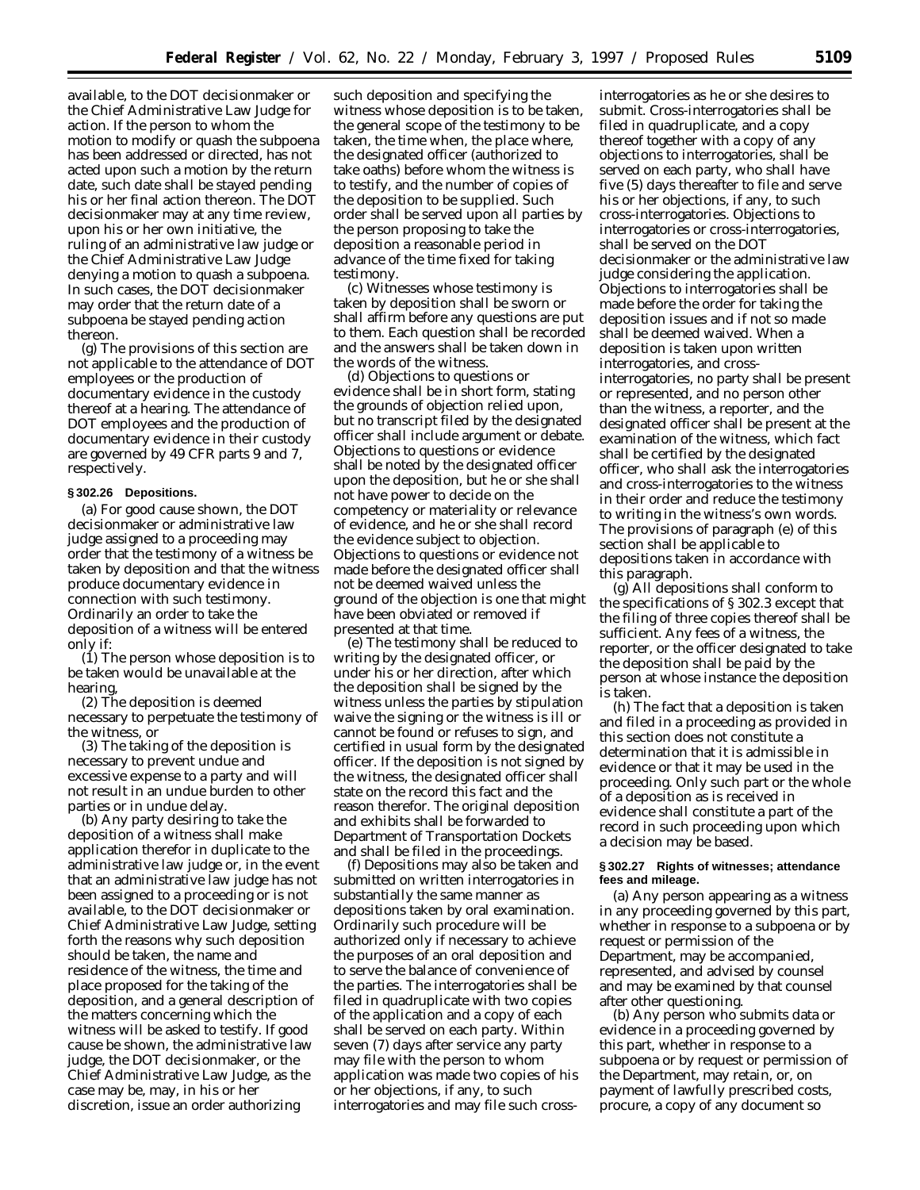available, to the DOT decisionmaker or the Chief Administrative Law Judge for action. If the person to whom the motion to modify or quash the subpoena has been addressed or directed, has not acted upon such a motion by the return date, such date shall be stayed pending his or her final action thereon. The DOT decisionmaker may at any time review, upon his or her own initiative, the ruling of an administrative law judge or the Chief Administrative Law Judge denying a motion to quash a subpoena. In such cases, the DOT decisionmaker may order that the return date of a subpoena be stayed pending action thereon.

(g) The provisions of this section are not applicable to the attendance of DOT employees or the production of documentary evidence in the custody thereof at a hearing. The attendance of DOT employees and the production of documentary evidence in their custody are governed by 49 CFR parts 9 and 7, respectively.

**§ 302.26 Depositions.**

(a) For good cause shown, the DOT decisionmaker or administrative law judge assigned to a proceeding may order that the testimony of a witness be taken by deposition and that the witness produce documentary evidence in connection with such testimony. Ordinarily an order to take the deposition of a witness will be entered only if:

(1) The person whose deposition is to be taken would be unavailable at the hearing,

(2) The deposition is deemed necessary to perpetuate the testimony of the witness, or

(3) The taking of the deposition is necessary to prevent undue and excessive expense to a party and will not result in an undue burden to other parties or in undue delay.

(b) Any party desiring to take the deposition of a witness shall make application therefor in duplicate to the administrative law judge or, in the event that an administrative law judge has not been assigned to a proceeding or is not available, to the DOT decisionmaker or Chief Administrative Law Judge, setting forth the reasons why such deposition should be taken, the name and residence of the witness, the time and place proposed for the taking of the deposition, and a general description of the matters concerning which the witness will be asked to testify. If good cause be shown, the administrative law judge, the DOT decisionmaker, or the Chief Administrative Law Judge, as the case may be, may, in his or her discretion, issue an order authorizing such deposition and specifying the witness whose deposition is to be taken, the general scope of the testimony to be taken, the time when, the place where, the designated officer (authorized to take oaths) before whom the witness is to testify, and the number of copies of the deposition to be supplied. Such order shall be served upon all parties by the person proposing to take the deposition a reasonable period in advance of the time fixed for taking testimony.

(c) Witnesses whose testimony is taken by deposition shall be sworn or shall affirm before any questions are put to them. Each question shall be recorded and the answers shall be taken down in the words of the witness.

(d) Objections to questions or evidence shall be in short form, stating the grounds of objection relied upon, but no transcript filed by the designated officer shall include argument or debate. Objections to questions or evidence shall be noted by the designated officer upon the deposition, but he or she shall not have power to decide on the competency or materiality or relevance of evidence, and he or she shall record the evidence subject to objection. Objections to questions or evidence not made before the designated officer shall not be deemed waived unless the ground of the objection is one that might have been obviated or removed if presented at that time.

(e) The testimony shall be reduced to writing by the designated officer, or under his or her direction, after which the deposition shall be signed by the witness unless the parties by stipulation waive the signing or the witness is ill or cannot be found or refuses to sign, and certified in usual form by the designated officer. If the deposition is not signed by the witness, the designated officer shall state on the record this fact and the reason therefor. The original deposition and exhibits shall be forwarded to Department of Transportation Dockets and shall be filed in the proceedings.

(f) Depositions may also be taken and submitted on written interrogatories in substantially the same manner as depositions taken by oral examination. Ordinarily such procedure will be authorized only if necessary to achieve the purposes of an oral deposition and to serve the balance of convenience of the parties. The interrogatories shall be filed in quadruplicate with two copies of the application and a copy of each shall be served on each party. Within seven (7) days after service any party may file with the person to whom application was made two copies of his or her objections, if any, to such interrogatories and may file such cross-interrogatories as he or she desires to submit. Cross-interrogatories shall be filed in quadruplicate, and a copy thereof together with a copy of any objections to interrogatories, shall be served on each party, who shall have five (5) days thereafter to file and serve his or her objections, if any, to such cross-interrogatories. Objections to interrogatories or cross-interrogatories, shall be served on the DOT decisionmaker or the administrative law judge considering the application. Objections to interrogatories shall be made before the order for taking the deposition issues and if not so made shall be deemed waived. When a deposition is taken upon written interrogatories, and cross-interrogatories, no party shall be present or represented, and no person other than the witness, a reporter, and the designated officer shall be present at the examination of the witness, which fact shall be certified by the designated officer, who shall ask the interrogatories and cross-interrogatories to the witness in their order and reduce the testimony to writing in the witness's own words. The provisions of paragraph (e) of this section shall be applicable to depositions taken in accordance with this paragraph.

(g) All depositions shall conform to the specifications of § 302.3 except that the filing of three copies thereof shall be sufficient. Any fees of a witness, the reporter, or the officer designated to take the deposition shall be paid by the person at whose instance the deposition is taken.

(h) The fact that a deposition is taken and filed in a proceeding as provided in this section does not constitute a determination that it is admissible in evidence or that it may be used in the proceeding. Only such part or the whole of a deposition as is received in evidence shall constitute a part of the record in such proceeding upon which a decision may be based.

**§ 302.27 Rights of witnesses; attendance fees and mileage.**

(a) Any person appearing as a witness in any proceeding governed by this part, whether in response to a subpoena or by request or permission of the Department, may be accompanied, represented, and advised by counsel and may be examined by that counsel after other questioning.

(b) Any person who submits data or evidence in a proceeding governed by this part, whether in response to a subpoena or by request or permission of the Department, may retain, or, on payment of lawfully prescribed costs, procure, a copy of any document so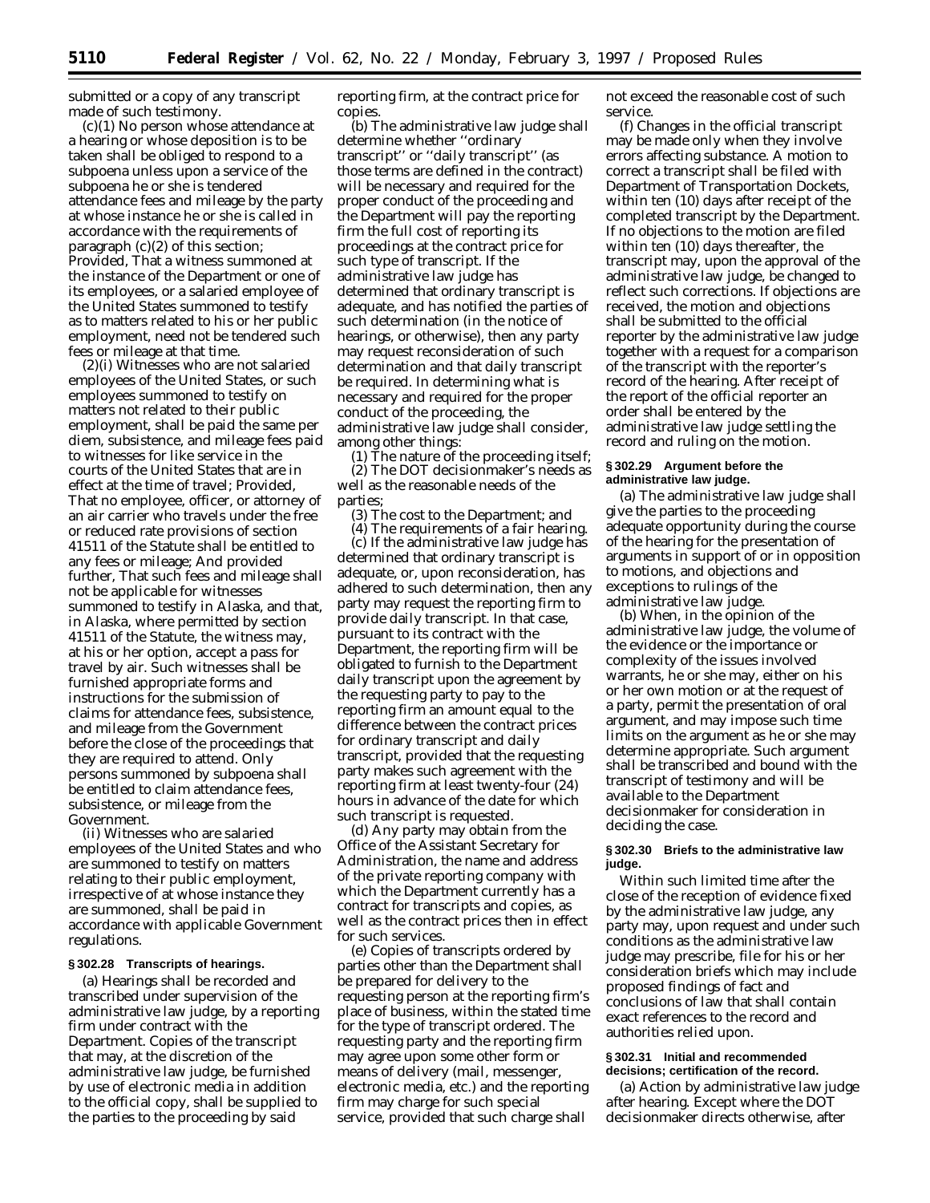submitted or a copy of any transcript made of such testimony.

(c)(1) No person whose attendance at a hearing or whose deposition is to be taken shall be obliged to respond to a subpoena unless upon a service of the subpoena he or she is tendered attendance fees and mileage by the party at whose instance he or she is called in accordance with the requirements of paragraph (c)(2) of this section; *Provided,* That a witness summoned at the instance of the Department or one of its employees, or a salaried employee of the United States summoned to testify as to matters related to his or her public employment, need not be tendered such fees or mileage at that time.

(2)(i) Witnesses who are not salaried employees of the United States, or such employees summoned to testify on matters not related to their public employment, shall be paid the same per diem, subsistence, and mileage fees paid to witnesses for like service in the courts of the United States that are in effect at the time of travel; *Provided,* That no employee, officer, or attorney of an air carrier who travels under the free or reduced rate provisions of section 41511 of the Statute shall be entitled to any fees or mileage; *And provided further,* That such fees and mileage shall not be applicable for witnesses summoned to testify in Alaska, and that, in Alaska, where permitted by section 41511 of the Statute, the witness may, at his or her option, accept a pass for travel by air. Such witnesses shall be furnished appropriate forms and instructions for the submission of claims for attendance fees, subsistence, and mileage from the Government before the close of the proceedings that they are required to attend. Only persons summoned by subpoena shall be entitled to claim attendance fees, subsistence, or mileage from the Government.

(ii) Witnesses who are salaried employees of the United States and who are summoned to testify on matters relating to their public employment, irrespective of at whose instance they are summoned, shall be paid in accordance with applicable Government regulations.

**§ 302.28 Transcripts of hearings.**

(a) Hearings shall be recorded and transcribed under supervision of the administrative law judge, by a reporting firm under contract with the Department. Copies of the transcript that may, at the discretion of the administrative law judge, be furnished by use of electronic media in addition to the official copy, shall be supplied to the parties to the proceeding by said reporting firm, at the contract price for copies.

(b) The administrative law judge shall determine whether ''ordinary transcript'' or ''daily transcript'' (as those terms are defined in the contract) will be necessary and required for the proper conduct of the proceeding and the Department will pay the reporting firm the full cost of reporting its proceedings at the contract price for such type of transcript. If the administrative law judge has determined that ordinary transcript is adequate, and has notified the parties of such determination (in the notice of hearings, or otherwise), then any party may request reconsideration of such determination and that daily transcript be required. In determining what is necessary and required for the proper conduct of the proceeding, the administrative law judge shall consider, among other things:

(1) The nature of the proceeding itself;

(2) The DOT decisionmaker's needs as well as the reasonable needs of the parties;

(3) The cost to the Department; and

(4) The requirements of a fair hearing.

(c) If the administrative law judge has determined that ordinary transcript is adequate, or, upon reconsideration, has adhered to such determination, then any party may request the reporting firm to provide daily transcript. In that case, pursuant to its contract with the Department, the reporting firm will be obligated to furnish to the Department daily transcript upon the agreement by the requesting party to pay to the reporting firm an amount equal to the difference between the contract prices for ordinary transcript and daily transcript, provided that the requesting party makes such agreement with the reporting firm at least twenty-four (24) hours in advance of the date for which such transcript is requested.

(d) Any party may obtain from the Office of the Assistant Secretary for Administration, the name and address of the private reporting company with which the Department currently has a contract for transcripts and copies, as well as the contract prices then in effect for such services.

(e) Copies of transcripts ordered by parties other than the Department shall be prepared for delivery to the requesting person at the reporting firm's place of business, within the stated time for the type of transcript ordered. The requesting party and the reporting firm may agree upon some other form or means of delivery (mail, messenger, electronic media, etc.) and the reporting firm may charge for such special service, provided that such charge shall not exceed the reasonable cost of such service.

(f) Changes in the official transcript may be made only when they involve errors affecting substance. A motion to correct a transcript shall be filed with Department of Transportation Dockets, within ten (10) days after receipt of the completed transcript by the Department. If no objections to the motion are filed within ten (10) days thereafter, the transcript may, upon the approval of the administrative law judge, be changed to reflect such corrections. If objections are received, the motion and objections shall be submitted to the official reporter by the administrative law judge together with a request for a comparison of the transcript with the reporter's record of the hearing. After receipt of the report of the official reporter an order shall be entered by the administrative law judge settling the record and ruling on the motion.

**§ 302.29 Argument before the administrative law judge.**

(a) The administrative law judge shall give the parties to the proceeding adequate opportunity during the course of the hearing for the presentation of arguments in support of or in opposition to motions, and objections and exceptions to rulings of the administrative law judge.

(b) When, in the opinion of the administrative law judge, the volume of the evidence or the importance or complexity of the issues involved warrants, he or she may, either on his or her own motion or at the request of a party, permit the presentation of oral argument, and may impose such time limits on the argument as he or she may determine appropriate. Such argument shall be transcribed and bound with the transcript of testimony and will be available to the Department decisionmaker for consideration in deciding the case.

**§ 302.30 Briefs to the administrative law judge.**

Within such limited time after the close of the reception of evidence fixed by the administrative law judge, any party may, upon request and under such conditions as the administrative law judge may prescribe, file for his or her consideration briefs which may include proposed findings of fact and conclusions of law that shall contain exact references to the record and authorities relied upon.

**§ 302.31 Initial and recommended decisions; certification of the record.**

(a) *Action by administrative law judge after hearing.* Except where the DOT decisionmaker directs otherwise, after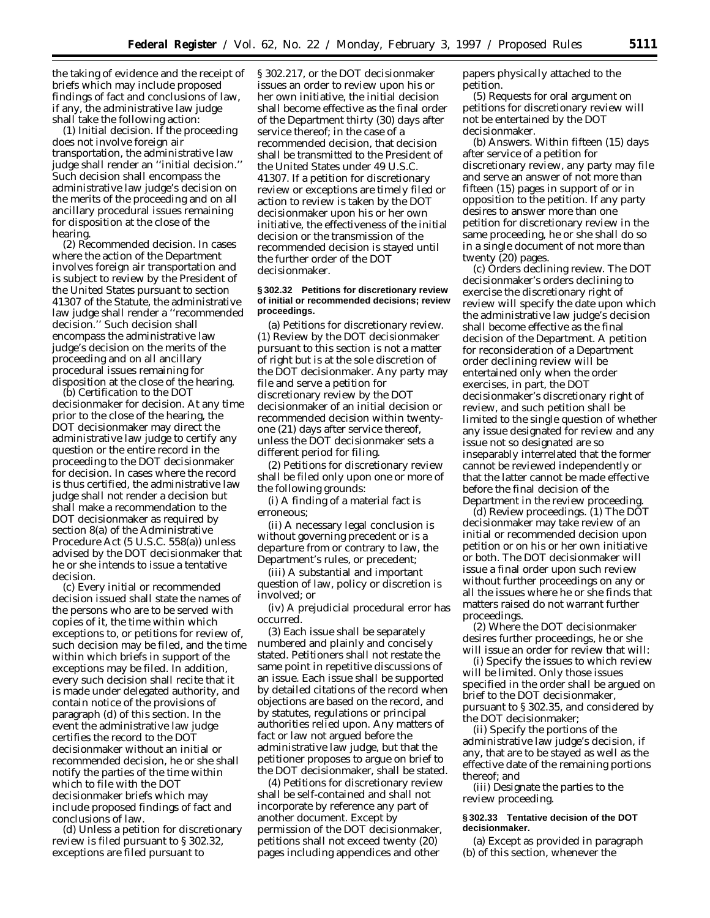the taking of evidence and the receipt of briefs which may include proposed findings of fact and conclusions of law, if any, the administrative law judge shall take the following action:

(1) *Initial decision.* If the proceeding does not involve foreign air transportation, the administrative law judge shall render an ''initial decision.'' Such decision shall encompass the administrative law judge's decision on the merits of the proceeding and on all ancillary procedural issues remaining for disposition at the close of the hearing.

(2) *Recommended decision.* In cases where the action of the Department involves foreign air transportation and is subject to review by the President of the United States pursuant to section 41307 of the Statute, the administrative law judge shall render a ''recommended decision.'' Such decision shall encompass the administrative law judge's decision on the merits of the proceeding and on all ancillary procedural issues remaining for disposition at the close of the hearing.

(b) *Certification to the DOT decisionmaker for decision.* At any time prior to the close of the hearing, the DOT decisionmaker may direct the administrative law judge to certify any question or the entire record in the proceeding to the DOT decisionmaker for decision. In cases where the record is thus certified, the administrative law judge shall not render a decision but shall make a recommendation to the DOT decisionmaker as required by section 8(a) of the Administrative Procedure Act (5 U.S.C. 558(a)) unless advised by the DOT decisionmaker that he or she intends to issue a tentative decision.

(c) Every initial or recommended decision issued shall state the names of the persons who are to be served with copies of it, the time within which exceptions to, or petitions for review of, such decision may be filed, and the time within which briefs in support of the exceptions may be filed. In addition, every such decision shall recite that it is made under delegated authority, and contain notice of the provisions of paragraph (d) of this section. In the event the administrative law judge certifies the record to the DOT decisionmaker without an initial or recommended decision, he or she shall notify the parties of the time within which to file with the DOT decisionmaker briefs which may include proposed findings of fact and conclusions of law.

(d) Unless a petition for discretionary review is filed pursuant to § 302.32, exceptions are filed pursuant to § 302.217, or the DOT decisionmaker issues an order to review upon his or her own initiative, the initial decision shall become effective as the final order of the Department thirty (30) days after service thereof; in the case of a recommended decision, that decision shall be transmitted to the President of the United States under 49 U.S.C. 41307. If a petition for discretionary review or exceptions are timely filed or action to review is taken by the DOT decisionmaker upon his or her own initiative, the effectiveness of the initial decision or the transmission of the recommended decision is stayed until the further order of the DOT decisionmaker.

**§ 302.32 Petitions for discretionary review of initial or recommended decisions; review proceedings.**

(a) *Petitions for discretionary review.* (1) Review by the DOT decisionmaker pursuant to this section is not a matter of right but is at the sole discretion of the DOT decisionmaker. Any party may file and serve a petition for discretionary review by the DOT decisionmaker of an initial decision or recommended decision within twenty-one (21) days after service thereof, unless the DOT decisionmaker sets a different period for filing.

(2) Petitions for discretionary review shall be filed only upon one or more of the following grounds:

(i) A finding of a material fact is erroneous;

(ii) A necessary legal conclusion is without governing precedent or is a departure from or contrary to law, the Department's rules, or precedent;

(iii) A substantial and important question of law, policy or discretion is involved; or

(iv) A prejudicial procedural error has occurred.

(3) Each issue shall be separately numbered and plainly and concisely stated. Petitioners shall not restate the same point in repetitive discussions of an issue. Each issue shall be supported by detailed citations of the record when objections are based on the record, and by statutes, regulations or principal authorities relied upon. Any matters of fact or law not argued before the administrative law judge, but that the petitioner proposes to argue on brief to the DOT decisionmaker, shall be stated.

(4) Petitions for discretionary review shall be self-contained and shall not incorporate by reference any part of another document. Except by permission of the DOT decisionmaker, petitions shall not exceed twenty (20) pages including appendices and other papers physically attached to the petition.

(5) Requests for oral argument on petitions for discretionary review will not be entertained by the DOT decisionmaker.

(b) *Answers.* Within fifteen (15) days after service of a petition for discretionary review, any party may file and serve an answer of not more than fifteen (15) pages in support of or in opposition to the petition. If any party desires to answer more than one petition for discretionary review in the same proceeding, he or she shall do so in a single document of not more than twenty (20) pages.

(c) *Orders declining review.* The DOT decisionmaker's orders declining to exercise the discretionary right of review will specify the date upon which the administrative law judge's decision shall become effective as the final decision of the Department. A petition for reconsideration of a Department order declining review will be entertained only when the order exercises, in part, the DOT decisionmaker's discretionary right of review, and such petition shall be limited to the single question of whether any issue designated for review and any issue not so designated are so inseparably interrelated that the former cannot be reviewed independently or that the latter cannot be made effective before the final decision of the Department in the review proceeding.

(d) *Review proceedings.* (1) The DOT decisionmaker may take review of an initial or recommended decision upon petition or on his or her own initiative or both. The DOT decisionmaker will issue a final order upon such review without further proceedings on any or all the issues where he or she finds that matters raised do not warrant further proceedings.

(2) Where the DOT decisionmaker desires further proceedings, he or she will issue an order for review that will:

(i) Specify the issues to which review will be limited. Only those issues specified in the order shall be argued on brief to the DOT decisionmaker, pursuant to § 302.35, and considered by the DOT decisionmaker;

(ii) Specify the portions of the administrative law judge's decision, if any, that are to be stayed as well as the effective date of the remaining portions thereof; and

(iii) Designate the parties to the review proceeding.

**§ 302.33 Tentative decision of the DOT decisionmaker.**

(a) Except as provided in paragraph (b) of this section, whenever the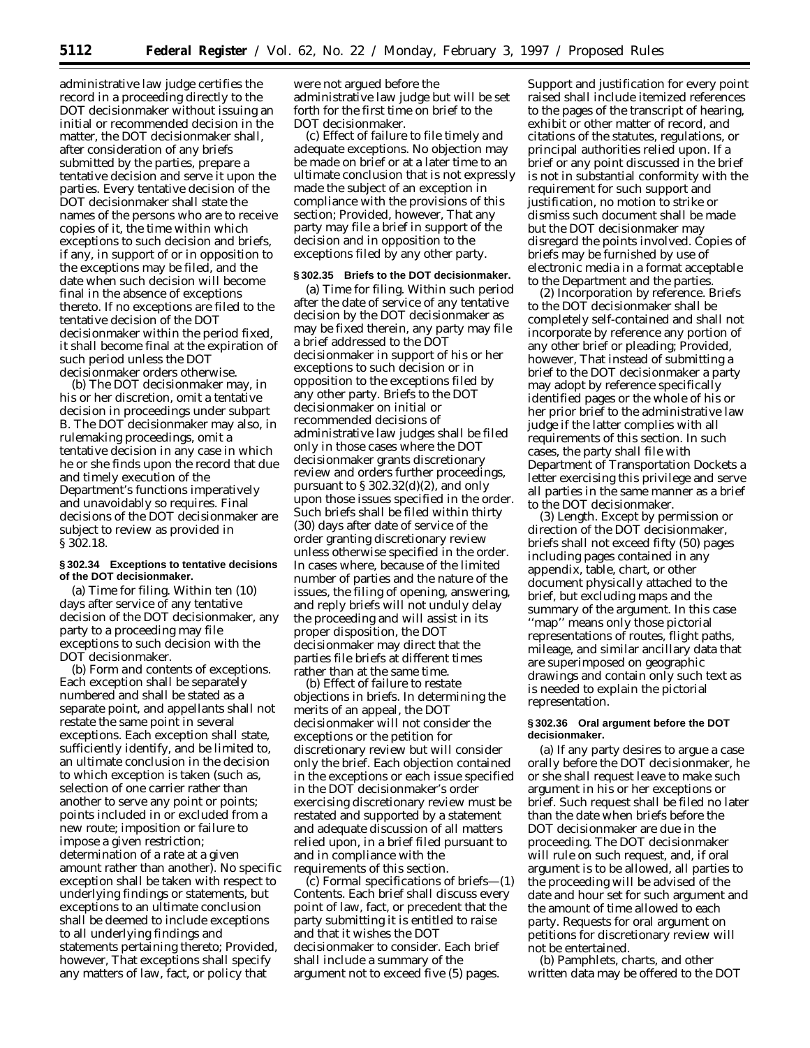administrative law judge certifies the record in a proceeding directly to the DOT decisionmaker without issuing an initial or recommended decision in the matter, the DOT decisionmaker shall, after consideration of any briefs submitted by the parties, prepare a tentative decision and serve it upon the parties. Every tentative decision of the DOT decisionmaker shall state the names of the persons who are to receive copies of it, the time within which exceptions to such decision and briefs, if any, in support of or in opposition to the exceptions may be filed, and the date when such decision will become final in the absence of exceptions thereto. If no exceptions are filed to the tentative decision of the DOT decisionmaker within the period fixed, it shall become final at the expiration of such period unless the DOT decisionmaker orders otherwise.

(b) The DOT decisionmaker may, in his or her discretion, omit a tentative decision in proceedings under subpart B. The DOT decisionmaker may also, in rulemaking proceedings, omit a tentative decision in any case in which he or she finds upon the record that due and timely execution of the Department's functions imperatively and unavoidably so requires. Final decisions of the DOT decisionmaker are subject to review as provided in § 302.18.

**§ 302.34 Exceptions to tentative decisions of the DOT decisionmaker.**

(a) *Time for filing.* Within ten (10) days after service of any tentative decision of the DOT decisionmaker, any party to a proceeding may file exceptions to such decision with the DOT decisionmaker.

(b) *Form and contents of exceptions.* Each exception shall be separately numbered and shall be stated as a separate point, and appellants shall not restate the same point in several exceptions. Each exception shall state, sufficiently identify, and be limited to, an ultimate conclusion in the decision to which exception is taken (such as, selection of one carrier rather than another to serve any point or points; points included in or excluded from a new route; imposition or failure to impose a given restriction; determination of a rate at a given amount rather than another). No specific exception shall be taken with respect to underlying findings or statements, but exceptions to an ultimate conclusion shall be deemed to include exceptions to all underlying findings and statements pertaining thereto; *Provided, however,* That exceptions shall specify any matters of law, fact, or policy that were not argued before the administrative law judge but will be set forth for the first time on brief to the DOT decisionmaker.

(c) *Effect of failure to file timely and adequate exceptions.* No objection may be made on brief or at a later time to an ultimate conclusion that is not expressly made the subject of an exception in compliance with the provisions of this section; *Provided, however,* That any party may file a brief in support of the decision and in opposition to the exceptions filed by any other party.

**§ 302.35 Briefs to the DOT decisionmaker.**

(a) *Time for filing.* Within such period after the date of service of any tentative decision by the DOT decisionmaker as may be fixed therein, any party may file a brief addressed to the DOT decisionmaker in support of his or her exceptions to such decision or in opposition to the exceptions filed by any other party. Briefs to the DOT decisionmaker on initial or recommended decisions of administrative law judges shall be filed only in those cases where the DOT decisionmaker grants discretionary review and orders further proceedings, pursuant to § 302.32(d)(2), and only upon those issues specified in the order. Such briefs shall be filed within thirty (30) days after date of service of the order granting discretionary review unless otherwise specified in the order. In cases where, because of the limited number of parties and the nature of the issues, the filing of opening, answering, and reply briefs will not unduly delay the proceeding and will assist in its proper disposition, the DOT decisionmaker may direct that the parties file briefs at different times rather than at the same time.

(b) *Effect of failure to restate objections in briefs.* In determining the merits of an appeal, the DOT decisionmaker will not consider the exceptions or the petition for discretionary review but will consider only the brief. Each objection contained in the exceptions or each issue specified in the DOT decisionmaker's order exercising discretionary review must be restated and supported by a statement and adequate discussion of all matters relied upon, in a brief filed pursuant to and in compliance with the requirements of this section.

(c) *Formal specifications of briefs*—(1) *Contents.* Each brief shall discuss every point of law, fact, or precedent that the party submitting it is entitled to raise and that it wishes the DOT decisionmaker to consider. Each brief shall include a summary of the argument not to exceed five (5) pages. Support and justification for every point raised shall include itemized references to the pages of the transcript of hearing, exhibit or other matter of record, and citations of the statutes, regulations, or principal authorities relied upon. If a brief or any point discussed in the brief is not in substantial conformity with the requirement for such support and justification, no motion to strike or dismiss such document shall be made but the DOT decisionmaker may disregard the points involved. Copies of briefs may be furnished by use of electronic media in a format acceptable to the Department and the parties.

(2) *Incorporation by reference.* Briefs to the DOT decisionmaker shall be completely self-contained and shall not incorporate by reference any portion of any other brief or pleading; *Provided, however,* That instead of submitting a brief to the DOT decisionmaker a party may adopt by reference specifically identified pages or the whole of his or her prior brief to the administrative law judge if the latter complies with all requirements of this section. In such cases, the party shall file with Department of Transportation Dockets a letter exercising this privilege and serve all parties in the same manner as a brief to the DOT decisionmaker.

(3) *Length.* Except by permission or direction of the DOT decisionmaker, briefs shall not exceed fifty (50) pages including pages contained in any appendix, table, chart, or other document physically attached to the brief, but excluding maps and the summary of the argument. In this case "map" means only those pictorial representations of routes, flight paths, mileage, and similar ancillary data that are superimposed on geographic drawings and contain only such text as is needed to explain the pictorial representation.

**§ 302.36 Oral argument before the DOT decisionmaker.**

(a) If any party desires to argue a case orally before the DOT decisionmaker, he or she shall request leave to make such argument in his or her exceptions or brief. Such request shall be filed no later than the date when briefs before the DOT decisionmaker are due in the proceeding. The DOT decisionmaker will rule on such request, and, if oral argument is to be allowed, all parties to the proceeding will be advised of the date and hour set for such argument and the amount of time allowed to each party. Requests for oral argument on petitions for discretionary review will not be entertained.

(b) Pamphlets, charts, and other written data may be offered to the DOT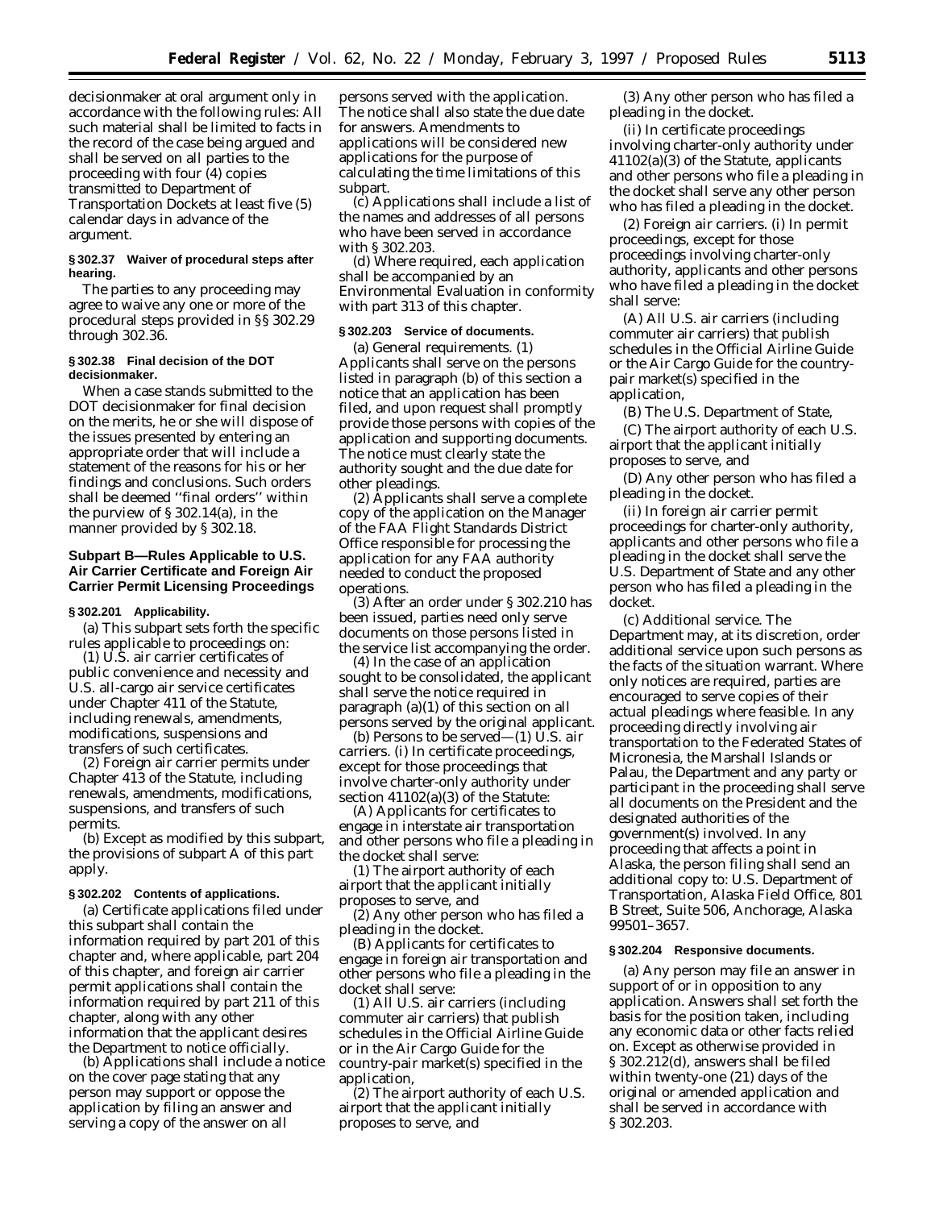decisionmaker at oral argument only in accordance with the following rules: All such material shall be limited to facts in the record of the case being argued and shall be served on all parties to the proceeding with four (4) copies transmitted to Department of Transportation Dockets at least five (5) calendar days in advance of the argument.

**§ 302.37 Waiver of procedural steps after hearing.**

The parties to any proceeding may agree to waive any one or more of the procedural steps provided in §§ 302.29 through 302.36.

**§ 302.38 Final decision of the DOT decisionmaker.**

When a case stands submitted to the DOT decisionmaker for final decision on the merits, he or she will dispose of the issues presented by entering an appropriate order that will include a statement of the reasons for his or her findings and conclusions. Such orders shall be deemed ''final orders'' within the purview of § 302.14(a), in the manner provided by § 302.18.

## Subpart B—Rules Applicable to U.S. Air Carrier Certificate and Foreign Air Carrier Permit Licensing Proceedings

**§ 302.201 Applicability.**

(a) This subpart sets forth the specific rules applicable to proceedings on:

(1) U.S. air carrier certificates of public convenience and necessity and U.S. all-cargo air service certificates under Chapter 411 of the Statute, including renewals, amendments, modifications, suspensions and transfers of such certificates.

(2) Foreign air carrier permits under Chapter 413 of the Statute, including renewals, amendments, modifications, suspensions, and transfers of such permits.

(b) Except as modified by this subpart, the provisions of subpart A of this part apply.

**§ 302.202 Contents of applications.**

(a) Certificate applications filed under this subpart shall contain the information required by part 201 of this chapter and, where applicable, part 204 of this chapter, and foreign air carrier permit applications shall contain the information required by part 211 of this chapter, along with any other information that the applicant desires the Department to notice officially.

(b) Applications shall include a notice on the cover page stating that any person may support or oppose the application by filing an answer and serving a copy of the answer on all persons served with the application. The notice shall also state the due date for answers. Amendments to applications will be considered new applications for the purpose of calculating the time limitations of this subpart.

(c) Applications shall include a list of the names and addresses of all persons who have been served in accordance with § 302.203.

(d) Where required, each application shall be accompanied by an Environmental Evaluation in conformity with part 313 of this chapter.

**§ 302.203 Service of documents.**

(a) *General requirements.* (1) Applicants shall serve on the persons listed in paragraph (b) of this section a notice that an application has been filed, and upon request shall promptly provide those persons with copies of the application and supporting documents. The notice must clearly state the authority sought and the due date for other pleadings.

(2) Applicants shall serve a complete copy of the application on the Manager of the FAA Flight Standards District Office responsible for processing the application for any FAA authority needed to conduct the proposed operations.

(3) After an order under § 302.210 has been issued, parties need only serve documents on those persons listed in the service list accompanying the order.

(4) In the case of an application sought to be consolidated, the applicant shall serve the notice required in paragraph (a)(1) of this section on all persons served by the original applicant.

(b) *Persons to be served*—(1) *U.S. air carriers.* (i) In certificate proceedings, except for those proceedings that involve charter-only authority under section 41102(a)(3) of the Statute:

(A) Applicants for certificates to engage in interstate air transportation and other persons who file a pleading in the docket shall serve:

(*1*) The airport authority of each airport that the applicant initially proposes to serve, and

(*2*) Any other person who has filed a pleading in the docket.

(B) Applicants for certificates to engage in foreign air transportation and other persons who file a pleading in the docket shall serve:

(*1*) All U.S. air carriers (including commuter air carriers) that publish schedules in the Official Airline Guide or in the Air Cargo Guide for the country-pair market(s) specified in the application,

(*2*) The airport authority of each U.S. airport that the applicant initially proposes to serve, and

(*3*) Any other person who has filed a pleading in the docket.

(ii) In certificate proceedings involving charter-only authority under 41102(a)(3) of the Statute, applicants and other persons who file a pleading in the docket shall serve any other person who has filed a pleading in the docket.

(2) *Foreign air carriers.* (i) In permit proceedings, except for those proceedings involving charter-only authority, applicants and other persons who have filed a pleading in the docket shall serve:

(A) All U.S. air carriers (including commuter air carriers) that publish schedules in the Official Airline Guide or the Air Cargo Guide for the country-pair market(s) specified in the application,

(B) The U.S. Department of State,

(C) The airport authority of each U.S. airport that the applicant initially proposes to serve, and

(D) Any other person who has filed a pleading in the docket.

(ii) In foreign air carrier permit proceedings for charter-only authority, applicants and other persons who file a pleading in the docket shall serve the U.S. Department of State and any other person who has filed a pleading in the docket.

(c) *Additional service.* The Department may, at its discretion, order additional service upon such persons as the facts of the situation warrant. Where only notices are required, parties are encouraged to serve copies of their actual pleadings where feasible. In any proceeding directly involving air transportation to the Federated States of Micronesia, the Marshall Islands or Palau, the Department and any party or participant in the proceeding shall serve all documents on the President and the designated authorities of the government(s) involved. In any proceeding that affects a point in Alaska, the person filing shall send an additional copy to: U.S. Department of Transportation, Alaska Field Office, 801 B Street, Suite 506, Anchorage, Alaska 99501–3657.

**§ 302.204 Responsive documents.**

(a) Any person may file an answer in support of or in opposition to any application. Answers shall set forth the basis for the position taken, including any economic data or other facts relied on. Except as otherwise provided in § 302.212(d), answers shall be filed within twenty-one (21) days of the original or amended application and shall be served in accordance with § 302.203.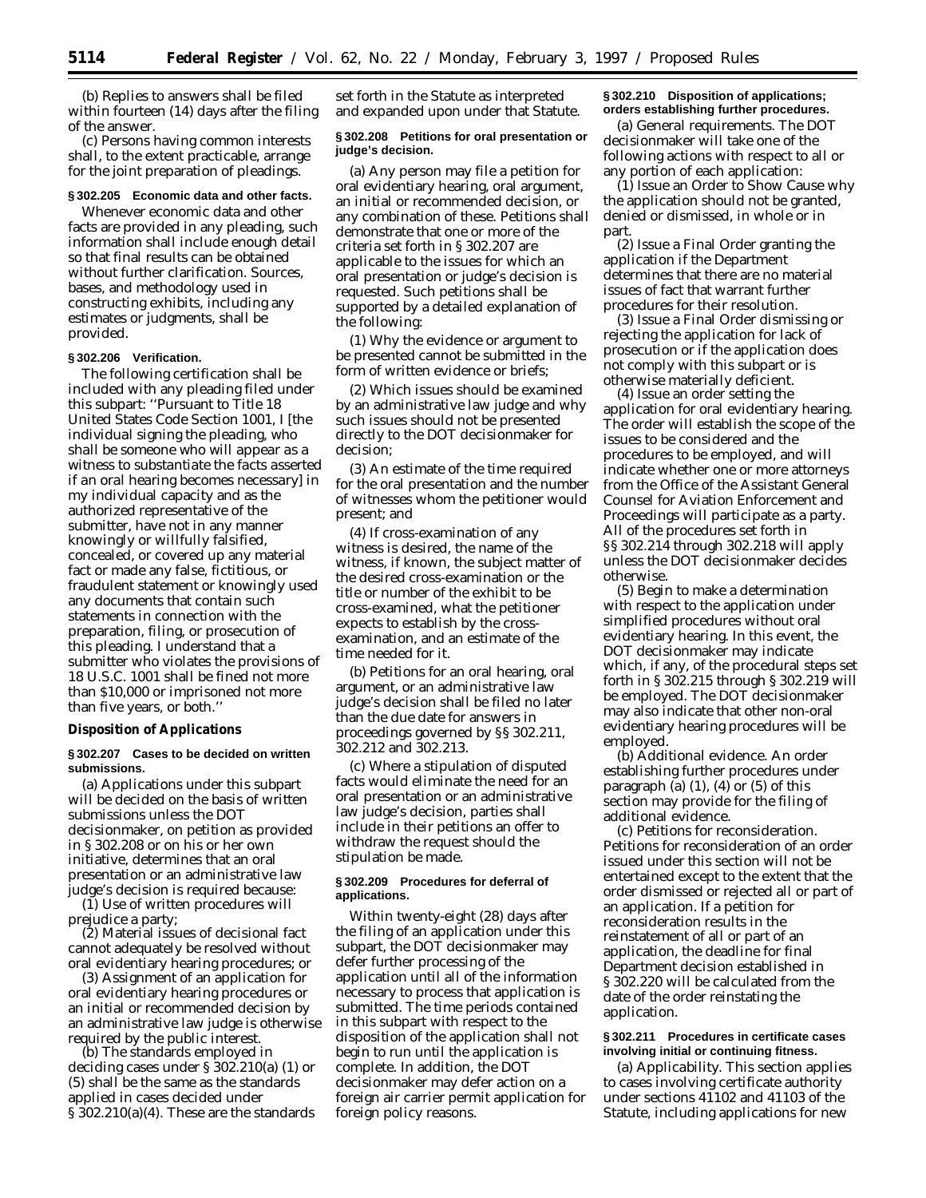(b) Replies to answers shall be filed within fourteen (14) days after the filing of the answer.

(c) Persons having common interests shall, to the extent practicable, arrange for the joint preparation of pleadings.

**§ 302.205 Economic data and other facts.**

Whenever economic data and other facts are provided in any pleading, such information shall include enough detail so that final results can be obtained without further clarification. Sources, bases, and methodology used in constructing exhibits, including any estimates or judgments, shall be provided.

**§ 302.206 Verification.**

The following certification shall be included with any pleading filed under this subpart: ''Pursuant to Title 18 United States Code Section 1001, I [the individual signing the pleading, who shall be someone who will appear as a witness to substantiate the facts asserted if an oral hearing becomes necessary] in my individual capacity and as the authorized representative of the submitter, have not in any manner knowingly or willfully falsified, concealed, or covered up any material fact or made any false, fictitious, or fraudulent statement or knowingly used any documents that contain such statements in connection with the preparation, filing, or prosecution of this pleading. I understand that a submitter who violates the provisions of 18 U.S.C. 1001 shall be fined not more than $10,000 or imprisoned not more than five years, or both.''

**Disposition of Applications**

**§ 302.207 Cases to be decided on written submissions.**

(a) Applications under this subpart will be decided on the basis of written submissions unless the DOT decisionmaker, on petition as provided in § 302.208 or on his or her own initiative, determines that an oral presentation or an administrative law judge's decision is required because:

(1) Use of written procedures will prejudice a party;

(2) Material issues of decisional fact cannot adequately be resolved without oral evidentiary hearing procedures; or

(3) Assignment of an application for oral evidentiary hearing procedures or an initial or recommended decision by an administrative law judge is otherwise required by the public interest.

(b) The standards employed in deciding cases under § 302.210(a) (1) or (5) shall be the same as the standards applied in cases decided under § 302.210(a)(4). These are the standards set forth in the Statute as interpreted and expanded upon under that Statute.

**§ 302.208 Petitions for oral presentation or judge's decision.**

(a) Any person may file a petition for oral evidentiary hearing, oral argument, an initial or recommended decision, or any combination of these. Petitions shall demonstrate that one or more of the criteria set forth in § 302.207 are applicable to the issues for which an oral presentation or judge's decision is requested. Such petitions shall be supported by a detailed explanation of the following:

(1) Why the evidence or argument to be presented cannot be submitted in the form of written evidence or briefs;

(2) Which issues should be examined by an administrative law judge and why such issues should not be presented directly to the DOT decisionmaker for decision;

(3) An estimate of the time required for the oral presentation and the number of witnesses whom the petitioner would present; and

(4) If cross-examination of any witness is desired, the name of the witness, if known, the subject matter of the desired cross-examination or the title or number of the exhibit to be cross-examined, what the petitioner expects to establish by the cross-examination, and an estimate of the time needed for it.

(b) Petitions for an oral hearing, oral argument, or an administrative law judge's decision shall be filed no later than the due date for answers in proceedings governed by §§ 302.211, 302.212 and 302.213.

(c) Where a stipulation of disputed facts would eliminate the need for an oral presentation or an administrative law judge's decision, parties shall include in their petitions an offer to withdraw the request should the stipulation be made.

**§ 302.209 Procedures for deferral of applications.**

Within twenty-eight (28) days after the filing of an application under this subpart, the DOT decisionmaker may defer further processing of the application until all of the information necessary to process that application is submitted. The time periods contained in this subpart with respect to the disposition of the application shall not begin to run until the application is complete. In addition, the DOT decisionmaker may defer action on a foreign air carrier permit application for foreign policy reasons.

**§ 302.210 Disposition of applications; orders establishing further procedures.**

(a) *General requirements.* The DOT decisionmaker will take one of the following actions with respect to all or any portion of each application:

(1) Issue an Order to Show Cause why the application should not be granted, denied or dismissed, in whole or in part.

(2) Issue a Final Order granting the application if the Department determines that there are no material issues of fact that warrant further procedures for their resolution.

(3) Issue a Final Order dismissing or rejecting the application for lack of prosecution or if the application does not comply with this subpart or is otherwise materially deficient.

(4) Issue an order setting the application for oral evidentiary hearing. The order will establish the scope of the issues to be considered and the procedures to be employed, and will indicate whether one or more attorneys from the Office of the Assistant General Counsel for Aviation Enforcement and Proceedings will participate as a party. All of the procedures set forth in §§ 302.214 through 302.218 will apply unless the DOT decisionmaker decides otherwise.

(5) Begin to make a determination with respect to the application under simplified procedures without oral evidentiary hearing. In this event, the DOT decisionmaker may indicate which, if any, of the procedural steps set forth in § 302.215 through § 302.219 will be employed. The DOT decisionmaker may also indicate that other non-oral evidentiary hearing procedures will be employed.

(b) *Additional evidence.* An order establishing further procedures under paragraph (a) (1), (4) or (5) of this section may provide for the filing of additional evidence.

(c) *Petitions for reconsideration.* Petitions for reconsideration of an order issued under this section will not be entertained except to the extent that the order dismissed or rejected all or part of an application. If a petition for reconsideration results in the reinstatement of all or part of an application, the deadline for final Department decision established in § 302.220 will be calculated from the date of the order reinstating the application.

**§ 302.211 Procedures in certificate cases involving initial or continuing fitness.**

(a) *Applicability.* This section applies to cases involving certificate authority under sections 41102 and 41103 of the Statute, including applications for new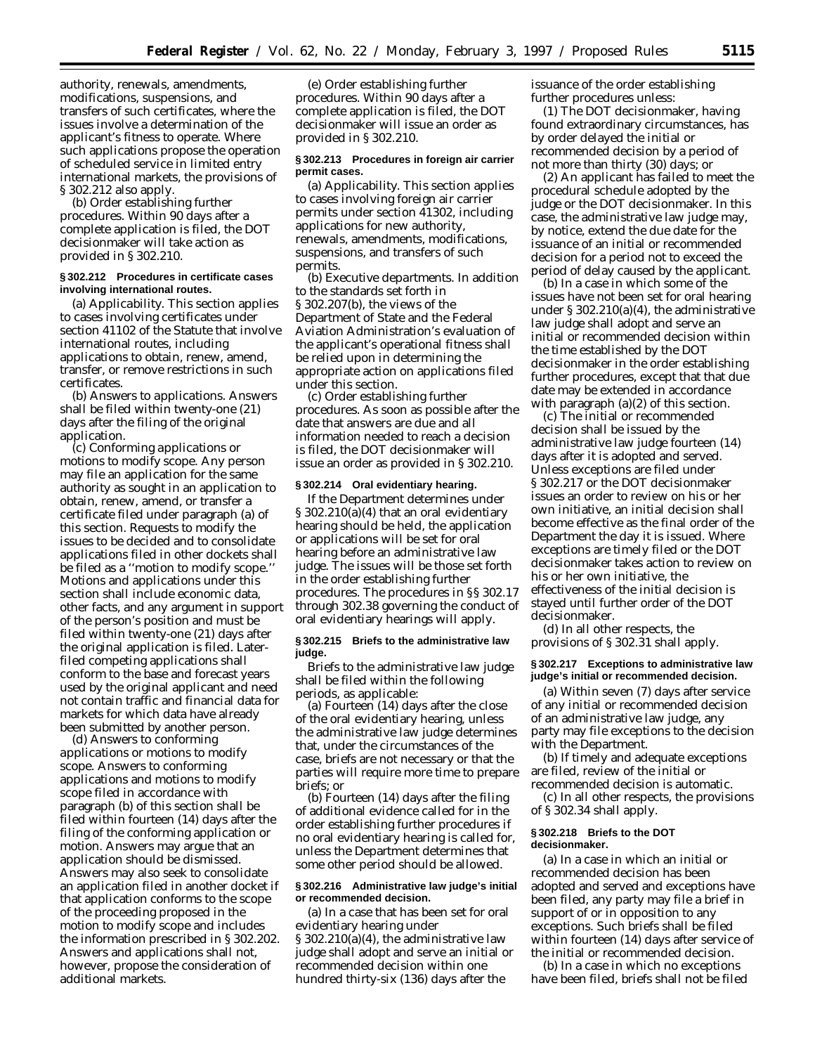authority, renewals, amendments, modifications, suspensions, and transfers of such certificates, where the issues involve a determination of the applicant's fitness to operate. Where such applications propose the operation of scheduled service in limited entry international markets, the provisions of § 302.212 also apply.

(b) *Order establishing further procedures.* Within 90 days after a complete application is filed, the DOT decisionmaker will take action as provided in § 302.210.

**§ 302.212 Procedures in certificate cases involving international routes.**

(a) *Applicability.* This section applies to cases involving certificates under section 41102 of the Statute that involve international routes, including applications to obtain, renew, amend, transfer, or remove restrictions in such certificates.

(b) *Answers to applications.* Answers shall be filed within twenty-one (21) days after the filing of the original application.

(c) *Conforming applications or motions to modify scope.* Any person may file an application for the same authority as sought in an application to obtain, renew, amend, or transfer a certificate filed under paragraph (a) of this section. Requests to modify the issues to be decided and to consolidate applications filed in other dockets shall be filed as a ''motion to modify scope.'' Motions and applications under this section shall include economic data, other facts, and any argument in support of the person's position and must be filed within twenty-one (21) days after the original application is filed. Later-filed competing applications shall conform to the base and forecast years used by the original applicant and need not contain traffic and financial data for markets for which data have already been submitted by another person.

(d) *Answers to conforming applications or motions to modify scope.* Answers to conforming applications and motions to modify scope filed in accordance with paragraph (b) of this section shall be filed within fourteen (14) days after the filing of the conforming application or motion. Answers may argue that an application should be dismissed. Answers may also seek to consolidate an application filed in another docket if that application conforms to the scope of the proceeding proposed in the motion to modify scope and includes the information prescribed in § 302.202. Answers and applications shall not, however, propose the consideration of additional markets.

(e) *Order establishing further procedures.* Within 90 days after a complete application is filed, the DOT decisionmaker will issue an order as provided in § 302.210.

**§ 302.213 Procedures in foreign air carrier permit cases.**

(a) *Applicability.* This section applies to cases involving foreign air carrier permits under section 41302, including applications for new authority, renewals, amendments, modifications, suspensions, and transfers of such permits.

(b) *Executive departments.* In addition to the standards set forth in § 302.207(b), the views of the Department of State and the Federal Aviation Administration's evaluation of the applicant's operational fitness shall be relied upon in determining the appropriate action on applications filed under this section.

(c) *Order establishing further procedures.* As soon as possible after the date that answers are due and all information needed to reach a decision is filed, the DOT decisionmaker will issue an order as provided in § 302.210.

**§ 302.214 Oral evidentiary hearing.**

If the Department determines under § 302.210(a)(4) that an oral evidentiary hearing should be held, the application or applications will be set for oral hearing before an administrative law judge. The issues will be those set forth in the order establishing further procedures. The procedures in §§ 302.17 through 302.38 governing the conduct of oral evidentiary hearings will apply.

**§ 302.215 Briefs to the administrative law judge.**

Briefs to the administrative law judge shall be filed within the following periods, as applicable:

(a) Fourteen (14) days after the close of the oral evidentiary hearing, unless the administrative law judge determines that, under the circumstances of the case, briefs are not necessary or that the parties will require more time to prepare briefs; or

(b) Fourteen (14) days after the filing of additional evidence called for in the order establishing further procedures if no oral evidentiary hearing is called for, unless the Department determines that some other period should be allowed.

**§ 302.216 Administrative law judge's initial or recommended decision.**

(a) In a case that has been set for oral evidentiary hearing under § 302.210(a)(4), the administrative law judge shall adopt and serve an initial or recommended decision within one hundred thirty-six (136) days after the issuance of the order establishing further procedures unless:

(1) The DOT decisionmaker, having found extraordinary circumstances, has by order delayed the initial or recommended decision by a period of not more than thirty (30) days; or

(2) An applicant has failed to meet the procedural schedule adopted by the judge or the DOT decisionmaker. In this case, the administrative law judge may, by notice, extend the due date for the issuance of an initial or recommended decision for a period not to exceed the period of delay caused by the applicant.

(b) In a case in which some of the issues have not been set for oral hearing under § 302.210(a)(4), the administrative law judge shall adopt and serve an initial or recommended decision within the time established by the DOT decisionmaker in the order establishing further procedures, except that that due date may be extended in accordance with paragraph (a)(2) of this section.

(c) The initial or recommended decision shall be issued by the administrative law judge fourteen (14) days after it is adopted and served. Unless exceptions are filed under § 302.217 or the DOT decisionmaker issues an order to review on his or her own initiative, an initial decision shall become effective as the final order of the Department the day it is issued. Where exceptions are timely filed or the DOT decisionmaker takes action to review on his or her own initiative, the effectiveness of the initial decision is stayed until further order of the DOT decisionmaker.

(d) In all other respects, the provisions of § 302.31 shall apply.

**§ 302.217 Exceptions to administrative law judge's initial or recommended decision.**

(a) Within seven (7) days after service of any initial or recommended decision of an administrative law judge, any party may file exceptions to the decision with the Department.

(b) If timely and adequate exceptions are filed, review of the initial or recommended decision is automatic.

(c) In all other respects, the provisions of § 302.34 shall apply.

**§ 302.218 Briefs to the DOT decisionmaker.**

(a) In a case in which an initial or recommended decision has been adopted and served and exceptions have been filed, any party may file a brief in support of or in opposition to any exceptions. Such briefs shall be filed within fourteen (14) days after service of the initial or recommended decision.

(b) In a case in which no exceptions have been filed, briefs shall not be filed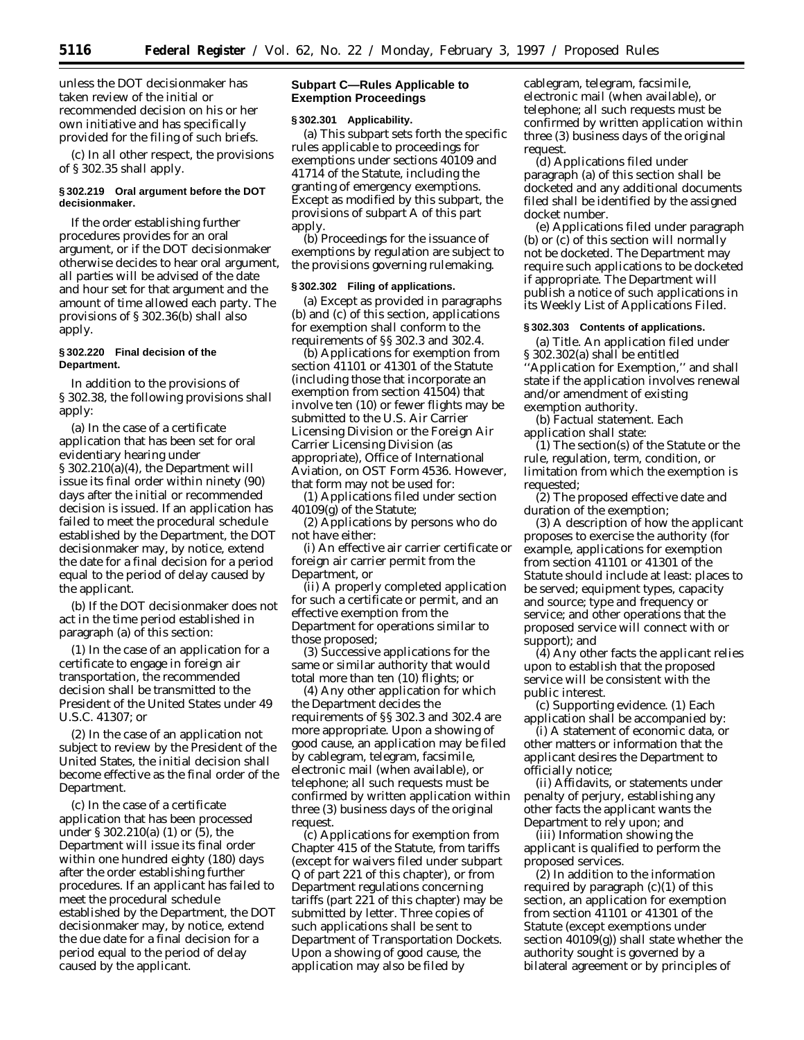unless the DOT decisionmaker has taken review of the initial or recommended decision on his or her own initiative and has specifically provided for the filing of such briefs.

(c) In all other respect, the provisions of § 302.35 shall apply.

**§ 302.219 Oral argument before the DOT decisionmaker.**

If the order establishing further procedures provides for an oral argument, or if the DOT decisionmaker otherwise decides to hear oral argument, all parties will be advised of the date and hour set for that argument and the amount of time allowed each party. The provisions of § 302.36(b) shall also apply.

**§ 302.220 Final decision of the Department.**

In addition to the provisions of § 302.38, the following provisions shall apply:

(a) In the case of a certificate application that has been set for oral evidentiary hearing under § 302.210(a)(4), the Department will issue its final order within ninety (90) days after the initial or recommended decision is issued. If an application has failed to meet the procedural schedule established by the Department, the DOT decisionmaker may, by notice, extend the date for a final decision for a period equal to the period of delay caused by the applicant.

(b) If the DOT decisionmaker does not act in the time period established in paragraph (a) of this section:

(1) In the case of an application for a certificate to engage in foreign air transportation, the recommended decision shall be transmitted to the President of the United States under 49 U.S.C. 41307; or

(2) In the case of an application not subject to review by the President of the United States, the initial decision shall become effective as the final order of the Department.

(c) In the case of a certificate application that has been processed under § 302.210(a) (1) or (5), the Department will issue its final order within one hundred eighty (180) days after the order establishing further procedures. If an applicant has failed to meet the procedural schedule established by the Department, the DOT decisionmaker may, by notice, extend the due date for a final decision for a period equal to the period of delay caused by the applicant.

## Subpart C—Rules Applicable to Exemption Proceedings

**§ 302.301 Applicability.**

(a) This subpart sets forth the specific rules applicable to proceedings for exemptions under sections 40109 and 41714 of the Statute, including the granting of emergency exemptions. Except as modified by this subpart, the provisions of subpart A of this part apply.

(b) Proceedings for the issuance of exemptions by regulation are subject to the provisions governing rulemaking.

**§ 302.302 Filing of applications.**

(a) Except as provided in paragraphs (b) and (c) of this section, applications for exemption shall conform to the requirements of §§ 302.3 and 302.4.

(b) Applications for exemption from section 41101 or 41301 of the Statute (including those that incorporate an exemption from section 41504) that involve ten (10) or fewer flights may be submitted to the U.S. Air Carrier Licensing Division or the Foreign Air Carrier Licensing Division (as appropriate), Office of International Aviation, on OST Form 4536. However, that form may not be used for:

(1) Applications filed under section 40109(g) of the Statute;

(2) Applications by persons who do not have either:

(i) An effective air carrier certificate or foreign air carrier permit from the Department, or

(ii) A properly completed application for such a certificate or permit, and an effective exemption from the Department for operations similar to those proposed;

(3) Successive applications for the same or similar authority that would total more than ten (10) flights; or

(4) Any other application for which the Department decides the requirements of §§ 302.3 and 302.4 are more appropriate. Upon a showing of good cause, an application may be filed by cablegram, telegram, facsimile, electronic mail (when available), or telephone; all such requests must be confirmed by written application within three (3) business days of the original request.

(c) Applications for exemption from Chapter 415 of the Statute, from tariffs (except for waivers filed under subpart Q of part 221 of this chapter), or from Department regulations concerning tariffs (part 221 of this chapter) may be submitted by letter. Three copies of such applications shall be sent to Department of Transportation Dockets. Upon a showing of good cause, the application may also be filed by cablegram, telegram, facsimile, electronic mail (when available), or telephone; all such requests must be confirmed by written application within three (3) business days of the original request.

(d) Applications filed under paragraph (a) of this section shall be docketed and any additional documents filed shall be identified by the assigned docket number.

(e) Applications filed under paragraph (b) or (c) of this section will normally not be docketed. The Department may require such applications to be docketed if appropriate. The Department will publish a notice of such applications in its Weekly List of Applications Filed.

**§ 302.303 Contents of applications.**

(a) *Title.* An application filed under § 302.302(a) shall be entitled ''Application for Exemption,'' and shall state if the application involves renewal and/or amendment of existing exemption authority.

(b) *Factual statement.* Each application shall state:

(1) The section(s) of the Statute or the rule, regulation, term, condition, or limitation from which the exemption is requested;

(2) The proposed effective date and duration of the exemption;

(3) A description of how the applicant proposes to exercise the authority (for example, applications for exemption from section 41101 or 41301 of the Statute should include at least: places to be served; equipment types, capacity and source; type and frequency or service; and other operations that the proposed service will connect with or support); and

(4) Any other facts the applicant relies upon to establish that the proposed service will be consistent with the public interest.

(c) *Supporting evidence.* (1) Each application shall be accompanied by:

(i) A statement of economic data, or other matters or information that the applicant desires the Department to officially notice;

(ii) Affidavits, or statements under penalty of perjury, establishing any other facts the applicant wants the Department to rely upon; and

(iii) Information showing the applicant is qualified to perform the proposed services.

(2) In addition to the information required by paragraph (c)(1) of this section, an application for exemption from section 41101 or 41301 of the Statute (except exemptions under section 40109(g)) shall state whether the authority sought is governed by a bilateral agreement or by principles of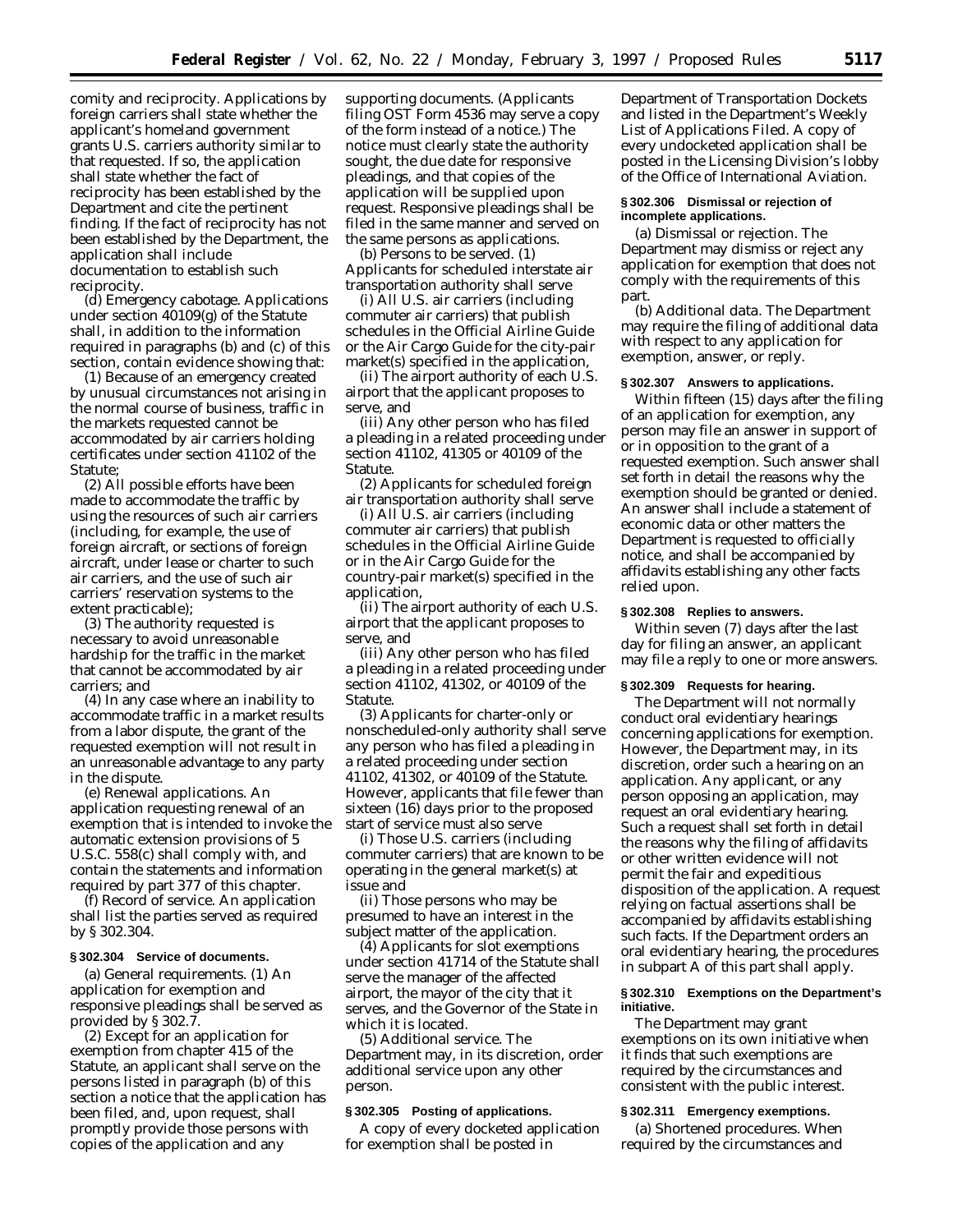comity and reciprocity. Applications by foreign carriers shall state whether the applicant's homeland government grants U.S. carriers authority similar to that requested. If so, the application shall state whether the fact of reciprocity has been established by the Department and cite the pertinent finding. If the fact of reciprocity has not been established by the Department, the application shall include documentation to establish such reciprocity.

(d) *Emergency cabotage.* Applications under section 40109(g) of the Statute shall, in addition to the information required in paragraphs (b) and (c) of this section, contain evidence showing that:

(1) Because of an emergency created by unusual circumstances not arising in the normal course of business, traffic in the markets requested cannot be accommodated by air carriers holding certificates under section 41102 of the Statute;

(2) All possible efforts have been made to accommodate the traffic by using the resources of such air carriers (including, for example, the use of foreign aircraft, or sections of foreign aircraft, under lease or charter to such air carriers, and the use of such air carriers' reservation systems to the extent practicable);

(3) The authority requested is necessary to avoid unreasonable hardship for the traffic in the market that cannot be accommodated by air carriers; and

(4) In any case where an inability to accommodate traffic in a market results from a labor dispute, the grant of the requested exemption will not result in an unreasonable advantage to any party in the dispute.

(e) *Renewal applications.* An application requesting renewal of an exemption that is intended to invoke the automatic extension provisions of 5 U.S.C. 558(c) shall comply with, and contain the statements and information required by part 377 of this chapter.

(f) *Record of service.* An application shall list the parties served as required by § 302.304.

**§ 302.304 Service of documents.**

(a) *General requirements.* (1) An application for exemption and responsive pleadings shall be served as provided by § 302.7.

(2) Except for an application for exemption from chapter 415 of the Statute, an applicant shall serve on the persons listed in paragraph (b) of this section a notice that the application has been filed, and, upon request, shall promptly provide those persons with copies of the application and any supporting documents. (Applicants filing OST Form 4536 may serve a copy of the form instead of a notice.) The notice must clearly state the authority sought, the due date for responsive pleadings, and that copies of the application will be supplied upon request. Responsive pleadings shall be filed in the same manner and served on the same persons as applications.

(b) *Persons to be served.* (1) Applicants for scheduled interstate air transportation authority shall serve

(i) All U.S. air carriers (including commuter air carriers) that publish schedules in the Official Airline Guide or the Air Cargo Guide for the city-pair market(s) specified in the application,

(ii) The airport authority of each U.S. airport that the applicant proposes to serve, and

(iii) Any other person who has filed a pleading in a related proceeding under section 41102, 41305 or 40109 of the Statute.

(2) Applicants for scheduled foreign air transportation authority shall serve

(i) All U.S. air carriers (including commuter air carriers) that publish schedules in the Official Airline Guide or in the Air Cargo Guide for the country-pair market(s) specified in the application,

(ii) The airport authority of each U.S. airport that the applicant proposes to serve, and

(iii) Any other person who has filed a pleading in a related proceeding under section 41102, 41302, or 40109 of the Statute.

(3) Applicants for charter-only or nonscheduled-only authority shall serve any person who has filed a pleading in a related proceeding under section 41102, 41302, or 40109 of the Statute. However, applicants that file fewer than sixteen (16) days prior to the proposed start of service must also serve

(i) Those U.S. carriers (including commuter carriers) that are known to be operating in the general market(s) at issue and

(ii) Those persons who may be presumed to have an interest in the subject matter of the application.

(4) Applicants for slot exemptions under section 41714 of the Statute shall serve the manager of the affected airport, the mayor of the city that it serves, and the Governor of the State in which it is located.

(5) *Additional service.* The Department may, in its discretion, order additional service upon any other person.

**§ 302.305 Posting of applications.**

A copy of every docketed application for exemption shall be posted in Department of Transportation Dockets and listed in the Department's Weekly List of Applications Filed. A copy of every undocketed application shall be posted in the Licensing Division's lobby of the Office of International Aviation.

**§ 302.306 Dismissal or rejection of incomplete applications.**

(a) *Dismissal or rejection.* The Department may dismiss or reject any application for exemption that does not comply with the requirements of this part.

(b) *Additional data.* The Department may require the filing of additional data with respect to any application for exemption, answer, or reply.

**§ 302.307 Answers to applications.**

Within fifteen (15) days after the filing of an application for exemption, any person may file an answer in support of or in opposition to the grant of a requested exemption. Such answer shall set forth in detail the reasons why the exemption should be granted or denied. An answer shall include a statement of economic data or other matters the Department is requested to officially notice, and shall be accompanied by affidavits establishing any other facts relied upon.

**§ 302.308 Replies to answers.**

Within seven (7) days after the last day for filing an answer, an applicant may file a reply to one or more answers.

**§ 302.309 Requests for hearing.**

The Department will not normally conduct oral evidentiary hearings concerning applications for exemption. However, the Department may, in its discretion, order such a hearing on an application. Any applicant, or any person opposing an application, may request an oral evidentiary hearing. Such a request shall set forth in detail the reasons why the filing of affidavits or other written evidence will not permit the fair and expeditious disposition of the application. A request relying on factual assertions shall be accompanied by affidavits establishing such facts. If the Department orders an oral evidentiary hearing, the procedures in subpart A of this part shall apply.

**§ 302.310 Exemptions on the Department's initiative.**

The Department may grant exemptions on its own initiative when it finds that such exemptions are required by the circumstances and consistent with the public interest.

**§ 302.311 Emergency exemptions.**

(a) *Shortened procedures.* When required by the circumstances and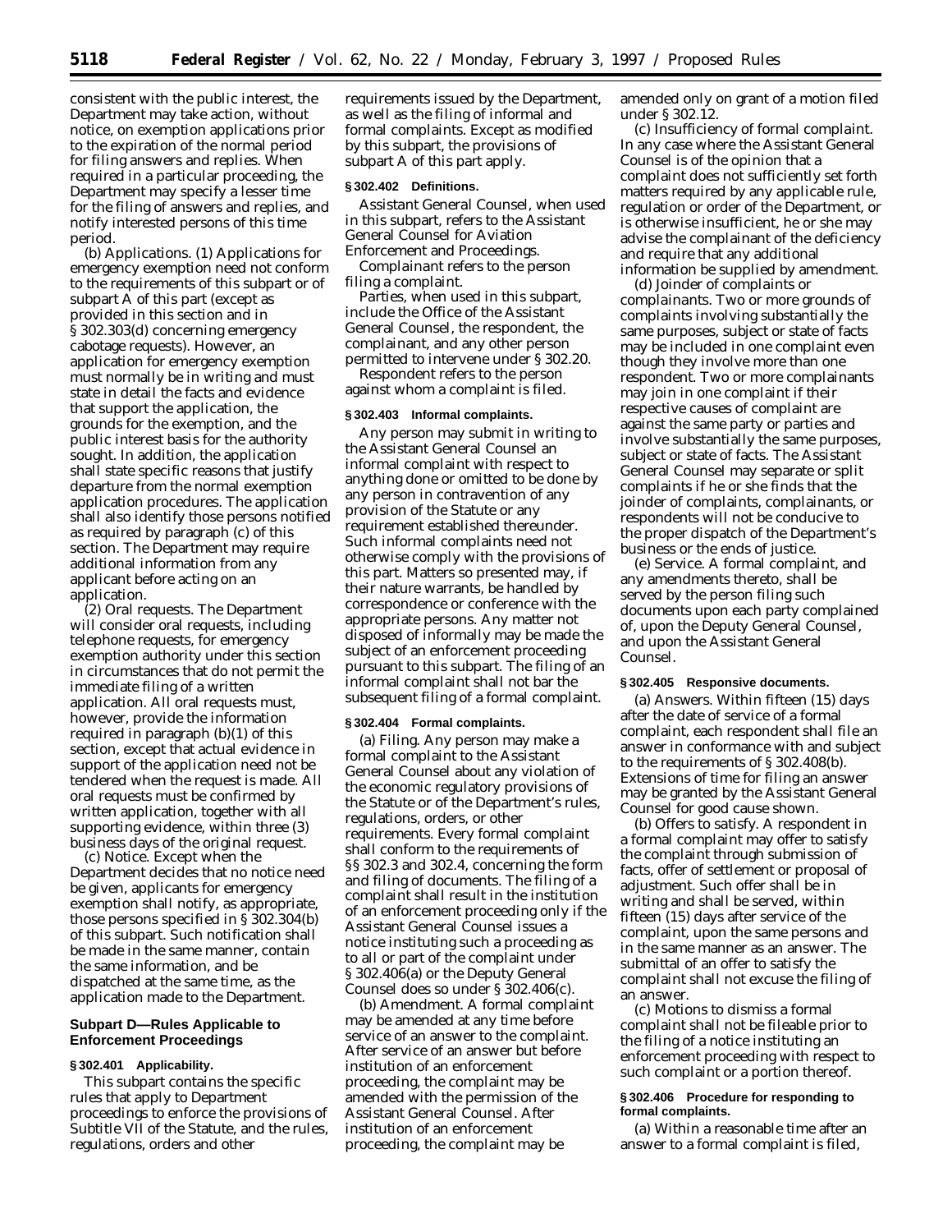consistent with the public interest, the Department may take action, without notice, on exemption applications prior to the expiration of the normal period for filing answers and replies. When required in a particular proceeding, the Department may specify a lesser time for the filing of answers and replies, and notify interested persons of this time period.

(b) *Applications.* (1) Applications for emergency exemption need not conform to the requirements of this subpart or of subpart A of this part (except as provided in this section and in § 302.303(d) concerning emergency cabotage requests). However, an application for emergency exemption must normally be in writing and must state in detail the facts and evidence that support the application, the grounds for the exemption, and the public interest basis for the authority sought. In addition, the application shall state specific reasons that justify departure from the normal exemption application procedures. The application shall also identify those persons notified as required by paragraph (c) of this section. The Department may require additional information from any applicant before acting on an application.

(2) *Oral requests.* The Department will consider oral requests, including telephone requests, for emergency exemption authority under this section in circumstances that do not permit the immediate filing of a written application. All oral requests must, however, provide the information required in paragraph (b)(1) of this section, except that actual evidence in support of the application need not be tendered when the request is made. All oral requests must be confirmed by written application, together with all supporting evidence, within three (3) business days of the original request.

(c) *Notice.* Except when the Department decides that no notice need be given, applicants for emergency exemption shall notify, as appropriate, those persons specified in § 302.304(b) of this subpart. Such notification shall be made in the same manner, contain the same information, and be dispatched at the same time, as the application made to the Department.

## Subpart D—Rules Applicable to Enforcement Proceedings

### § 302.401 Applicability.

This subpart contains the specific rules that apply to Department proceedings to enforce the provisions of Subtitle VII of the Statute, and the rules, regulations, orders and other requirements issued by the Department, as well as the filing of informal and formal complaints. Except as modified by this subpart, the provisions of subpart A of this part apply.

### § 302.402 Definitions.

*Assistant General Counsel,* when used in this subpart, refers to the Assistant General Counsel for Aviation Enforcement and Proceedings.

*Complainant* refers to the person filing a complaint.

*Parties,* when used in this subpart, include the Office of the Assistant General Counsel, the respondent, the complainant, and any other person permitted to intervene under § 302.20.

*Respondent* refers to the person against whom a complaint is filed.

### § 302.403 Informal complaints.

Any person may submit in writing to the Assistant General Counsel an informal complaint with respect to anything done or omitted to be done by any person in contravention of any provision of the Statute or any requirement established thereunder. Such informal complaints need not otherwise comply with the provisions of this part. Matters so presented may, if their nature warrants, be handled by correspondence or conference with the appropriate persons. Any matter not disposed of informally may be made the subject of an enforcement proceeding pursuant to this subpart. The filing of an informal complaint shall not bar the subsequent filing of a formal complaint.

### § 302.404 Formal complaints.

(a) *Filing.* Any person may make a formal complaint to the Assistant General Counsel about any violation of the economic regulatory provisions of the Statute or of the Department's rules, regulations, orders, or other requirements. Every formal complaint shall conform to the requirements of §§ 302.3 and 302.4, concerning the form and filing of documents. The filing of a complaint shall result in the institution of an enforcement proceeding only if the Assistant General Counsel issues a notice instituting such a proceeding as to all or part of the complaint under § 302.406(a) or the Deputy General Counsel does so under § 302.406(c).

(b) *Amendment.* A formal complaint may be amended at any time before service of an answer to the complaint. After service of an answer but before institution of an enforcement proceeding, the complaint may be amended with the permission of the Assistant General Counsel. After institution of an enforcement proceeding, the complaint may be amended only on grant of a motion filed under § 302.12.

(c) *Insufficiency of formal complaint.* In any case where the Assistant General Counsel is of the opinion that a complaint does not sufficiently set forth matters required by any applicable rule, regulation or order of the Department, or is otherwise insufficient, he or she may advise the complainant of the deficiency and require that any additional information be supplied by amendment.

(d) *Joinder of complaints or complainants.* Two or more grounds of complaints involving substantially the same purposes, subject or state of facts may be included in one complaint even though they involve more than one respondent. Two or more complainants may join in one complaint if their respective causes of complaint are against the same party or parties and involve substantially the same purposes, subject or state of facts. The Assistant General Counsel may separate or split complaints if he or she finds that the joinder of complaints, complainants, or respondents will not be conducive to the proper dispatch of the Department's business or the ends of justice.

(e) *Service.* A formal complaint, and any amendments thereto, shall be served by the person filing such documents upon each party complained of, upon the Deputy General Counsel, and upon the Assistant General Counsel.

### § 302.405 Responsive documents.

(a) *Answers.* Within fifteen (15) days after the date of service of a formal complaint, each respondent shall file an answer in conformance with and subject to the requirements of § 302.408(b). Extensions of time for filing an answer may be granted by the Assistant General Counsel for good cause shown.

(b) *Offers to satisfy.* A respondent in a formal complaint may offer to satisfy the complaint through submission of facts, offer of settlement or proposal of adjustment. Such offer shall be in writing and shall be served, within fifteen (15) days after service of the complaint, upon the same persons and in the same manner as an answer. The submittal of an offer to satisfy the complaint shall not excuse the filing of an answer.

(c) Motions to dismiss a formal complaint shall not be fileable prior to the filing of a notice instituting an enforcement proceeding with respect to such complaint or a portion thereof.

### § 302.406 Procedure for responding to formal complaints.

(a) Within a reasonable time after an answer to a formal complaint is filed,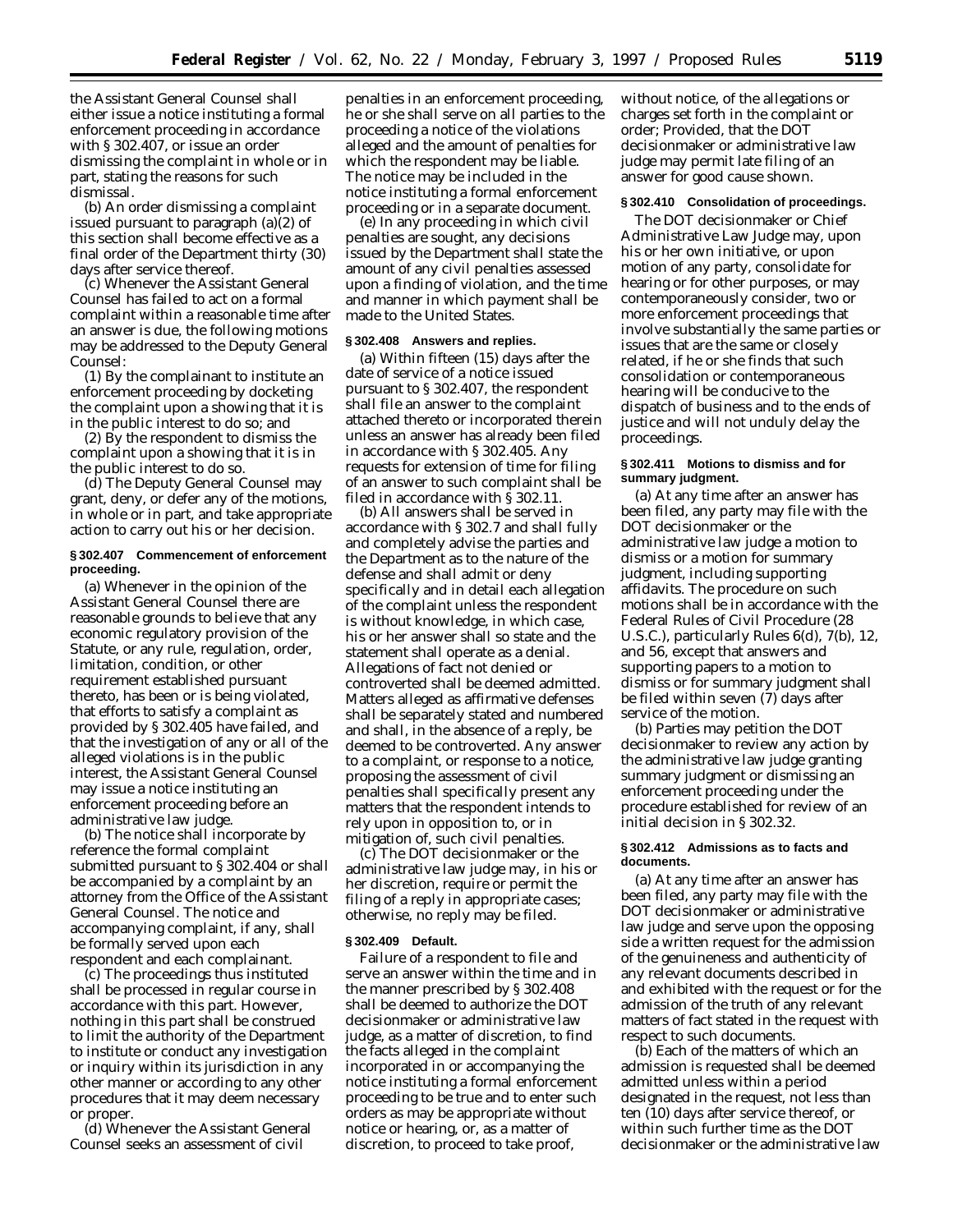the Assistant General Counsel shall either issue a notice instituting a formal enforcement proceeding in accordance with § 302.407, or issue an order dismissing the complaint in whole or in part, stating the reasons for such dismissal.

(b) An order dismissing a complaint issued pursuant to paragraph (a)(2) of this section shall become effective as a final order of the Department thirty (30) days after service thereof.

(c) Whenever the Assistant General Counsel has failed to act on a formal complaint within a reasonable time after an answer is due, the following motions may be addressed to the Deputy General Counsel:

(1) By the complainant to institute an enforcement proceeding by docketing the complaint upon a showing that it is in the public interest to do so; and

(2) By the respondent to dismiss the complaint upon a showing that it is in the public interest to do so.

(d) The Deputy General Counsel may grant, deny, or defer any of the motions, in whole or in part, and take appropriate action to carry out his or her decision.

**§ 302.407 Commencement of enforcement proceeding.**

(a) Whenever in the opinion of the Assistant General Counsel there are reasonable grounds to believe that any economic regulatory provision of the Statute, or any rule, regulation, order, limitation, condition, or other requirement established pursuant thereto, has been or is being violated, that efforts to satisfy a complaint as provided by § 302.405 have failed, and that the investigation of any or all of the alleged violations is in the public interest, the Assistant General Counsel may issue a notice instituting an enforcement proceeding before an administrative law judge.

(b) The notice shall incorporate by reference the formal complaint submitted pursuant to § 302.404 or shall be accompanied by a complaint by an attorney from the Office of the Assistant General Counsel. The notice and accompanying complaint, if any, shall be formally served upon each respondent and each complainant.

(c) The proceedings thus instituted shall be processed in regular course in accordance with this part. However, nothing in this part shall be construed to limit the authority of the Department to institute or conduct any investigation or inquiry within its jurisdiction in any other manner or according to any other procedures that it may deem necessary or proper.

(d) Whenever the Assistant General Counsel seeks an assessment of civil penalties in an enforcement proceeding, he or she shall serve on all parties to the proceeding a notice of the violations alleged and the amount of penalties for which the respondent may be liable. The notice may be included in the notice instituting a formal enforcement proceeding or in a separate document.

(e) In any proceeding in which civil penalties are sought, any decisions issued by the Department shall state the amount of any civil penalties assessed upon a finding of violation, and the time and manner in which payment shall be made to the United States.

**§ 302.408 Answers and replies.**

(a) Within fifteen (15) days after the date of service of a notice issued pursuant to § 302.407, the respondent shall file an answer to the complaint attached thereto or incorporated therein unless an answer has already been filed in accordance with § 302.405. Any requests for extension of time for filing of an answer to such complaint shall be filed in accordance with § 302.11.

(b) All answers shall be served in accordance with § 302.7 and shall fully and completely advise the parties and the Department as to the nature of the defense and shall admit or deny specifically and in detail each allegation of the complaint unless the respondent is without knowledge, in which case, his or her answer shall so state and the statement shall operate as a denial. Allegations of fact not denied or controverted shall be deemed admitted. Matters alleged as affirmative defenses shall be separately stated and numbered and shall, in the absence of a reply, be deemed to be controverted. Any answer to a complaint, or response to a notice, proposing the assessment of civil penalties shall specifically present any matters that the respondent intends to rely upon in opposition to, or in mitigation of, such civil penalties.

(c) The DOT decisionmaker or the administrative law judge may, in his or her discretion, require or permit the filing of a reply in appropriate cases; otherwise, no reply may be filed.

**§ 302.409 Default.**

Failure of a respondent to file and serve an answer within the time and in the manner prescribed by § 302.408 shall be deemed to authorize the DOT decisionmaker or administrative law judge, as a matter of discretion, to find the facts alleged in the complaint incorporated in or accompanying the notice instituting a formal enforcement proceeding to be true and to enter such orders as may be appropriate without notice or hearing, or, as a matter of discretion, to proceed to take proof, without notice, of the allegations or charges set forth in the complaint or order; Provided, that the DOT decisionmaker or administrative law judge may permit late filing of an answer for good cause shown.

**§ 302.410 Consolidation of proceedings.**

The DOT decisionmaker or Chief Administrative Law Judge may, upon his or her own initiative, or upon motion of any party, consolidate for hearing or for other purposes, or may contemporaneously consider, two or more enforcement proceedings that involve substantially the same parties or issues that are the same or closely related, if he or she finds that such consolidation or contemporaneous hearing will be conducive to the dispatch of business and to the ends of justice and will not unduly delay the proceedings.

**§ 302.411 Motions to dismiss and for summary judgment.**

(a) At any time after an answer has been filed, any party may file with the DOT decisionmaker or the administrative law judge a motion to dismiss or a motion for summary judgment, including supporting affidavits. The procedure on such motions shall be in accordance with the Federal Rules of Civil Procedure (28 U.S.C.), particularly Rules 6(d), 7(b), 12, and 56, except that answers and supporting papers to a motion to dismiss or for summary judgment shall be filed within seven (7) days after service of the motion.

(b) Parties may petition the DOT decisionmaker to review any action by the administrative law judge granting summary judgment or dismissing an enforcement proceeding under the procedure established for review of an initial decision in § 302.32.

**§ 302.412 Admissions as to facts and documents.**

(a) At any time after an answer has been filed, any party may file with the DOT decisionmaker or administrative law judge and serve upon the opposing side a written request for the admission of the genuineness and authenticity of any relevant documents described in and exhibited with the request or for the admission of the truth of any relevant matters of fact stated in the request with respect to such documents.

(b) Each of the matters of which an admission is requested shall be deemed admitted unless within a period designated in the request, not less than ten (10) days after service thereof, or within such further time as the DOT decisionmaker or the administrative law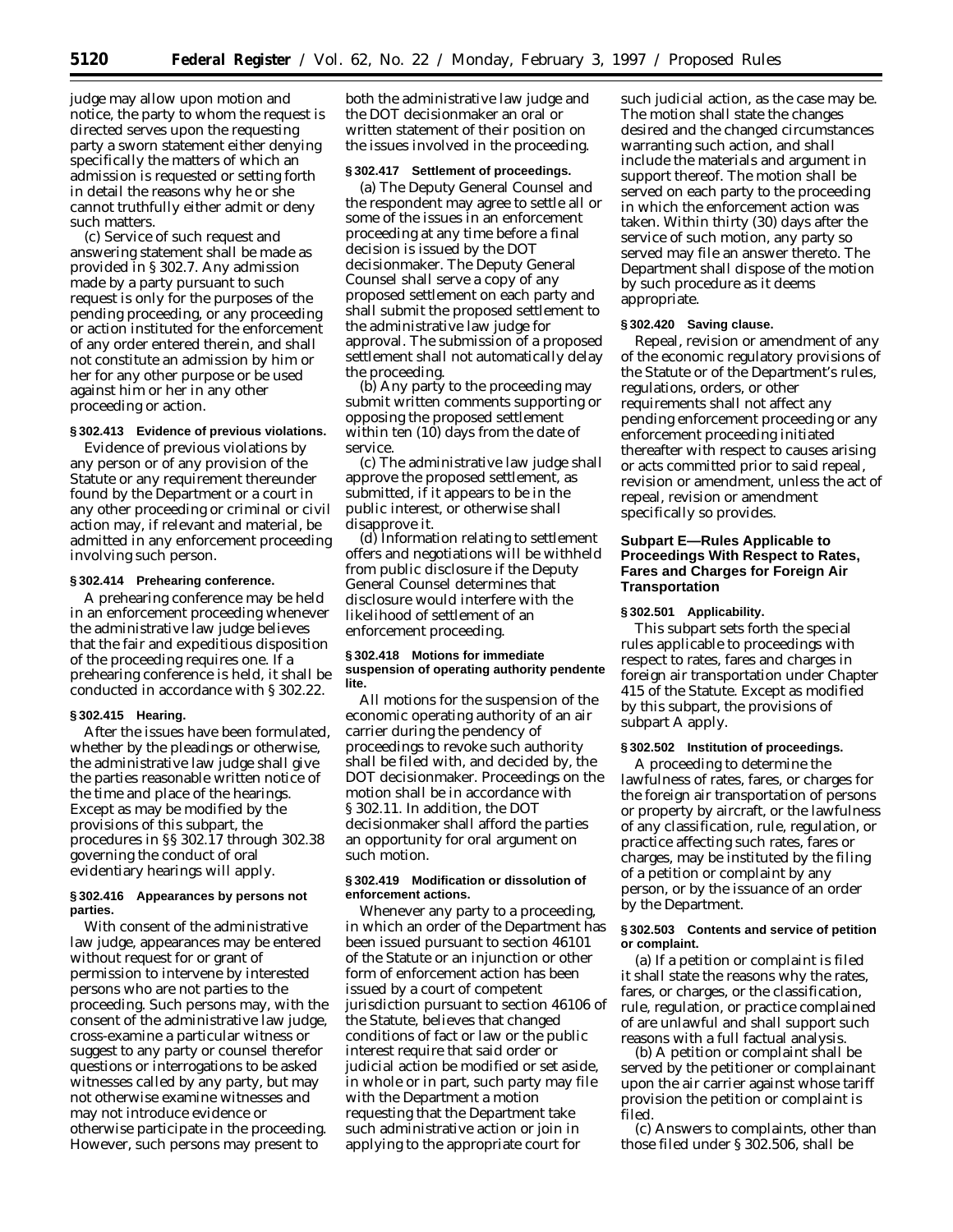judge may allow upon motion and notice, the party to whom the request is directed serves upon the requesting party a sworn statement either denying specifically the matters of which an admission is requested or setting forth in detail the reasons why he or she cannot truthfully either admit or deny such matters.

(c) Service of such request and answering statement shall be made as provided in § 302.7. Any admission made by a party pursuant to such request is only for the purposes of the pending proceeding, or any proceeding or action instituted for the enforcement of any order entered therein, and shall not constitute an admission by him or her for any other purpose or be used against him or her in any other proceeding or action.

**§ 302.413 Evidence of previous violations.**

Evidence of previous violations by any person or of any provision of the Statute or any requirement thereunder found by the Department or a court in any other proceeding or criminal or civil action may, if relevant and material, be admitted in any enforcement proceeding involving such person.

**§ 302.414 Prehearing conference.**

A prehearing conference may be held in an enforcement proceeding whenever the administrative law judge believes that the fair and expeditious disposition of the proceeding requires one. If a prehearing conference is held, it shall be conducted in accordance with § 302.22.

**§ 302.415 Hearing.**

After the issues have been formulated, whether by the pleadings or otherwise, the administrative law judge shall give the parties reasonable written notice of the time and place of the hearings. Except as may be modified by the provisions of this subpart, the procedures in §§ 302.17 through 302.38 governing the conduct of oral evidentiary hearings will apply.

**§ 302.416 Appearances by persons not parties.**

With consent of the administrative law judge, appearances may be entered without request for or grant of permission to intervene by interested persons who are not parties to the proceeding. Such persons may, with the consent of the administrative law judge, cross-examine a particular witness or suggest to any party or counsel therefor questions or interrogations to be asked witnesses called by any party, but may not otherwise examine witnesses and may not introduce evidence or otherwise participate in the proceeding. However, such persons may present to both the administrative law judge and the DOT decisionmaker an oral or written statement of their position on the issues involved in the proceeding.

**§ 302.417 Settlement of proceedings.**

(a) The Deputy General Counsel and the respondent may agree to settle all or some of the issues in an enforcement proceeding at any time before a final decision is issued by the DOT decisionmaker. The Deputy General Counsel shall serve a copy of any proposed settlement on each party and shall submit the proposed settlement to the administrative law judge for approval. The submission of a proposed settlement shall not automatically delay the proceeding.

(b) Any party to the proceeding may submit written comments supporting or opposing the proposed settlement within ten (10) days from the date of service.

(c) The administrative law judge shall approve the proposed settlement, as submitted, if it appears to be in the public interest, or otherwise shall disapprove it.

(d) Information relating to settlement offers and negotiations will be withheld from public disclosure if the Deputy General Counsel determines that disclosure would interfere with the likelihood of settlement of an enforcement proceeding.

**§ 302.418 Motions for immediate suspension of operating authority pendente lite.**

All motions for the suspension of the economic operating authority of an air carrier during the pendency of proceedings to revoke such authority shall be filed with, and decided by, the DOT decisionmaker. Proceedings on the motion shall be in accordance with § 302.11. In addition, the DOT decisionmaker shall afford the parties an opportunity for oral argument on such motion.

**§ 302.419 Modification or dissolution of enforcement actions.**

Whenever any party to a proceeding, in which an order of the Department has been issued pursuant to section 46101 of the Statute or an injunction or other form of enforcement action has been issued by a court of competent jurisdiction pursuant to section 46106 of the Statute, believes that changed conditions of fact or law or the public interest require that said order or judicial action be modified or set aside, in whole or in part, such party may file with the Department a motion requesting that the Department take such administrative action or join in applying to the appropriate court for such judicial action, as the case may be. The motion shall state the changes desired and the changed circumstances warranting such action, and shall include the materials and argument in support thereof. The motion shall be served on each party to the proceeding in which the enforcement action was taken. Within thirty (30) days after the service of such motion, any party so served may file an answer thereto. The Department shall dispose of the motion by such procedure as it deems appropriate.

**§ 302.420 Saving clause.**

Repeal, revision or amendment of any of the economic regulatory provisions of the Statute or of the Department's rules, regulations, orders, or other requirements shall not affect any pending enforcement proceeding or any enforcement proceeding initiated thereafter with respect to causes arising or acts committed prior to said repeal, revision or amendment, unless the act of repeal, revision or amendment specifically so provides.

## Subpart E—Rules Applicable to Proceedings With Respect to Rates, Fares and Charges for Foreign Air Transportation

**§ 302.501 Applicability.**

This subpart sets forth the special rules applicable to proceedings with respect to rates, fares and charges in foreign air transportation under Chapter 415 of the Statute. Except as modified by this subpart, the provisions of subpart A apply.

**§ 302.502 Institution of proceedings.**

A proceeding to determine the lawfulness of rates, fares, or charges for the foreign air transportation of persons or property by aircraft, or the lawfulness of any classification, rule, regulation, or practice affecting such rates, fares or charges, may be instituted by the filing of a petition or complaint by any person, or by the issuance of an order by the Department.

**§ 302.503 Contents and service of petition or complaint.**

(a) If a petition or complaint is filed it shall state the reasons why the rates, fares, or charges, or the classification, rule, regulation, or practice complained of are unlawful and shall support such reasons with a full factual analysis.

(b) A petition or complaint shall be served by the petitioner or complainant upon the air carrier against whose tariff provision the petition or complaint is filed.

(c) Answers to complaints, other than those filed under § 302.506, shall be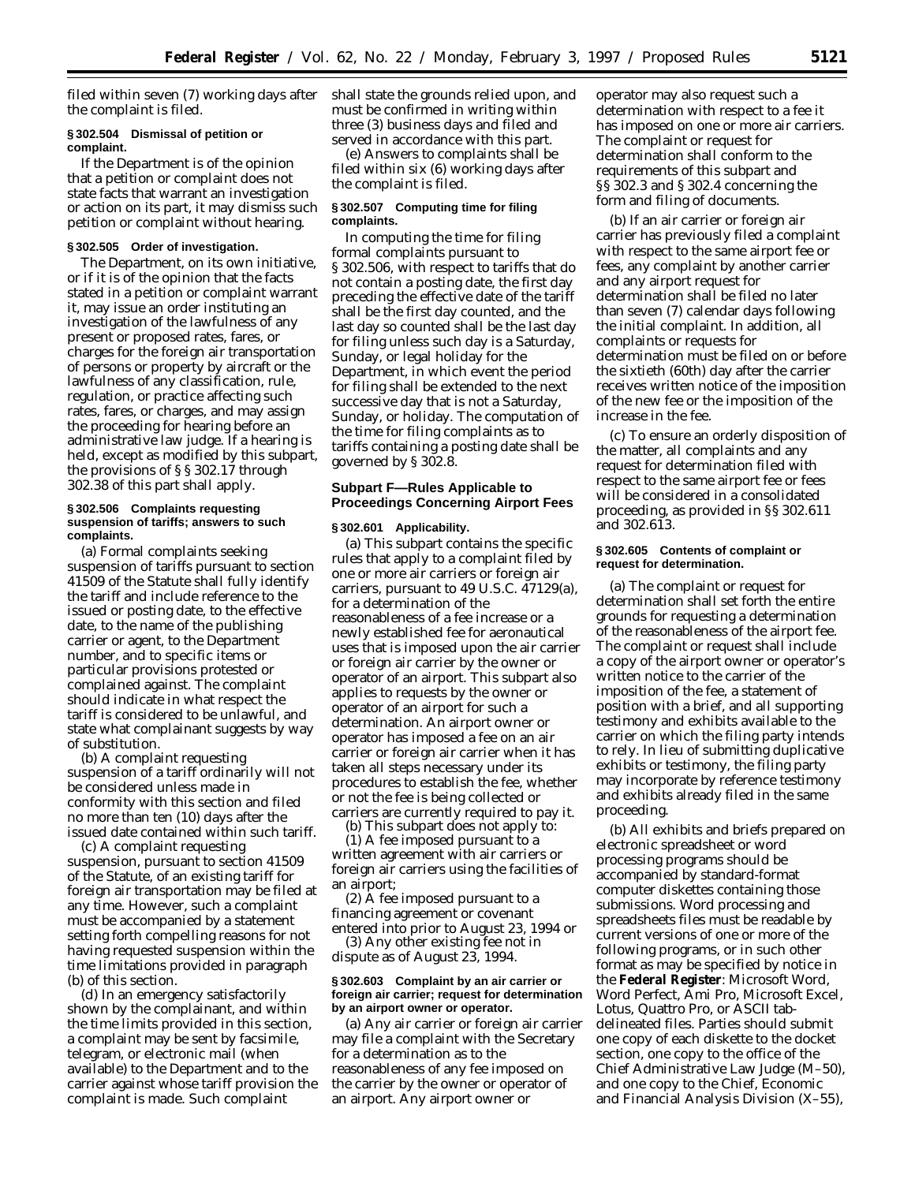filed within seven (7) working days after the complaint is filed.

**§ 302.504 Dismissal of petition or complaint.**

If the Department is of the opinion that a petition or complaint does not state facts that warrant an investigation or action on its part, it may dismiss such petition or complaint without hearing.

**§ 302.505 Order of investigation.**

The Department, on its own initiative, or if it is of the opinion that the facts stated in a petition or complaint warrant it, may issue an order instituting an investigation of the lawfulness of any present or proposed rates, fares, or charges for the foreign air transportation of persons or property by aircraft or the lawfulness of any classification, rule, regulation, or practice affecting such rates, fares, or charges, and may assign the proceeding for hearing before an administrative law judge. If a hearing is held, except as modified by this subpart, the provisions of §§ 302.17 through 302.38 of this part shall apply.

**§ 302.506 Complaints requesting suspension of tariffs; answers to such complaints.**

(a) Formal complaints seeking suspension of tariffs pursuant to section 41509 of the Statute shall fully identify the tariff and include reference to the issued or posting date, to the effective date, to the name of the publishing carrier or agent, to the Department number, and to specific items or particular provisions protested or complained against. The complaint should indicate in what respect the tariff is considered to be unlawful, and state what complainant suggests by way of substitution.

(b) A complaint requesting suspension of a tariff ordinarily will not be considered unless made in conformity with this section and filed no more than ten (10) days after the issued date contained within such tariff.

(c) A complaint requesting suspension, pursuant to section 41509 of the Statute, of an existing tariff for foreign air transportation may be filed at any time. However, such a complaint must be accompanied by a statement setting forth compelling reasons for not having requested suspension within the time limitations provided in paragraph (b) of this section.

(d) In an emergency satisfactorily shown by the complainant, and within the time limits provided in this section, a complaint may be sent by facsimile, telegram, or electronic mail (when available) to the Department and to the carrier against whose tariff provision the complaint is made. Such complaint shall state the grounds relied upon, and must be confirmed in writing within three (3) business days and filed and served in accordance with this part.

(e) Answers to complaints shall be filed within six (6) working days after the complaint is filed.

**§ 302.507 Computing time for filing complaints.**

In computing the time for filing formal complaints pursuant to § 302.506, with respect to tariffs that do not contain a posting date, the first day preceding the effective date of the tariff shall be the first day counted, and the last day so counted shall be the last day for filing unless such day is a Saturday, Sunday, or legal holiday for the Department, in which event the period for filing shall be extended to the next successive day that is not a Saturday, Sunday, or holiday. The computation of the time for filing complaints as to tariffs containing a posting date shall be governed by § 302.8.

## Subpart F—Rules Applicable to Proceedings Concerning Airport Fees

**§ 302.601 Applicability.**

(a) This subpart contains the specific rules that apply to a complaint filed by one or more air carriers or foreign air carriers, pursuant to 49 U.S.C. 47129(a), for a determination of the reasonableness of a fee increase or a newly established fee for aeronautical uses that is imposed upon the air carrier or foreign air carrier by the owner or operator of an airport. This subpart also applies to requests by the owner or operator of an airport for such a determination. An airport owner or operator has imposed a fee on an air carrier or foreign air carrier when it has taken all steps necessary under its procedures to establish the fee, whether or not the fee is being collected or carriers are currently required to pay it.

(b) This subpart does not apply to:

(1) A fee imposed pursuant to a written agreement with air carriers or foreign air carriers using the facilities of an airport;

(2) A fee imposed pursuant to a financing agreement or covenant entered into prior to August 23, 1994 or

(3) Any other existing fee not in dispute as of August 23, 1994.

**§ 302.603 Complaint by an air carrier or foreign air carrier; request for determination by an airport owner or operator.**

(a) Any air carrier or foreign air carrier may file a complaint with the Secretary for a determination as to the reasonableness of any fee imposed on the carrier by the owner or operator of an airport. Any airport owner or operator may also request such a determination with respect to a fee it has imposed on one or more air carriers. The complaint or request for determination shall conform to the requirements of this subpart and §§ 302.3 and § 302.4 concerning the form and filing of documents.

(b) If an air carrier or foreign air carrier has previously filed a complaint with respect to the same airport fee or fees, any complaint by another carrier and any airport request for determination shall be filed no later than seven (7) calendar days following the initial complaint. In addition, all complaints or requests for determination must be filed on or before the sixtieth (60th) day after the carrier receives written notice of the imposition of the new fee or the imposition of the increase in the fee.

(c) To ensure an orderly disposition of the matter, all complaints and any request for determination filed with respect to the same airport fee or fees will be considered in a consolidated proceeding, as provided in §§ 302.611 and 302.613.

**§ 302.605 Contents of complaint or request for determination.**

(a) The complaint or request for determination shall set forth the entire grounds for requesting a determination of the reasonableness of the airport fee. The complaint or request shall include a copy of the airport owner or operator's written notice to the carrier of the imposition of the fee, a statement of position with a brief, and all supporting testimony and exhibits available to the carrier on which the filing party intends to rely. In lieu of submitting duplicative exhibits or testimony, the filing party may incorporate by reference testimony and exhibits already filed in the same proceeding.

(b) All exhibits and briefs prepared on electronic spreadsheet or word processing programs should be accompanied by standard-format computer diskettes containing those submissions. Word processing and spreadsheets files must be readable by current versions of one or more of the following programs, or in such other format as may be specified by notice in the **Federal Register**: Microsoft Word, Word Perfect, Ami Pro, Microsoft Excel, Lotus, Quattro Pro, or ASCII tab-delineated files. Parties should submit one copy of each diskette to the docket section, one copy to the office of the Chief Administrative Law Judge (M–50), and one copy to the Chief, Economic and Financial Analysis Division (X–55),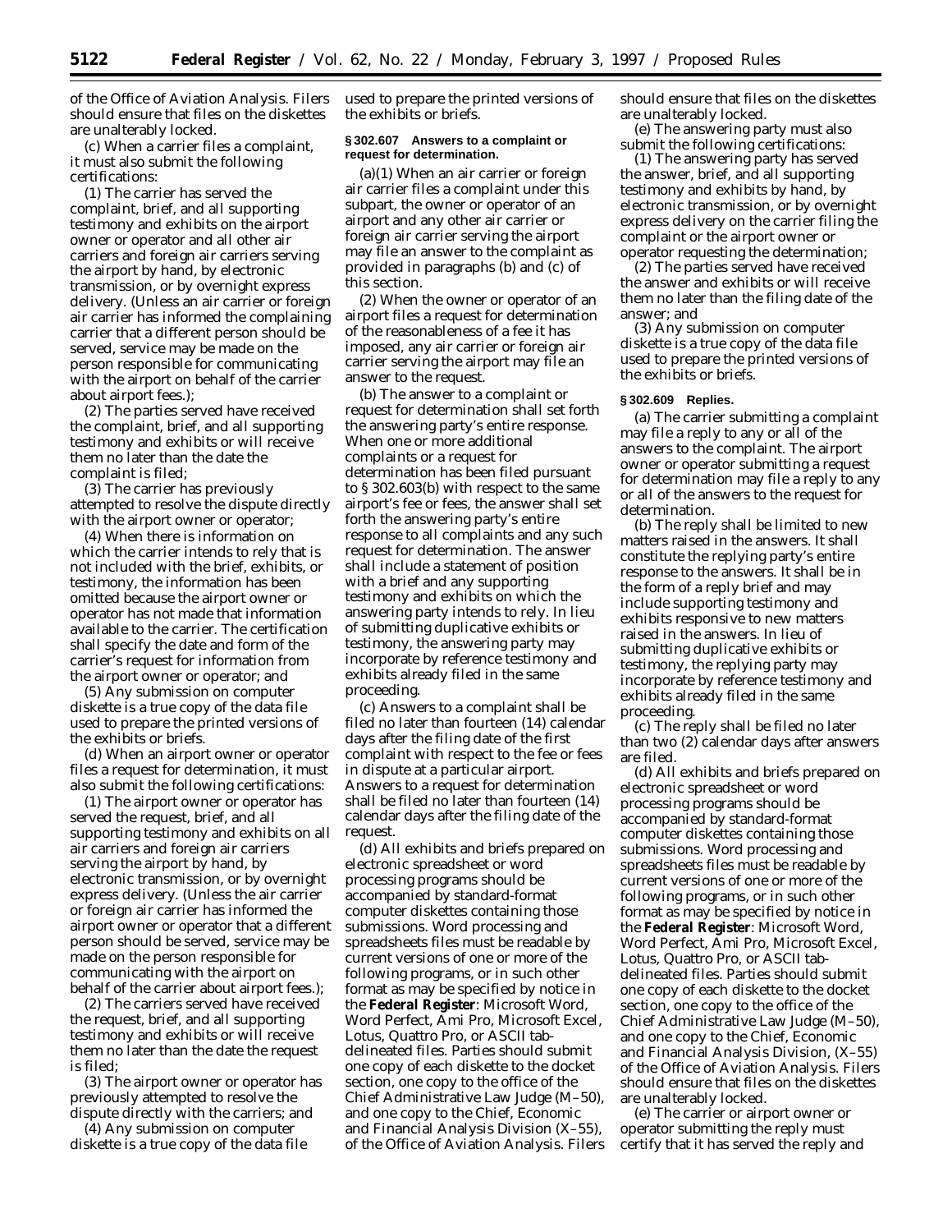of the Office of Aviation Analysis. Filers should ensure that files on the diskettes are unalterably locked.

(c) When a carrier files a complaint, it must also submit the following certifications:

(1) The carrier has served the complaint, brief, and all supporting testimony and exhibits on the airport owner or operator and all other air carriers and foreign air carriers serving the airport by hand, by electronic transmission, or by overnight express delivery. (Unless an air carrier or foreign air carrier has informed the complaining carrier that a different person should be served, service may be made on the person responsible for communicating with the airport on behalf of the carrier about airport fees.);

(2) The parties served have received the complaint, brief, and all supporting testimony and exhibits or will receive them no later than the date the complaint is filed;

(3) The carrier has previously attempted to resolve the dispute directly with the airport owner or operator;

(4) When there is information on which the carrier intends to rely that is not included with the brief, exhibits, or testimony, the information has been omitted because the airport owner or operator has not made that information available to the carrier. The certification shall specify the date and form of the carrier's request for information from the airport owner or operator; and

(5) Any submission on computer diskette is a true copy of the data file used to prepare the printed versions of the exhibits or briefs.

(d) When an airport owner or operator files a request for determination, it must also submit the following certifications:

(1) The airport owner or operator has served the request, brief, and all supporting testimony and exhibits on all air carriers and foreign air carriers serving the airport by hand, by electronic transmission, or by overnight express delivery. (Unless the air carrier or foreign air carrier has informed the airport owner or operator that a different person should be served, service may be made on the person responsible for communicating with the airport on behalf of the carrier about airport fees.);

(2) The carriers served have received the request, brief, and all supporting testimony and exhibits or will receive them no later than the date the request is filed;

(3) The airport owner or operator has previously attempted to resolve the dispute directly with the carriers; and

(4) Any submission on computer diskette is a true copy of the data file used to prepare the printed versions of the exhibits or briefs.

**§ 302.607 Answers to a complaint or request for determination.**

(a)(1) When an air carrier or foreign air carrier files a complaint under this subpart, the owner or operator of an airport and any other air carrier or foreign air carrier serving the airport may file an answer to the complaint as provided in paragraphs (b) and (c) of this section.

(2) When the owner or operator of an airport files a request for determination of the reasonableness of a fee it has imposed, any air carrier or foreign air carrier serving the airport may file an answer to the request.

(b) The answer to a complaint or request for determination shall set forth the answering party's entire response. When one or more additional complaints or a request for determination has been filed pursuant to § 302.603(b) with respect to the same airport's fee or fees, the answer shall set forth the answering party's entire response to all complaints and any such request for determination. The answer shall include a statement of position with a brief and any supporting testimony and exhibits on which the answering party intends to rely. In lieu of submitting duplicative exhibits or testimony, the answering party may incorporate by reference testimony and exhibits already filed in the same proceeding.

(c) Answers to a complaint shall be filed no later than fourteen (14) calendar days after the filing date of the first complaint with respect to the fee or fees in dispute at a particular airport. Answers to a request for determination shall be filed no later than fourteen (14) calendar days after the filing date of the request.

(d) All exhibits and briefs prepared on electronic spreadsheet or word processing programs should be accompanied by standard-format computer diskettes containing those submissions. Word processing and spreadsheets files must be readable by current versions of one or more of the following programs, or in such other format as may be specified by notice in the **Federal Register**: Microsoft Word, Word Perfect, Ami Pro, Microsoft Excel, Lotus, Quattro Pro, or ASCII tab-delineated files. Parties should submit one copy of each diskette to the docket section, one copy to the office of the Chief Administrative Law Judge (M–50), and one copy to the Chief, Economic and Financial Analysis Division (X–55), of the Office of Aviation Analysis. Filers should ensure that files on the diskettes are unalterably locked.

(e) The answering party must also submit the following certifications:

(1) The answering party has served the answer, brief, and all supporting testimony and exhibits by hand, by electronic transmission, or by overnight express delivery on the carrier filing the complaint or the airport owner or operator requesting the determination;

(2) The parties served have received the answer and exhibits or will receive them no later than the filing date of the answer; and

(3) Any submission on computer diskette is a true copy of the data file used to prepare the printed versions of the exhibits or briefs.

**§ 302.609 Replies.**

(a) The carrier submitting a complaint may file a reply to any or all of the answers to the complaint. The airport owner or operator submitting a request for determination may file a reply to any or all of the answers to the request for determination.

(b) The reply shall be limited to new matters raised in the answers. It shall constitute the replying party's entire response to the answers. It shall be in the form of a reply brief and may include supporting testimony and exhibits responsive to new matters raised in the answers. In lieu of submitting duplicative exhibits or testimony, the replying party may incorporate by reference testimony and exhibits already filed in the same proceeding.

(c) The reply shall be filed no later than two (2) calendar days after answers are filed.

(d) All exhibits and briefs prepared on electronic spreadsheet or word processing programs should be accompanied by standard-format computer diskettes containing those submissions. Word processing and spreadsheets files must be readable by current versions of one or more of the following programs, or in such other format as may be specified by notice in the **Federal Register**: Microsoft Word, Word Perfect, Ami Pro, Microsoft Excel, Lotus, Quattro Pro, or ASCII tab-delineated files. Parties should submit one copy of each diskette to the docket section, one copy to the office of the Chief Administrative Law Judge (M–50), and one copy to the Chief, Economic and Financial Analysis Division, (X–55) of the Office of Aviation Analysis. Filers should ensure that files on the diskettes are unalterably locked.

(e) The carrier or airport owner or operator submitting the reply must certify that it has served the reply and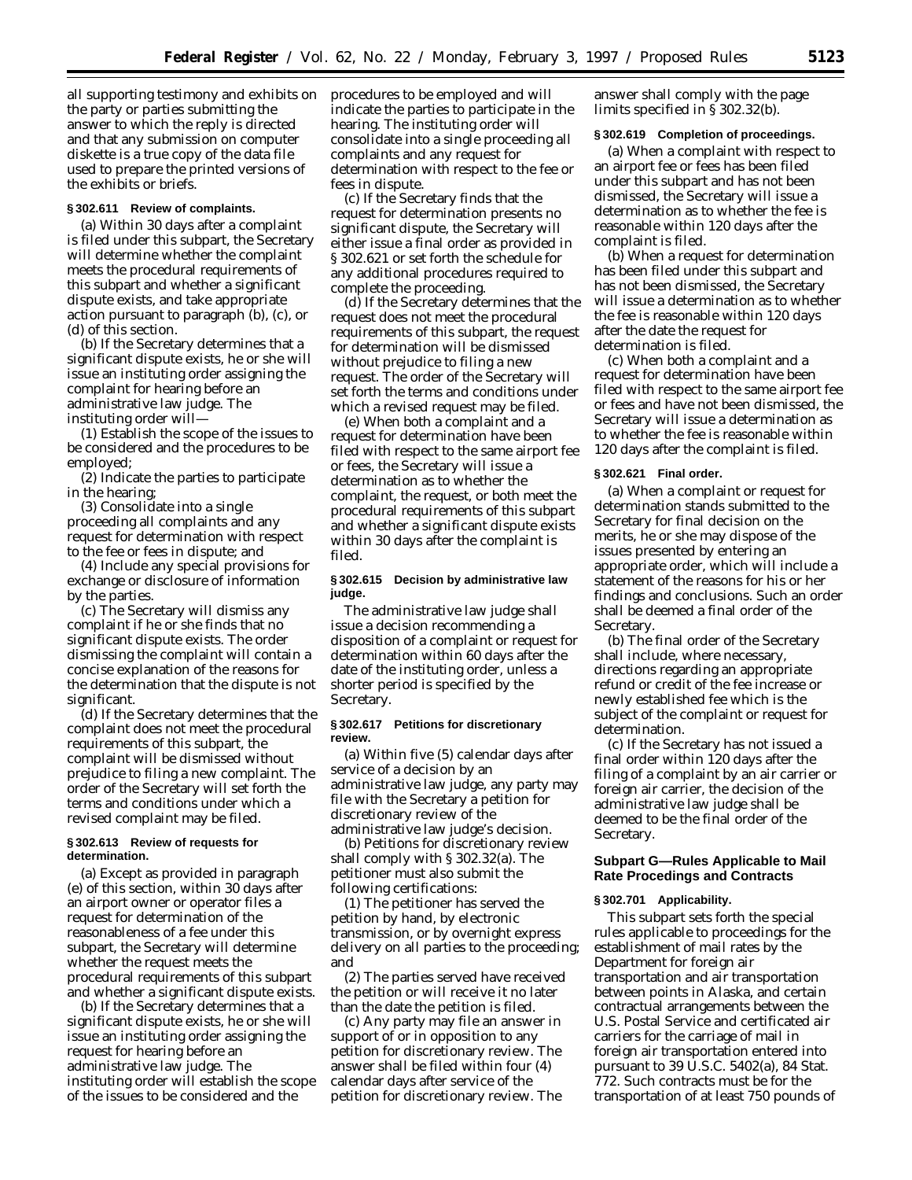all supporting testimony and exhibits on the party or parties submitting the answer to which the reply is directed and that any submission on computer diskette is a true copy of the data file used to prepare the printed versions of the exhibits or briefs.

**§ 302.611 Review of complaints.**

(a) Within 30 days after a complaint is filed under this subpart, the Secretary will determine whether the complaint meets the procedural requirements of this subpart and whether a significant dispute exists, and take appropriate action pursuant to paragraph (b), (c), or (d) of this section.

(b) If the Secretary determines that a significant dispute exists, he or she will issue an instituting order assigning the complaint for hearing before an administrative law judge. The instituting order will—

(1) Establish the scope of the issues to be considered and the procedures to be employed;

(2) Indicate the parties to participate in the hearing;

(3) Consolidate into a single proceeding all complaints and any request for determination with respect to the fee or fees in dispute; and

(4) Include any special provisions for exchange or disclosure of information by the parties.

(c) The Secretary will dismiss any complaint if he or she finds that no significant dispute exists. The order dismissing the complaint will contain a concise explanation of the reasons for the determination that the dispute is not significant.

(d) If the Secretary determines that the complaint does not meet the procedural requirements of this subpart, the complaint will be dismissed without prejudice to filing a new complaint. The order of the Secretary will set forth the terms and conditions under which a revised complaint may be filed.

**§ 302.613 Review of requests for determination.**

(a) Except as provided in paragraph (e) of this section, within 30 days after an airport owner or operator files a request for determination of the reasonableness of a fee under this subpart, the Secretary will determine whether the request meets the procedural requirements of this subpart and whether a significant dispute exists.

(b) If the Secretary determines that a significant dispute exists, he or she will issue an instituting order assigning the request for hearing before an administrative law judge. The instituting order will establish the scope of the issues to be considered and the procedures to be employed and will indicate the parties to participate in the hearing. The instituting order will consolidate into a single proceeding all complaints and any request for determination with respect to the fee or fees in dispute.

(c) If the Secretary finds that the request for determination presents no significant dispute, the Secretary will either issue a final order as provided in § 302.621 or set forth the schedule for any additional procedures required to complete the proceeding.

(d) If the Secretary determines that the request does not meet the procedural requirements of this subpart, the request for determination will be dismissed without prejudice to filing a new request. The order of the Secretary will set forth the terms and conditions under which a revised request may be filed.

(e) When both a complaint and a request for determination have been filed with respect to the same airport fee or fees, the Secretary will issue a determination as to whether the complaint, the request, or both meet the procedural requirements of this subpart and whether a significant dispute exists within 30 days after the complaint is filed.

**§ 302.615 Decision by administrative law judge.**

The administrative law judge shall issue a decision recommending a disposition of a complaint or request for determination within 60 days after the date of the instituting order, unless a shorter period is specified by the Secretary.

**§ 302.617 Petitions for discretionary review.**

(a) Within five (5) calendar days after service of a decision by an administrative law judge, any party may file with the Secretary a petition for discretionary review of the administrative law judge's decision.

(b) Petitions for discretionary review shall comply with § 302.32(a). The petitioner must also submit the following certifications:

(1) The petitioner has served the petition by hand, by electronic transmission, or by overnight express delivery on all parties to the proceeding; and

(2) The parties served have received the petition or will receive it no later than the date the petition is filed.

(c) Any party may file an answer in support of or in opposition to any petition for discretionary review. The answer shall be filed within four (4) calendar days after service of the petition for discretionary review. The answer shall comply with the page limits specified in § 302.32(b).

**§ 302.619 Completion of proceedings.**

(a) When a complaint with respect to an airport fee or fees has been filed under this subpart and has not been dismissed, the Secretary will issue a determination as to whether the fee is reasonable within 120 days after the complaint is filed.

(b) When a request for determination has been filed under this subpart and has not been dismissed, the Secretary will issue a determination as to whether the fee is reasonable within 120 days after the date the request for determination is filed.

(c) When both a complaint and a request for determination have been filed with respect to the same airport fee or fees and have not been dismissed, the Secretary will issue a determination as to whether the fee is reasonable within 120 days after the complaint is filed.

**§ 302.621 Final order.**

(a) When a complaint or request for determination stands submitted to the Secretary for final decision on the merits, he or she may dispose of the issues presented by entering an appropriate order, which will include a statement of the reasons for his or her findings and conclusions. Such an order shall be deemed a final order of the Secretary.

(b) The final order of the Secretary shall include, where necessary, directions regarding an appropriate refund or credit of the fee increase or newly established fee which is the subject of the complaint or request for determination.

(c) If the Secretary has not issued a final order within 120 days after the filing of a complaint by an air carrier or foreign air carrier, the decision of the administrative law judge shall be deemed to be the final order of the Secretary.

## Subpart G—Rules Applicable to Mail Rate Procedings and Contracts

**§ 302.701 Applicability.**

This subpart sets forth the special rules applicable to proceedings for the establishment of mail rates by the Department for foreign air transportation and air transportation between points in Alaska, and certain contractual arrangements between the U.S. Postal Service and certificated air carriers for the carriage of mail in foreign air transportation entered into pursuant to 39 U.S.C. 5402(a), 84 Stat. 772. Such contracts must be for the transportation of at least 750 pounds of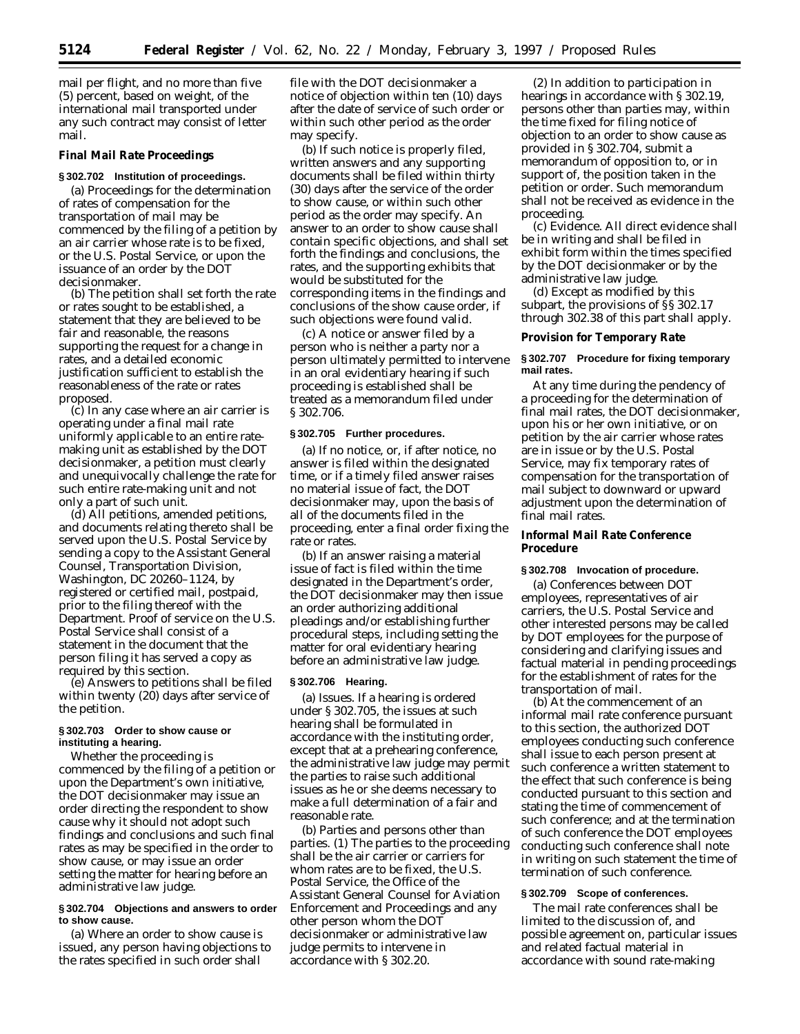mail per flight, and no more than five (5) percent, based on weight, of the international mail transported under any such contract may consist of letter mail.

**Final Mail Rate Proceedings**

**§ 302.702 Institution of proceedings.**

(a) Proceedings for the determination of rates of compensation for the transportation of mail may be commenced by the filing of a petition by an air carrier whose rate is to be fixed, or the U.S. Postal Service, or upon the issuance of an order by the DOT decisionmaker.

(b) The petition shall set forth the rate or rates sought to be established, a statement that they are believed to be fair and reasonable, the reasons supporting the request for a change in rates, and a detailed economic justification sufficient to establish the reasonableness of the rate or rates proposed.

(c) In any case where an air carrier is operating under a final mail rate uniformly applicable to an entire rate-making unit as established by the DOT decisionmaker, a petition must clearly and unequivocally challenge the rate for such entire rate-making unit and not only a part of such unit.

(d) All petitions, amended petitions, and documents relating thereto shall be served upon the U.S. Postal Service by sending a copy to the Assistant General Counsel, Transportation Division, Washington, DC 20260–1124, by registered or certified mail, postpaid, prior to the filing thereof with the Department. Proof of service on the U.S. Postal Service shall consist of a statement in the document that the person filing it has served a copy as required by this section.

(e) Answers to petitions shall be filed within twenty (20) days after service of the petition.

**§ 302.703 Order to show cause or instituting a hearing.**

Whether the proceeding is commenced by the filing of a petition or upon the Department's own initiative, the DOT decisionmaker may issue an order directing the respondent to show cause why it should not adopt such findings and conclusions and such final rates as may be specified in the order to show cause, or may issue an order setting the matter for hearing before an administrative law judge.

**§ 302.704 Objections and answers to order to show cause.**

(a) Where an order to show cause is issued, any person having objections to the rates specified in such order shall file with the DOT decisionmaker a notice of objection within ten (10) days after the date of service of such order or within such other period as the order may specify.

(b) If such notice is properly filed, written answers and any supporting documents shall be filed within thirty (30) days after the service of the order to show cause, or within such other period as the order may specify. An answer to an order to show cause shall contain specific objections, and shall set forth the findings and conclusions, the rates, and the supporting exhibits that would be substituted for the corresponding items in the findings and conclusions of the show cause order, if such objections were found valid.

(c) A notice or answer filed by a person who is neither a party nor a person ultimately permitted to intervene in an oral evidentiary hearing if such proceeding is established shall be treated as a memorandum filed under § 302.706.

**§ 302.705 Further procedures.**

(a) If no notice, or, if after notice, no answer is filed within the designated time, or if a timely filed answer raises no material issue of fact, the DOT decisionmaker may, upon the basis of all of the documents filed in the proceeding, enter a final order fixing the rate or rates.

(b) If an answer raising a material issue of fact is filed within the time designated in the Department's order, the DOT decisionmaker may then issue an order authorizing additional pleadings and/or establishing further procedural steps, including setting the matter for oral evidentiary hearing before an administrative law judge.

**§ 302.706 Hearing.**

(a) *Issues.* If a hearing is ordered under § 302.705, the issues at such hearing shall be formulated in accordance with the instituting order, except that at a prehearing conference, the administrative law judge may permit the parties to raise such additional issues as he or she deems necessary to make a full determination of a fair and reasonable rate.

(b) *Parties and persons other than parties.* (1) The parties to the proceeding shall be the air carrier or carriers for whom rates are to be fixed, the U.S. Postal Service, the Office of the Assistant General Counsel for Aviation Enforcement and Proceedings and any other person whom the DOT decisionmaker or administrative law judge permits to intervene in accordance with § 302.20.

(2) In addition to participation in hearings in accordance with § 302.19, persons other than parties may, within the time fixed for filing notice of objection to an order to show cause as provided in § 302.704, submit a memorandum of opposition to, or in support of, the position taken in the petition or order. Such memorandum shall not be received as evidence in the proceeding.

(c) *Evidence.* All direct evidence shall be in writing and shall be filed in exhibit form within the times specified by the DOT decisionmaker or by the administrative law judge.

(d) Except as modified by this subpart, the provisions of §§ 302.17 through 302.38 of this part shall apply.

**Provision for Temporary Rate**

**§ 302.707 Procedure for fixing temporary mail rates.**

At any time during the pendency of a proceeding for the determination of final mail rates, the DOT decisionmaker, upon his or her own initiative, or on petition by the air carrier whose rates are in issue or by the U.S. Postal Service, may fix temporary rates of compensation for the transportation of mail subject to downward or upward adjustment upon the determination of final mail rates.

**Informal Mail Rate Conference Procedure**

**§ 302.708 Invocation of procedure.**

(a) Conferences between DOT employees, representatives of air carriers, the U.S. Postal Service and other interested persons may be called by DOT employees for the purpose of considering and clarifying issues and factual material in pending proceedings for the establishment of rates for the transportation of mail.

(b) At the commencement of an informal mail rate conference pursuant to this section, the authorized DOT employees conducting such conference shall issue to each person present at such conference a written statement to the effect that such conference is being conducted pursuant to this section and stating the time of commencement of such conference; and at the termination of such conference the DOT employees conducting such conference shall note in writing on such statement the time of termination of such conference.

**§ 302.709 Scope of conferences.**

The mail rate conferences shall be limited to the discussion of, and possible agreement on, particular issues and related factual material in accordance with sound rate-making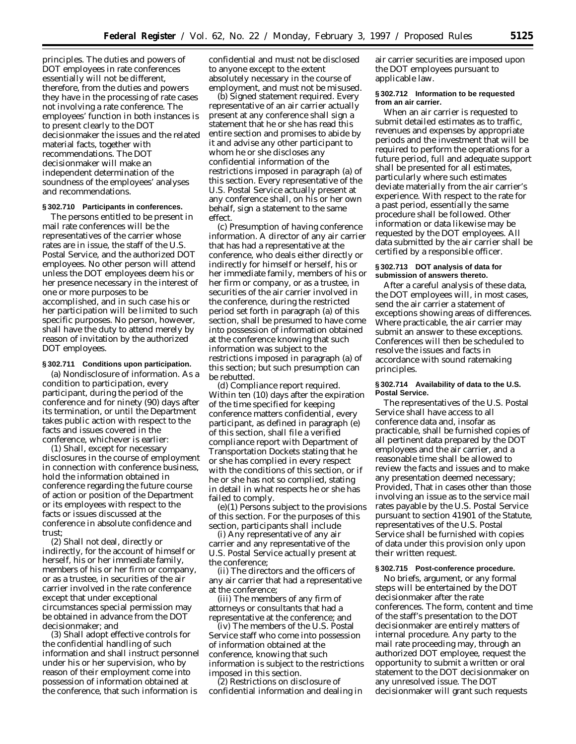principles. The duties and powers of DOT employees in rate conferences essentially will not be different, therefore, from the duties and powers they have in the processing of rate cases not involving a rate conference. The employees' function in both instances is to present clearly to the DOT decisionmaker the issues and the related material facts, together with recommendations. The DOT decisionmaker will make an independent determination of the soundness of the employees' analyses and recommendations.

**§ 302.710 Participants in conferences.**

The persons entitled to be present in mail rate conferences will be the representatives of the carrier whose rates are in issue, the staff of the U.S. Postal Service, and the authorized DOT employees. No other person will attend unless the DOT employees deem his or her presence necessary in the interest of one or more purposes to be accomplished, and in such case his or her participation will be limited to such specific purposes. No person, however, shall have the duty to attend merely by reason of invitation by the authorized DOT employees.

**§ 302.711 Conditions upon participation.**

(a) *Nondisclosure of information.* As a condition to participation, every participant, during the period of the conference and for ninety (90) days after its termination, or until the Department takes public action with respect to the facts and issues covered in the conference, whichever is earlier:

(1) Shall, except for necessary disclosures in the course of employment in connection with conference business, hold the information obtained in conference regarding the future course of action or position of the Department or its employees with respect to the facts or issues discussed at the conference in absolute confidence and trust;

(2) Shall not deal, directly or indirectly, for the account of himself or herself, his or her immediate family, members of his or her firm or company, or as a trustee, in securities of the air carrier involved in the rate conference except that under exceptional circumstances special permission may be obtained in advance from the DOT decisionmaker; and

(3) Shall adopt effective controls for the confidential handling of such information and shall instruct personnel under his or her supervision, who by reason of their employment come into possession of information obtained at the conference, that such information is confidential and must not be disclosed to anyone except to the extent absolutely necessary in the course of employment, and must not be misused.

(b) *Signed statement required.* Every representative of an air carrier actually present at any conference shall sign a statement that he or she has read this entire section and promises to abide by it and advise any other participant to whom he or she discloses any confidential information of the restrictions imposed in paragraph (a) of this section. Every representative of the U.S. Postal Service actually present at any conference shall, on his or her own behalf, sign a statement to the same effect.

(c) *Presumption of having conference information.* A director of any air carrier that has had a representative at the conference, who deals either directly or indirectly for himself or herself, his or her immediate family, members of his or her firm or company, or as a trustee, in securities of the air carrier involved in the conference, during the restricted period set forth in paragraph (a) of this section, shall be presumed to have come into possession of information obtained at the conference knowing that such information was subject to the restrictions imposed in paragraph (a) of this section; but such presumption can be rebutted.

(d) *Compliance report required.* Within ten (10) days after the expiration of the time specified for keeping conference matters confidential, every participant, as defined in paragraph (e) of this section, shall file a verified compliance report with Department of Transportation Dockets stating that he or she has complied in every respect with the conditions of this section, or if he or she has not so complied, stating in detail in what respects he or she has failed to comply.

(e)(1) *Persons subject to the provisions of this section.* For the purposes of this section, participants shall include

(i) Any representative of any air carrier and any representative of the U.S. Postal Service actually present at the conference;

(ii) The directors and the officers of any air carrier that had a representative at the conference;

(iii) The members of any firm of attorneys or consultants that had a representative at the conference; and

(iv) The members of the U.S. Postal Service staff who come into possession of information obtained at the conference, knowing that such information is subject to the restrictions imposed in this section.

(2) Restrictions on disclosure of confidential information and dealing in air carrier securities are imposed upon the DOT employees pursuant to applicable law.

**§ 302.712 Information to be requested from an air carrier.**

When an air carrier is requested to submit detailed estimates as to traffic, revenues and expenses by appropriate periods and the investment that will be required to perform the operations for a future period, full and adequate support shall be presented for all estimates, particularly where such estimates deviate materially from the air carrier's experience. With respect to the rate for a past period, essentially the same procedure shall be followed. Other information or data likewise may be requested by the DOT employees. All data submitted by the air carrier shall be certified by a responsible officer.

**§ 302.713 DOT analysis of data for submission of answers thereto.**

After a careful analysis of these data, the DOT employees will, in most cases, send the air carrier a statement of exceptions showing areas of differences. Where practicable, the air carrier may submit an answer to these exceptions. Conferences will then be scheduled to resolve the issues and facts in accordance with sound ratemaking principles.

**§ 302.714 Availability of data to the U.S. Postal Service.**

The representatives of the U.S. Postal Service shall have access to all conference data and, insofar as practicable, shall be furnished copies of all pertinent data prepared by the DOT employees and the air carrier, and a reasonable time shall be allowed to review the facts and issues and to make any presentation deemed necessary; *Provided,* That in cases other than those involving an issue as to the service mail rates payable by the U.S. Postal Service pursuant to section 41901 of the Statute, representatives of the U.S. Postal Service shall be furnished with copies of data under this provision only upon their written request.

**§ 302.715 Post-conference procedure.**

No briefs, argument, or any formal steps will be entertained by the DOT decisionmaker after the rate conferences. The form, content and time of the staff's presentation to the DOT decisionmaker are entirely matters of internal procedure. Any party to the mail rate proceeding may, through an authorized DOT employee, request the opportunity to submit a written or oral statement to the DOT decisionmaker on any unresolved issue. The DOT decisionmaker will grant such requests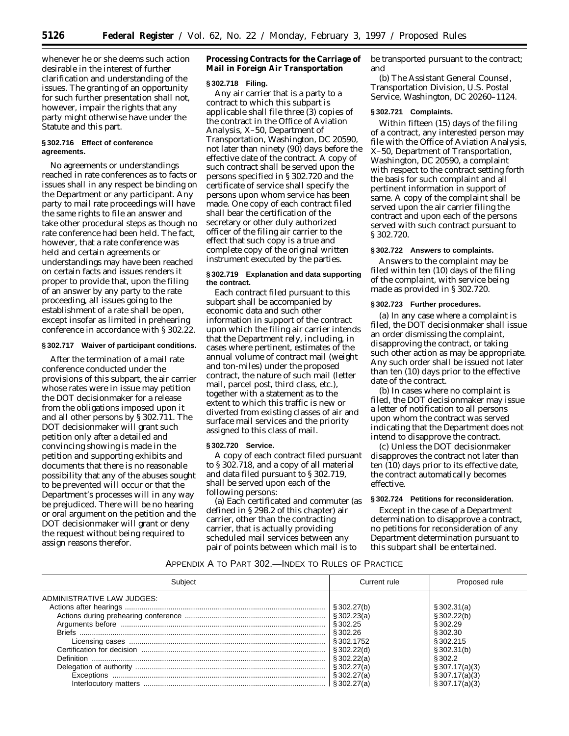whenever he or she deems such action desirable in the interest of further clarification and understanding of the issues. The granting of an opportunity for such further presentation shall not, however, impair the rights that any party might otherwise have under the Statute and this part.

### § 302.716 Effect of conference agreements.

No agreements or understandings reached in rate conferences as to facts or issues shall in any respect be binding on the Department or any participant. Any party to mail rate proceedings will have the same rights to file an answer and take other procedural steps as though no rate conference had been held. The fact, however, that a rate conference was held and certain agreements or understandings may have been reached on certain facts and issues renders it proper to provide that, upon the filing of an answer by any party to the rate proceeding, all issues going to the establishment of a rate shall be open, except insofar as limited in prehearing conference in accordance with § 302.22.

### § 302.717 Waiver of participant conditions.

After the termination of a mail rate conference conducted under the provisions of this subpart, the air carrier whose rates were in issue may petition the DOT decisionmaker for a release from the obligations imposed upon it and all other persons by § 302.711. The DOT decisionmaker will grant such petition only after a detailed and convincing showing is made in the petition and supporting exhibits and documents that there is no reasonable possibility that any of the abuses sought to be prevented will occur or that the Department's processes will in any way be prejudiced. There will be no hearing or oral argument on the petition and the DOT decisionmaker will grant or deny the request without being required to assign reasons therefor.

## Processing Contracts for the Carriage of Mail in Foreign Air Transportation

### § 302.718 Filing.

Any air carrier that is a party to a contract to which this subpart is applicable shall file three (3) copies of the contract in the Office of Aviation Analysis, X–50, Department of Transportation, Washington, DC 20590, not later than ninety (90) days before the effective date of the contract. A copy of such contract shall be served upon the persons specified in § 302.720 and the certificate of service shall specify the persons upon whom service has been made. One copy of each contract filed shall bear the certification of the secretary or other duly authorized officer of the filing air carrier to the effect that such copy is a true and complete copy of the original written instrument executed by the parties.

### § 302.719 Explanation and data supporting the contract.

Each contract filed pursuant to this subpart shall be accompanied by economic data and such other information in support of the contract upon which the filing air carrier intends that the Department rely, including, in cases where pertinent, estimates of the annual volume of contract mail (weight and ton-miles) under the proposed contract, the nature of such mail (letter mail, parcel post, third class, etc.), together with a statement as to the extent to which this traffic is new or diverted from existing classes of air and surface mail services and the priority assigned to this class of mail.

### § 302.720 Service.

A copy of each contract filed pursuant to § 302.718, and a copy of all material and data filed pursuant to § 302.719, shall be served upon each of the following persons:

(a) Each certificated and commuter (as defined in § 298.2 of this chapter) air carrier, other than the contracting carrier, that is actually providing scheduled mail services between any pair of points between which mail is to be transported pursuant to the contract; and

(b) The Assistant General Counsel, Transportation Division, U.S. Postal Service, Washington, DC 20260–1124.

### § 302.721 Complaints.

Within fifteen (15) days of the filing of a contract, any interested person may file with the Office of Aviation Analysis, X–50, Department of Transportation, Washington, DC 20590, a complaint with respect to the contract setting forth the basis for such complaint and all pertinent information in support of same. A copy of the complaint shall be served upon the air carrier filing the contract and upon each of the persons served with such contract pursuant to § 302.720.

### § 302.722 Answers to complaints.

Answers to the complaint may be filed within ten (10) days of the filing of the complaint, with service being made as provided in § 302.720.

### § 302.723 Further procedures.

(a) In any case where a complaint is filed, the DOT decisionmaker shall issue an order dismissing the complaint, disapproving the contract, or taking such other action as may be appropriate. Any such order shall be issued not later than ten (10) days prior to the effective date of the contract.

(b) In cases where no complaint is filed, the DOT decisionmaker may issue a letter of notification to all persons upon whom the contract was served indicating that the Department does not intend to disapprove the contract.

(c) Unless the DOT decisionmaker disapproves the contract not later than ten (10) days prior to its effective date, the contract automatically becomes effective.

### § 302.724 Petitions for reconsideration.

Except in the case of a Department determination to disapprove a contract, no petitions for reconsideration of any Department determination pursuant to this subpart shall be entertained.

## APPENDIX A TO PART 302.—INDEX TO RULES OF PRACTICE

| Subject | Current rule | Proposed rule |
|---|---|---|
| ADMINISTRATIVE LAW JUDGES: | | |
| Actions after hearings | § 302.27(b) | § 302.31(a) |
| Actions during prehearing conference | § 302.23(a) | § 302.22(b) |
| Arguments before | § 302.25 | § 302.29 |
| Briefs | § 302.26 | § 302.30 |
| Licensing cases | § 302.1752 | § 302.215 |
| Certification for decision | § 302.22(d) | § 302.31(b) |
| Definition | § 302.22(a) | § 302.2 |
| Delegation of authority | § 302.27(a) | § 307.17(a)(3) |
| Exceptions | § 302.27(a) | § 307.17(a)(3) |
| Interlocutory matters | § 302.27(a) | § 307.17(a)(3) |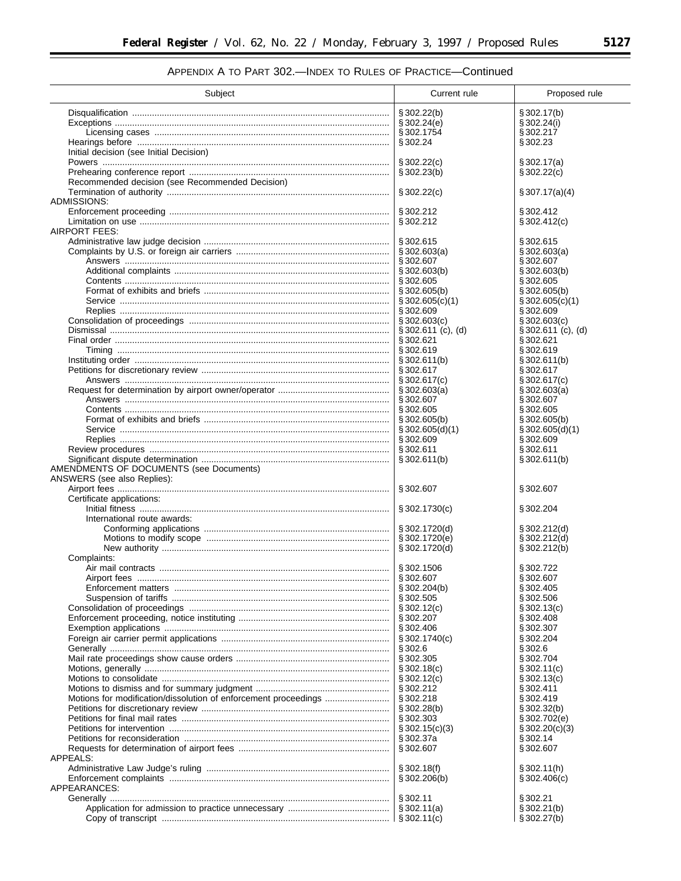## APPENDIX A TO PART 302.—INDEX TO RULES OF PRACTICE—Continued

| Subject | Current rule | Proposed rule |
| --- | --- | --- |
| Disqualification | § 302.22(b) | § 302.17(b) |
| Exceptions | § 302.24(e) | § 302.24(i) |
| Licensing cases | § 302.1754 | § 302.217 |
| Hearings before | § 302.24 | § 302.23 |
| Initial decision (see Initial Decision) | | |
| Powers | § 302.22(c) | § 302.17(a) |
| Prehearing conference report | § 302.23(b) | § 302.22(c) |
| Recommended decision (see Recommended Decision) | | |
| Termination of authority | § 302.22(c) | § 307.17(a)(4) |
| ADMISSIONS: | | |
| Enforcement proceeding | § 302.212 | § 302.412 |
| Limitation on use | § 302.212 | § 302.412(c) |
| AIRPORT FEES: | | |
| Administrative law judge decision | § 302.615 | § 302.615 |
| Complaints by U.S. or foreign air carriers | § 302.603(a) | § 302.603(a) |
| Answers | § 302.607 | § 302.607 |
| Additional complaints | § 302.603(b) | § 302.603(b) |
| Contents | § 302.605 | § 302.605 |
| Format of exhibits and briefs | § 302.605(b) | § 302.605(b) |
| Service | § 302.605(c)(1) | § 302.605(c)(1) |
| Replies | § 302.609 | § 302.609 |
| Consolidation of proceedings | § 302.603(c) | § 302.603(c) |
| Dismissal | § 302.611 (c), (d) | § 302.611 (c), (d) |
| Final order | § 302.621 | § 302.621 |
| Timing | § 302.619 | § 302.619 |
| Instituting order | § 302.611(b) | § 302.611(b) |
| Petitions for discretionary review | § 302.617 | § 302.617 |
| Answers | § 302.617(c) | § 302.617(c) |
| Request for determination by airport owner/operator | § 302.603(a) | § 302.603(a) |
| Answers | § 302.607 | § 302.607 |
| Contents | § 302.605 | § 302.605 |
| Format of exhibits and briefs | § 302.605(b) | § 302.605(b) |
| Service | § 302.605(d)(1) | § 302.605(d)(1) |
| Replies | § 302.609 | § 302.609 |
| Review procedures | § 302.611 | § 302.611 |
| Significant dispute determination | § 302.611(b) | § 302.611(b) |
| AMENDMENTS OF DOCUMENTS (see Documents) | | |
| ANSWERS (see also Replies): | | |
| Airport fees | § 302.607 | § 302.607 |
| Certificate applications: | | |
| Initial fitness | § 302.1730(c) | § 302.204 |
| International route awards: | | |
| Conforming applications | § 302.1720(d) | § 302.212(d) |
| Motions to modify scope | § 302.1720(e) | § 302.212(d) |
| New authority | § 302.1720(d) | § 302.212(b) |
| Complaints: | | |
| Air mail contracts | § 302.1506 | § 302.722 |
| Airport fees | § 302.607 | § 302.607 |
| Enforcement matters | § 302.204(b) | § 302.405 |
| Suspension of tariffs | § 302.505 | § 302.506 |
| Consolidation of proceedings | § 302.12(c) | § 302.13(c) |
| Enforcement proceeding, notice instituting | § 302.207 | § 302.408 |
| Exemption applications | § 302.406 | § 302.307 |
| Foreign air carrier permit applications | § 302.1740(c) | § 302.204 |
| Generally | § 302.6 | § 302.6 |
| Mail rate proceedings show cause orders | § 302.305 | § 302.704 |
| Motions, generally | § 302.18(c) | § 302.11(c) |
| Motions to consolidate | § 302.12(c) | § 302.13(c) |
| Motions to dismiss and for summary judgment | § 302.212 | § 302.411 |
| Motions for modification/dissolution of enforcement proceedings | § 302.218 | § 302.419 |
| Petitions for discretionary review | § 302.28(b) | § 302.32(b) |
| Petitions for final mail rates | § 302.303 | § 302.702(e) |
| Petitions for intervention | § 302.15(c)(3) | § 302.20(c)(3) |
| Petitions for reconsideration | § 302.37a | § 302.14 |
| Requests for determination of airport fees | § 302.607 | § 302.607 |
| APPEALS: | | |
| Administrative Law Judge's ruling | § 302.18(f) | § 302.11(h) |
| Enforcement complaints | § 302.206(b) | § 302.406(c) |
| APPEARANCES: | | |
| Generally | § 302.11 | § 302.21 |
| Application for admission to practice unnecessary | § 302.11(a) | § 302.21(b) |
| Copy of transcript | § 302.11(c) | § 302.27(b) |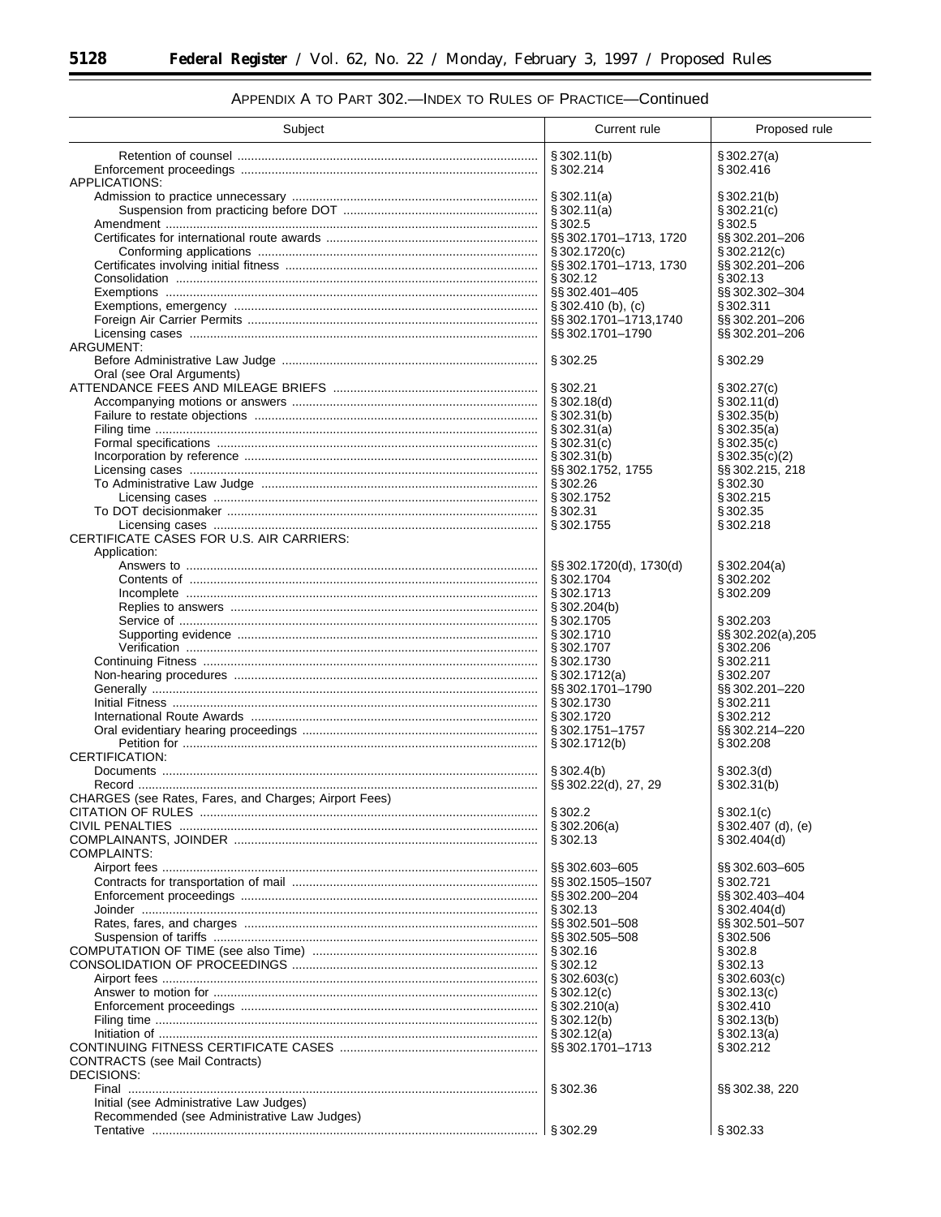## APPENDIX A TO PART 302.—INDEX TO RULES OF PRACTICE—Continued

| Subject | Current rule | Proposed rule |
| --- | --- | --- |
| Retention of counsel | § 302.11(b) | § 302.27(a) |
| Enforcement proceedings | § 302.214 | § 302.416 |
| APPLICATIONS: | | |
| Admission to practice unnecessary | § 302.11(a) | § 302.21(b) |
| Suspension from practicing before DOT | § 302.11(a) | § 302.21(c) |
| Amendment | § 302.5 | § 302.5 |
| Certificates for international route awards | §§ 302.1701–1713, 1720 | §§ 302.201–206 |
| Conforming applications | § 302.1720(c) | § 302.212(c) |
| Certificates involving initial fitness | §§ 302.1701–1713, 1730 | §§ 302.201–206 |
| Consolidation | § 302.12 | § 302.13 |
| Exemptions | §§ 302.401–405 | §§ 302.302–304 |
| Exemptions, emergency | § 302.410 (b), (c) | § 302.311 |
| Foreign Air Carrier Permits | §§ 302.1701–1713,1740 | §§ 302.201–206 |
| Licensing cases | §§ 302.1701–1790 | §§ 302.201–206 |
| ARGUMENT: | | |
| Before Administrative Law Judge | § 302.25 | § 302.29 |
| Oral (see Oral Arguments) | | |
| ATTENDANCE FEES AND MILEAGE BRIEFS | § 302.21 | § 302.27(c) |
| Accompanying motions or answers | § 302.18(d) | § 302.11(d) |
| Failure to restate objections | § 302.31(b) | § 302.35(b) |
| Filing time | § 302.31(a) | § 302.35(a) |
| Formal specifications | § 302.31(c) | § 302.35(c) |
| Incorporation by reference | § 302.31(b) | § 302.35(c)(2) |
| Licensing cases | §§ 302.1752, 1755 | §§ 302.215, 218 |
| To Administrative Law Judge | § 302.26 | § 302.30 |
| Licensing cases | § 302.1752 | § 302.215 |
| To DOT decisionmaker | § 302.31 | § 302.35 |
| Licensing cases | § 302.1755 | § 302.218 |
| CERTIFICATE CASES FOR U.S. AIR CARRIERS: | | |
| Application: | | |
| Answers to | §§ 302.1720(d), 1730(d) | § 302.204(a) |
| Contents of | § 302.1704 | § 302.202 |
| Incomplete | § 302.1713 | § 302.209 |
| Replies to answers | § 302.204(b) | |
| Service of | § 302.1705 | § 302.203 |
| Supporting evidence | § 302.1710 | §§ 302.202(a),205 |
| Verification | § 302.1707 | § 302.206 |
| Continuing Fitness | § 302.1730 | § 302.211 |
| Non-hearing procedures | § 302.1712(a) | § 302.207 |
| Generally | §§ 302.1701–1790 | §§ 302.201–220 |
| Initial Fitness | § 302.1730 | § 302.211 |
| International Route Awards | § 302.1720 | § 302.212 |
| Oral evidentiary hearing proceedings | § 302.1751–1757 | §§ 302.214–220 |
| Petition for | § 302.1712(b) | § 302.208 |
| CERTIFICATION: | | |
| Documents | § 302.4(b) | § 302.3(d) |
| Record | §§ 302.22(d), 27, 29 | § 302.31(b) |
| CHARGES (see Rates, Fares, and Charges; Airport Fees) | | |
| CITATION OF RULES | § 302.2 | § 302.1(c) |
| CIVIL PENALTIES | § 302.206(a) | § 302.407 (d), (e) |
| COMPLAINANTS, JOINDER | § 302.13 | § 302.404(d) |
| COMPLAINTS: | | |
| Airport fees | §§ 302.603–605 | §§ 302.603–605 |
| Contracts for transportation of mail | §§ 302.1505–1507 | § 302.721 |
| Enforcement proceedings | §§ 302.200–204 | §§ 302.403–404 |
| Joinder | § 302.13 | § 302.404(d) |
| Rates, fares, and charges | §§ 302.501–508 | §§ 302.501–507 |
| Suspension of tariffs | §§ 302.505–508 | § 302.506 |
| COMPUTATION OF TIME (see also Time) | § 302.16 | § 302.8 |
| CONSOLIDATION OF PROCEEDINGS | § 302.12 | § 302.13 |
| Airport fees | § 302.603(c) | § 302.603(c) |
| Answer to motion for | § 302.12(c) | § 302.13(c) |
| Enforcement proceedings | § 302.210(a) | § 302.410 |
| Filing time | § 302.12(b) | § 302.13(b) |
| Initiation of | § 302.12(a) | § 302.13(a) |
| CONTINUING FITNESS CERTIFICATE CASES | §§ 302.1701–1713 | § 302.212 |
| CONTRACTS (see Mail Contracts) | | |
| DECISIONS: | | |
| Final | § 302.36 | §§ 302.38, 220 |
| Initial (see Administrative Law Judges) | | |
| Recommended (see Administrative Law Judges) | | |
| Tentative | § 302.29 | § 302.33 |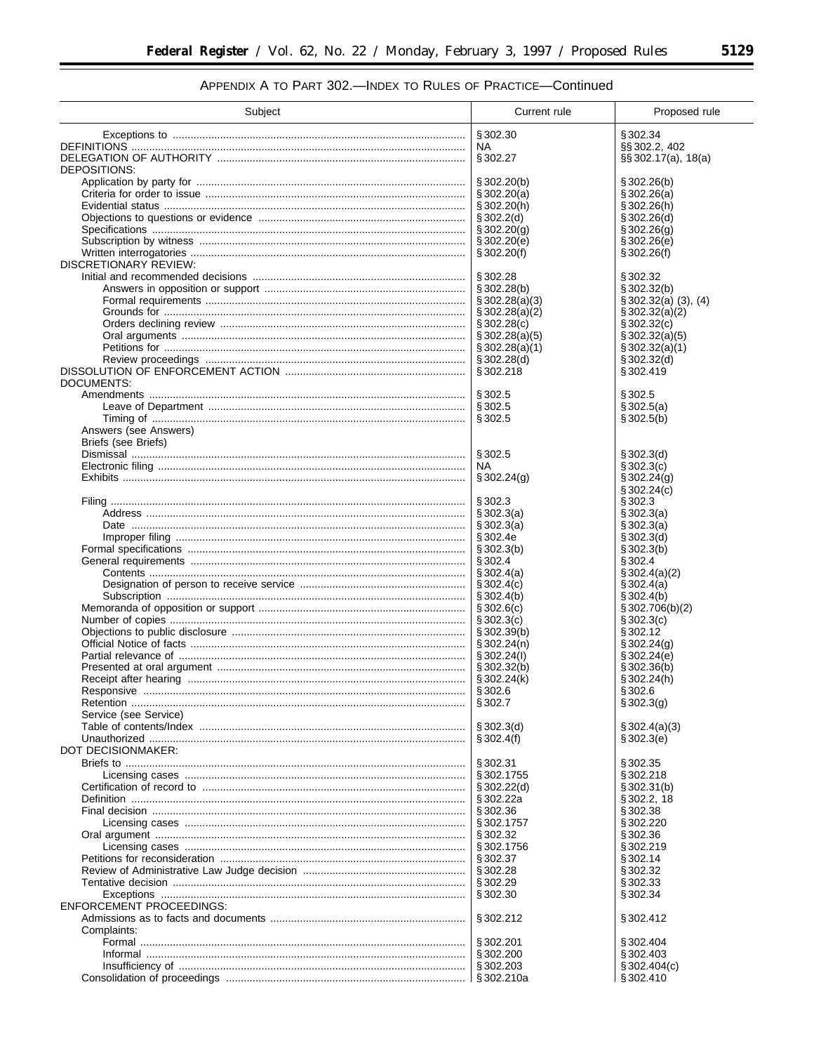APPENDIX A TO PART 302.—INDEX TO RULES OF PRACTICE—Continued

| Subject | Current rule | Proposed rule |
|---|---|---|
| Exceptions to | § 302.30 | § 302.34 |
| DEFINITIONS | NA | §§ 302.2, 402 |
| DELEGATION OF AUTHORITY | § 302.27 | §§ 302.17(a), 18(a) |
| DEPOSITIONS: | | |
| Application by party for | § 302.20(b) | § 302.26(b) |
| Criteria for order to issue | § 302.20(a) | § 302.26(a) |
| Evidential status | § 302.20(h) | § 302.26(h) |
| Objections to questions or evidence | § 302.2(d) | § 302.26(d) |
| Specifications | § 302.20(g) | § 302.26(g) |
| Subscription by witness | § 302.20(e) | § 302.26(e) |
| Written interrogatories | § 302.20(f) | § 302.26(f) |
| DISCRETIONARY REVIEW: | | |
| Initial and recommended decisions | § 302.28 | § 302.32 |
| Answers in opposition or support | § 302.28(b) | § 302.32(b) |
| Formal requirements | § 302.28(a)(3) | § 302.32(a) (3), (4) |
| Grounds for | § 302.28(a)(2) | § 302.32(a)(2) |
| Orders declining review | § 302.28(c) | § 302.32(c) |
| Oral arguments | § 302.28(a)(5) | § 302.32(a)(5) |
| Petitions for | § 302.28(a)(1) | § 302.32(a)(1) |
| Review proceedings | § 302.28(d) | § 302.32(d) |
| DISSOLUTION OF ENFORCEMENT ACTION | § 302.218 | § 302.419 |
| DOCUMENTS: | | |
| Amendments | § 302.5 | § 302.5 |
| Leave of Department | § 302.5 | § 302.5(a) |
| Timing of | § 302.5 | § 302.5(b) |
| Answers (see Answers) | | |
| Briefs (see Briefs) | | |
| Dismissal | § 302.5 | § 302.3(d) |
| Electronic filing | NA | § 302.3(c) |
| Exhibits | § 302.24(g) | § 302.24(g)<br>§ 302.24(c) |
| Filing | § 302.3 | § 302.3 |
| Address | § 302.3(a) | § 302.3(a) |
| Date | § 302.3(a) | § 302.3(a) |
| Improper filing | § 302.4e | § 302.3(d) |
| Formal specifications | § 302.3(b) | § 302.3(b) |
| General requirements | § 302.4 | § 302.4 |
| Contents | § 302.4(a) | § 302.4(a)(2) |
| Designation of person to receive service | § 302.4(c) | § 302.4(a) |
| Subscription | § 302.4(b) | § 302.4(b) |
| Memoranda of opposition or support | § 302.6(c) | § 302.706(b)(2) |
| Number of copies | § 302.3(c) | § 302.3(c) |
| Objections to public disclosure | § 302.39(b) | § 302.12 |
| Official Notice of facts | § 302.24(n) | § 302.24(g) |
| Partial relevance of | § 302.24(l) | § 302.24(e) |
| Presented at oral argument | § 302.32(b) | § 302.36(b) |
| Receipt after hearing | § 302.24(k) | § 302.24(h) |
| Responsive | § 302.6 | § 302.6 |
| Retention | § 302.7 | § 302.3(g) |
| Service (see Service) | | |
| Table of contents/Index | § 302.3(d) | § 302.4(a)(3) |
| Unauthorized | § 302.4(f) | § 302.3(e) |
| DOT DECISIONMAKER: | | |
| Briefs to | § 302.31 | § 302.35 |
| Licensing cases | § 302.1755 | § 302.218 |
| Certification of record to | § 302.22(d) | § 302.31(b) |
| Definition | § 302.22a | § 302.2, 18 |
| Final decision | § 302.36 | § 302.38 |
| Licensing cases | § 302.1757 | § 302.220 |
| Oral argument | § 302.32 | § 302.36 |
| Licensing cases | § 302.1756 | § 302.219 |
| Petitions for reconsideration | § 302.37 | § 302.14 |
| Review of Administrative Law Judge decision | § 302.28 | § 302.32 |
| Tentative decision | § 302.29 | § 302.33 |
| Exceptions | § 302.30 | § 302.34 |
| ENFORCEMENT PROCEEDINGS: | | |
| Admissions as to facts and documents | § 302.212 | § 302.412 |
| Complaints: | | |
| Formal | § 302.201 | § 302.404 |
| Informal | § 302.200 | § 302.403 |
| Insufficiency of | § 302.203 | § 302.404(c) |
| Consolidation of proceedings | § 302.210a | § 302.410 |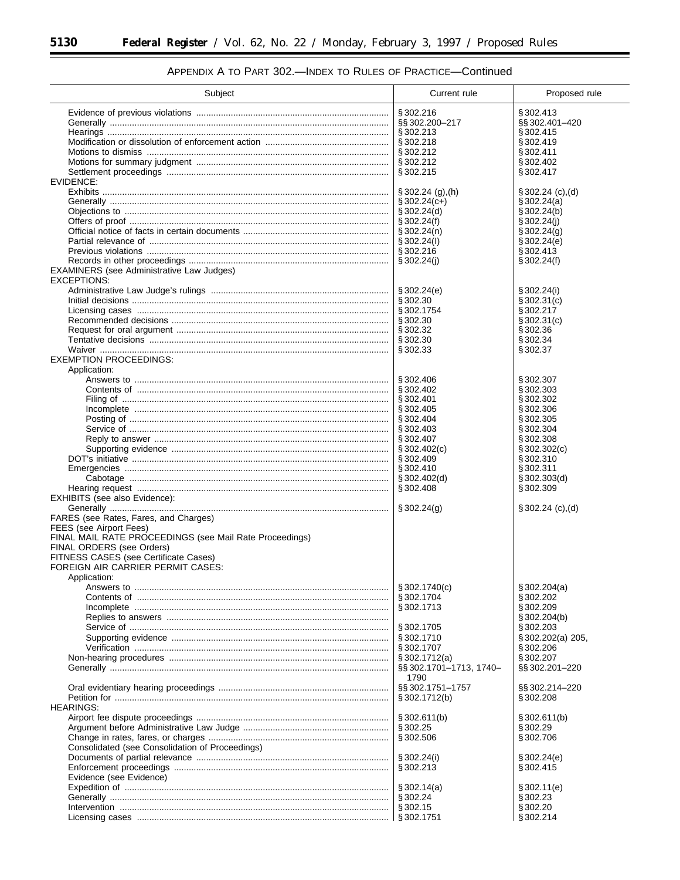## APPENDIX A TO PART 302.—INDEX TO RULES OF PRACTICE—Continued

| Subject | Current rule | Proposed rule |
|---|---|---|
| Evidence of previous violations | § 302.216 | § 302.413 |
| Generally | §§ 302.200–217 | §§ 302.401–420 |
| Hearings | § 302.213 | § 302.415 |
| Modification or dissolution of enforcement action | § 302.218 | § 302.419 |
| Motions to dismiss | § 302.212 | § 302.411 |
| Motions for summary judgment | § 302.212 | § 302.402 |
| Settlement proceedings | § 302.215 | § 302.417 |
| EVIDENCE: | | |
| Exhibits | § 302.24 (g),(h) | § 302.24 (c),(d) |
| Generally | § 302.24(c+) | § 302.24(a) |
| Objections to | § 302.24(d) | § 302.24(b) |
| Offers of proof | § 302.24(f) | § 302.24(j) |
| Official notice of facts in certain documents | § 302.24(n) | § 302.24(g) |
| Partial relevance of | § 302.24(l) | § 302.24(e) |
| Previous violations | § 302.216 | § 302.413 |
| Records in other proceedings | § 302.24(j) | § 302.24(f) |
| EXAMINERS (see Administrative Law Judges) | | |
| EXCEPTIONS: | | |
| Administrative Law Judge's rulings | § 302.24(e) | § 302.24(i) |
| Initial decisions | § 302.30 | § 302.31(c) |
| Licensing cases | § 302.1754 | § 302.217 |
| Recommended decisions | § 302.30 | § 302.31(c) |
| Request for oral argument | § 302.32 | § 302.36 |
| Tentative decisions | § 302.30 | § 302.34 |
| Waiver | § 302.33 | § 302.37 |
| EXEMPTION PROCEEDINGS: | | |
| Application: | | |
| Answers to | § 302.406 | § 302.307 |
| Contents of | § 302.402 | § 302.303 |
| Filing of | § 302.401 | § 302.302 |
| Incomplete | § 302.405 | § 302.306 |
| Posting of | § 302.404 | § 302.305 |
| Service of | § 302.403 | § 302.304 |
| Reply to answer | § 302.407 | § 302.308 |
| Supporting evidence | § 302.402(c) | § 302.302(c) |
| DOT's initiative | § 302.409 | § 302.310 |
| Emergencies | § 302.410 | § 302.311 |
| Cabotage | § 302.402(d) | § 302.303(d) |
| Hearing request | § 302.408 | § 302.309 |
| EXHIBITS (see also Evidence): | | |
| Generally | § 302.24(g) | § 302.24 (c),(d) |
| FARES (see Rates, Fares, and Charges) | | |
| FEES (see Airport Fees) | | |
| FINAL MAIL RATE PROCEEDINGS (see Mail Rate Proceedings) | | |
| FINAL ORDERS (see Orders) | | |
| FITNESS CASES (see Certificate Cases) | | |
| FOREIGN AIR CARRIER PERMIT CASES: | | |
| Application: | | |
| Answers to | § 302.1740(c) | § 302.204(a) |
| Contents of | § 302.1704 | § 302.202 |
| Incomplete | § 302.1713 | § 302.209 |
| Replies to answers | | § 302.204(b) |
| Service of | § 302.1705 | § 302.203 |
| Supporting evidence | § 302.1710 | § 302.202(a) 205, |
| Verification | § 302.1707 | § 302.206 |
| Non-hearing procedures | § 302.1712(a) | § 302.207 |
| Generally | §§ 302.1701–1713, 1740–1790 | §§ 302.201–220 |
| Oral evidentiary hearing proceedings | §§ 302.1751–1757 | §§ 302.214–220 |
| Petition for | § 302.1712(b) | § 302.208 |
| HEARINGS: | | |
| Airport fee dispute proceedings | § 302.611(b) | § 302.611(b) |
| Argument before Administrative Law Judge | § 302.25 | § 302.29 |
| Change in rates, fares, or charges | § 302.506 | § 302.706 |
| Consolidated (see Consolidation of Proceedings) | | |
| Documents of partial relevance | § 302.24(i) | § 302.24(e) |
| Enforcement proceedings | § 302.213 | § 302.415 |
| Evidence (see Evidence) | | |
| Expedition of | § 302.14(a) | § 302.11(e) |
| Generally | § 302.24 | § 302.23 |
| Intervention | § 302.15 | § 302.20 |
| Licensing cases | § 302.1751 | § 302.214 |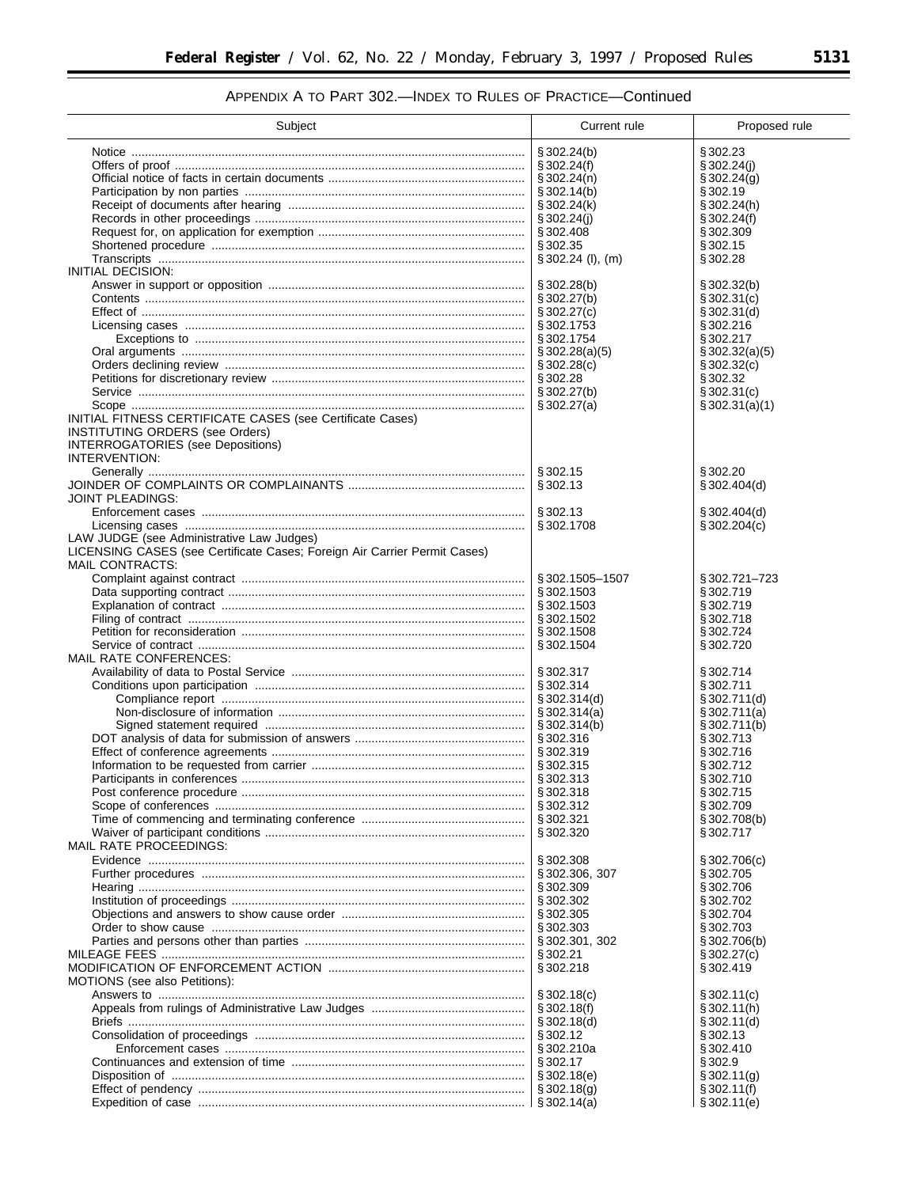APPENDIX A TO PART 302.—INDEX TO RULES OF PRACTICE—Continued

| Subject | Current rule | Proposed rule |
|---|---|---|
| Notice | § 302.24(b) | § 302.23 |
| Offers of proof | § 302.24(f) | § 302.24(j) |
| Official notice of facts in certain documents | § 302.24(n) | § 302.24(g) |
| Participation by non parties | § 302.14(b) | § 302.19 |
| Receipt of documents after hearing | § 302.24(k) | § 302.24(h) |
| Records in other proceedings | § 302.24(j) | § 302.24(f) |
| Request for, on application for exemption | § 302.408 | § 302.309 |
| Shortened procedure | § 302.35 | § 302.15 |
| Transcripts | § 302.24 (l), (m) | § 302.28 |
| INITIAL DECISION: | | |
| Answer in support or opposition | § 302.28(b) | § 302.32(b) |
| Contents | § 302.27(b) | § 302.31(c) |
| Effect of | § 302.27(c) | § 302.31(d) |
| Licensing cases | § 302.1753 | § 302.216 |
| Exceptions to | § 302.1754 | § 302.217 |
| Oral arguments | § 302.28(a)(5) | § 302.32(a)(5) |
| Orders declining review | § 302.28(c) | § 302.32(c) |
| Petitions for discretionary review | § 302.28 | § 302.32 |
| Service | § 302.27(b) | § 302.31(c) |
| Scope | § 302.27(a) | § 302.31(a)(1) |
| INITIAL FITNESS CERTIFICATE CASES (see Certificate Cases) | | |
| INSTITUTING ORDERS (see Orders) | | |
| INTERROGATORIES (see Depositions) | | |
| INTERVENTION: | | |
| Generally | § 302.15 | § 302.20 |
| JOINDER OF COMPLAINTS OR COMPLAINANTS | § 302.13 | § 302.404(d) |
| JOINT PLEADINGS: | | |
| Enforcement cases | § 302.13 | § 302.404(d) |
| Licensing cases | § 302.1708 | § 302.204(c) |
| LAW JUDGE (see Administrative Law Judges) | | |
| LICENSING CASES (see Certificate Cases; Foreign Air Carrier Permit Cases) | | |
| MAIL CONTRACTS: | | |
| Complaint against contract | § 302.1505–1507 | § 302.721–723 |
| Data supporting contract | § 302.1503 | § 302.719 |
| Explanation of contract | § 302.1503 | § 302.719 |
| Filing of contract | § 302.1502 | § 302.718 |
| Petition for reconsideration | § 302.1508 | § 302.724 |
| Service of contract | § 302.1504 | § 302.720 |
| MAIL RATE CONFERENCES: | | |
| Availability of data to Postal Service | § 302.317 | § 302.714 |
| Conditions upon participation | § 302.314 | § 302.711 |
| Compliance report | § 302.314(d) | § 302.711(d) |
| Non-disclosure of information | § 302.314(a) | § 302.711(a) |
| Signed statement required | § 302.314(b) | § 302.711(b) |
| DOT analysis of data for submission of answers | § 302.316 | § 302.713 |
| Effect of conference agreements | § 302.319 | § 302.716 |
| Information to be requested from carrier | § 302.315 | § 302.712 |
| Participants in conferences | § 302.313 | § 302.710 |
| Post conference procedure | § 302.318 | § 302.715 |
| Scope of conferences | § 302.312 | § 302.709 |
| Time of commencing and terminating conference | § 302.321 | § 302.708(b) |
| Waiver of participant conditions | § 302.320 | § 302.717 |
| MAIL RATE PROCEEDINGS: | | |
| Evidence | § 302.308 | § 302.706(c) |
| Further procedures | § 302.306, 307 | § 302.705 |
| Hearing | § 302.309 | § 302.706 |
| Institution of proceedings | § 302.302 | § 302.702 |
| Objections and answers to show cause order | § 302.305 | § 302.704 |
| Order to show cause | § 302.303 | § 302.703 |
| Parties and persons other than parties | § 302.301, 302 | § 302.706(b) |
| MILEAGE FEES | § 302.21 | § 302.27(c) |
| MODIFICATION OF ENFORCEMENT ACTION | § 302.218 | § 302.419 |
| MOTIONS (see also Petitions): | | |
| Answers to | § 302.18(c) | § 302.11(c) |
| Appeals from rulings of Administrative Law Judges | § 302.18(f) | § 302.11(h) |
| Briefs | § 302.18(d) | § 302.11(d) |
| Consolidation of proceedings | § 302.12 | § 302.13 |
| Enforcement cases | § 302.210a | § 302.410 |
| Continuances and extension of time | § 302.17 | § 302.9 |
| Disposition of | § 302.18(e) | § 302.11(g) |
| Effect of pendency | § 302.18(g) | § 302.11(f) |
| Expedition of case | § 302.14(a) | § 302.11(e) |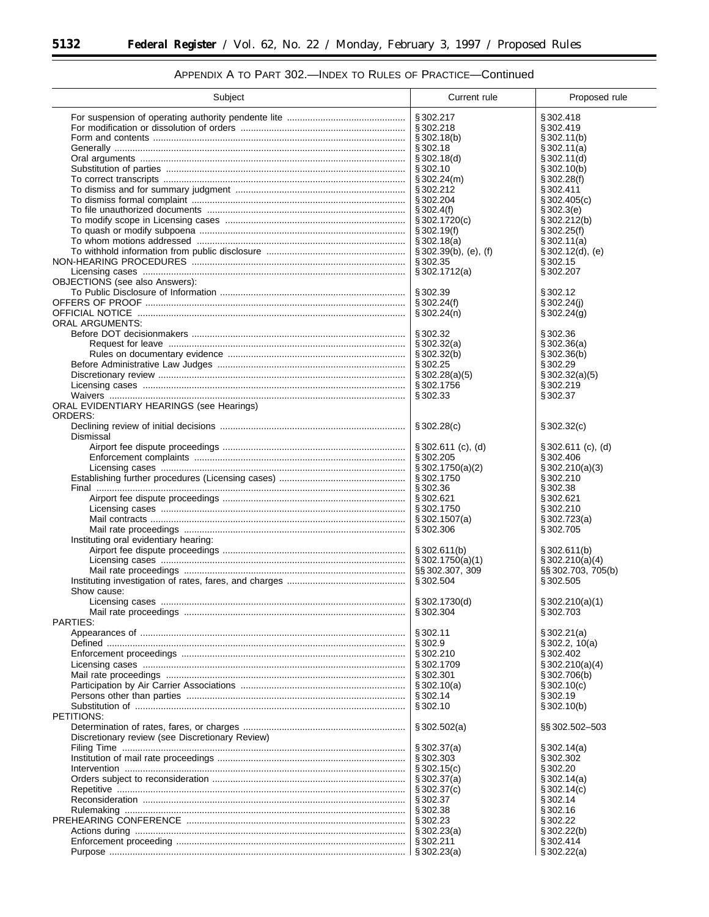## APPENDIX A TO PART 302.—INDEX TO RULES OF PRACTICE—Continued

| Subject | Current rule | Proposed rule |
|---|---|---|
| For suspension of operating authority pendente lite | § 302.217 | § 302.418 |
| For modification or dissolution of orders | § 302.218 | § 302.419 |
| Form and contents | § 302.18(b) | § 302.11(b) |
| Generally | § 302.18 | § 302.11(a) |
| Oral arguments | § 302.18(d) | § 302.11(d) |
| Substitution of parties | § 302.10 | § 302.10(b) |
| To correct transcripts | § 302.24(m) | § 302.28(f) |
| To dismiss and for summary judgment | § 302.212 | § 302.411 |
| To dismiss formal complaint | § 302.204 | § 302.405(c) |
| To file unauthorized documents | § 302.4(f) | § 302.3(e) |
| To modify scope in Licensing cases | § 302.1720(c) | § 302.212(b) |
| To quash or modify subpoena | § 302.19(f) | § 302.25(f) |
| To whom motions addressed | § 302.18(a) | § 302.11(a) |
| To withhold information from public disclosure | § 302.39(b), (e), (f) | § 302.12(d), (e) |
| NON-HEARING PROCEDURES | § 302.35 | § 302.15 |
| Licensing cases | § 302.1712(a) | § 302.207 |
| OBJECTIONS (see also Answers): | | |
| To Public Disclosure of Information | § 302.39 | § 302.12 |
| OFFERS OF PROOF | § 302.24(f) | § 302.24(j) |
| OFFICIAL NOTICE | § 302.24(n) | § 302.24(g) |
| ORAL ARGUMENTS: | | |
| Before DOT decisionmakers | § 302.32 | § 302.36 |
| Request for leave | § 302.32(a) | § 302.36(a) |
| Rules on documentary evidence | § 302.32(b) | § 302.36(b) |
| Before Administrative Law Judges | § 302.25 | § 302.29 |
| Discretionary review | § 302.28(a)(5) | § 302.32(a)(5) |
| Licensing cases | § 302.1756 | § 302.219 |
| Waivers | § 302.33 | § 302.37 |
| ORAL EVIDENTIARY HEARINGS (see Hearings) | | |
| ORDERS: | | |
| Declining review of initial decisions | § 302.28(c) | § 302.32(c) |
| Dismissal | | |
| Airport fee dispute proceedings | § 302.611 (c), (d) | § 302.611 (c), (d) |
| Enforcement complaints | § 302.205 | § 302.406 |
| Licensing cases | § 302.1750(a)(2) | § 302.210(a)(3) |
| Establishing further procedures (Licensing cases) | § 302.1750 | § 302.210 |
| Final | § 302.36 | § 302.38 |
| Airport fee dispute proceedings | § 302.621 | § 302.621 |
| Licensing cases | § 302.1750 | § 302.210 |
| Mail contracts | § 302.1507(a) | § 302.723(a) |
| Mail rate proceedings | § 302.306 | § 302.705 |
| Instituting oral evidentiary hearing: | | |
| Airport fee dispute proceedings | § 302.611(b) | § 302.611(b) |
| Licensing cases | § 302.1750(a)(1) | § 302.210(a)(4) |
| Mail rate proceedings | §§ 302.307, 309 | §§ 302.703, 705(b) |
| Instituting investigation of rates, fares, and charges | § 302.504 | § 302.505 |
| Show cause: | | |
| Licensing cases | § 302.1730(d) | § 302.210(a)(1) |
| Mail rate proceedings | § 302.304 | § 302.703 |
| PARTIES: | | |
| Appearances of | § 302.11 | § 302.21(a) |
| Defined | § 302.9 | § 302.2, 10(a) |
| Enforcement proceedings | § 302.210 | § 302.402 |
| Licensing cases | § 302.1709 | § 302.210(a)(4) |
| Mail rate proceedings | § 302.301 | § 302.706(b) |
| Participation by Air Carrier Associations | § 302.10(a) | § 302.10(c) |
| Persons other than parties | § 302.14 | § 302.19 |
| Substitution of | § 302.10 | § 302.10(b) |
| PETITIONS: | | |
| Determination of rates, fares, or charges | § 302.502(a) | §§ 302.502–503 |
| Discretionary review (see Discretionary Review) | | |
| Filing Time | § 302.37(a) | § 302.14(a) |
| Institution of mail rate proceedings | § 302.303 | § 302.302 |
| Intervention | § 302.15(c) | § 302.20 |
| Orders subject to reconsideration | § 302.37(a) | § 302.14(a) |
| Repetitive | § 302.37(c) | § 302.14(c) |
| Reconsideration | § 302.37 | § 302.14 |
| Rulemaking | § 302.38 | § 302.16 |
| PREHEARING CONFERENCE | § 302.23 | § 302.22 |
| Actions during | § 302.23(a) | § 302.22(b) |
| Enforcement proceeding | § 302.211 | § 302.414 |
| Purpose | § 302.23(a) | § 302.22(a) |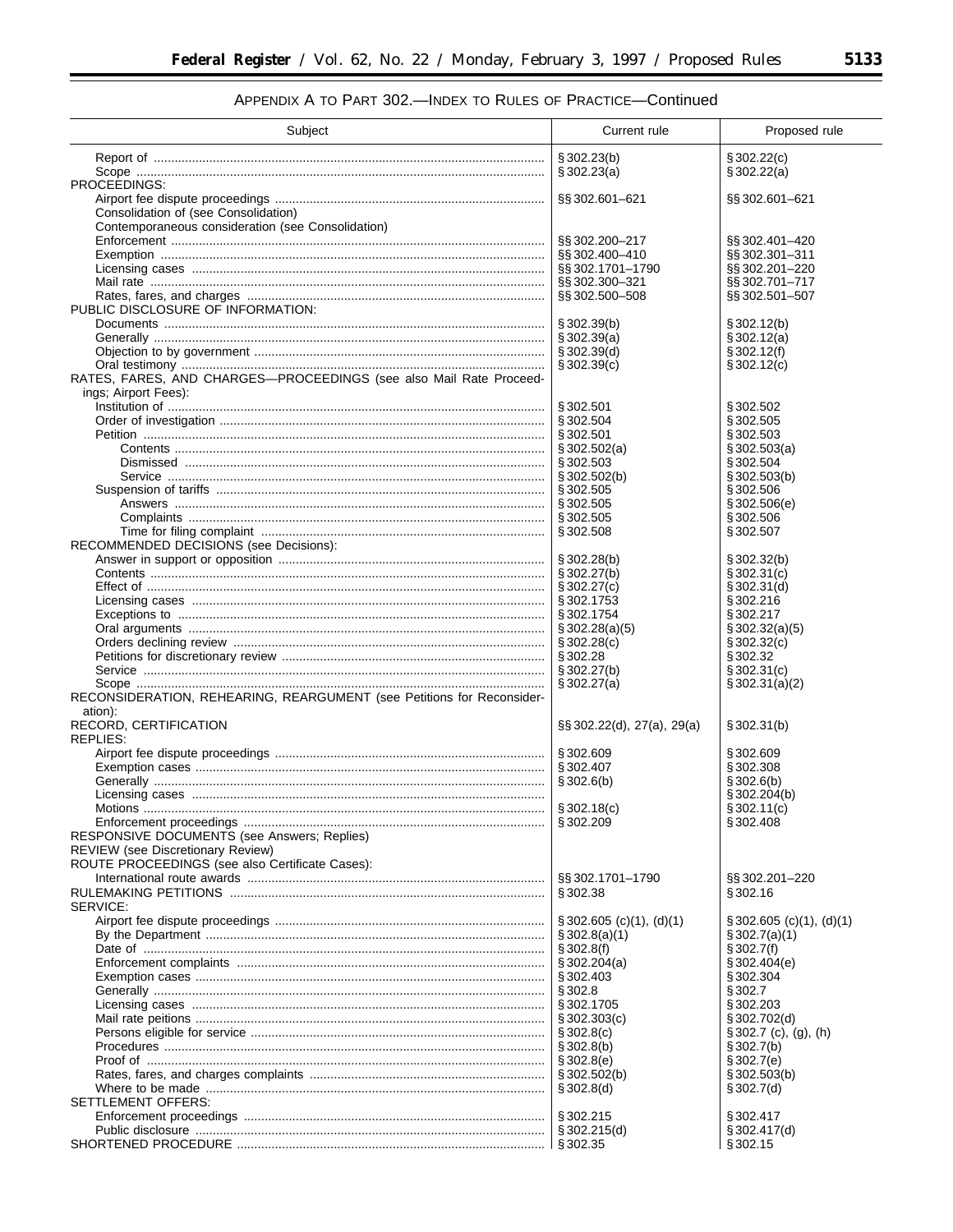## APPENDIX A TO PART 302.—INDEX TO RULES OF PRACTICE—Continued

| Subject | Current rule | Proposed rule |
|---|---|---|
| Report of | § 302.23(b) | § 302.22(c) |
| Scope | § 302.23(a) | § 302.22(a) |
| PROCEEDINGS: | | |
| Airport fee dispute proceedings | §§ 302.601–621 | §§ 302.601–621 |
| Consolidation of (see Consolidation) | | |
| Contemporaneous consideration (see Consolidation) | | |
| Enforcement | §§ 302.200–217 | §§ 302.401–420 |
| Exemption | §§ 302.400–410 | §§ 302.301–311 |
| Licensing cases | §§ 302.1701–1790 | §§ 302.201–220 |
| Mail rate | §§ 302.300–321 | §§ 302.701–717 |
| Rates, fares, and charges | §§ 302.500–508 | §§ 302.501–507 |
| PUBLIC DISCLOSURE OF INFORMATION: | | |
| Documents | § 302.39(b) | § 302.12(b) |
| Generally | § 302.39(a) | § 302.12(a) |
| Objection to by government | § 302.39(d) | § 302.12(f) |
| Oral testimony | § 302.39(c) | § 302.12(c) |
| RATES, FARES, AND CHARGES—PROCEEDINGS (see also Mail Rate Proceedings; Airport Fees): | | |
| Institution of | § 302.501 | § 302.502 |
| Order of investigation | § 302.504 | § 302.505 |
| Petition | § 302.501 | § 302.503 |
| Contents | § 302.502(a) | § 302.503(a) |
| Dismissed | § 302.503 | § 302.504 |
| Service | § 302.502(b) | § 302.503(b) |
| Suspension of tariffs | § 302.505 | § 302.506 |
| Answers | § 302.505 | § 302.506(e) |
| Complaints | § 302.505 | § 302.506 |
| Time for filing complaint | § 302.508 | § 302.507 |
| RECOMMENDED DECISIONS (see Decisions): | | |
| Answer in support or opposition | § 302.28(b) | § 302.32(b) |
| Contents | § 302.27(b) | § 302.31(c) |
| Effect of | § 302.27(c) | § 302.31(d) |
| Licensing cases | § 302.1753 | § 302.216 |
| Exceptions to | § 302.1754 | § 302.217 |
| Oral arguments | § 302.28(a)(5) | § 302.32(a)(5) |
| Orders declining review | § 302.28(c) | § 302.32(c) |
| Petitions for discretionary review | § 302.28 | § 302.32 |
| Service | § 302.27(b) | § 302.31(c) |
| Scope | § 302.27(a) | § 302.31(a)(2) |
| RECONSIDERATION, REHEARING, REARGUMENT (see Petitions for Reconsideration): | | |
| RECORD, CERTIFICATION | §§ 302.22(d), 27(a), 29(a) | § 302.31(b) |
| REPLIES: | | |
| Airport fee dispute proceedings | § 302.609 | § 302.609 |
| Exemption cases | § 302.407 | § 302.308 |
| Generally | § 302.6(b) | § 302.6(b) |
| Licensing cases | | § 302.204(b) |
| Motions | § 302.18(c) | § 302.11(c) |
| Enforcement proceedings | § 302.209 | § 302.408 |
| RESPONSIVE DOCUMENTS (see Answers; Replies) | | |
| REVIEW (see Discretionary Review) | | |
| ROUTE PROCEEDINGS (see also Certificate Cases): | | |
| International route awards | §§ 302.1701–1790 | §§ 302.201–220 |
| RULEMAKING PETITIONS | § 302.38 | § 302.16 |
| SERVICE: | | |
| Airport fee dispute proceedings | § 302.605 (c)(1), (d)(1) | § 302.605 (c)(1), (d)(1) |
| By the Department | § 302.8(a)(1) | § 302.7(a)(1) |
| Date of | § 302.8(f) | § 302.7(f) |
| Enforcement complaints | § 302.204(a) | § 302.404(e) |
| Exemption cases | § 302.403 | § 302.304 |
| Generally | § 302.8 | § 302.7 |
| Licensing cases | § 302.1705 | § 302.203 |
| Mail rate peitions | § 302.303(c) | § 302.702(d) |
| Persons eligible for service | § 302.8(c) | § 302.7 (c), (g), (h) |
| Procedures | § 302.8(b) | § 302.7(b) |
| Proof of | § 302.8(e) | § 302.7(e) |
| Rates, fares, and charges complaints | § 302.502(b) | § 302.503(b) |
| Where to be made | § 302.8(d) | § 302.7(d) |
| SETTLEMENT OFFERS: | | |
| Enforcement proceedings | § 302.215 | § 302.417 |
| Public disclosure | § 302.215(d) | § 302.417(d) |
| SHORTENED PROCEDURE | § 302.35 | § 302.15 |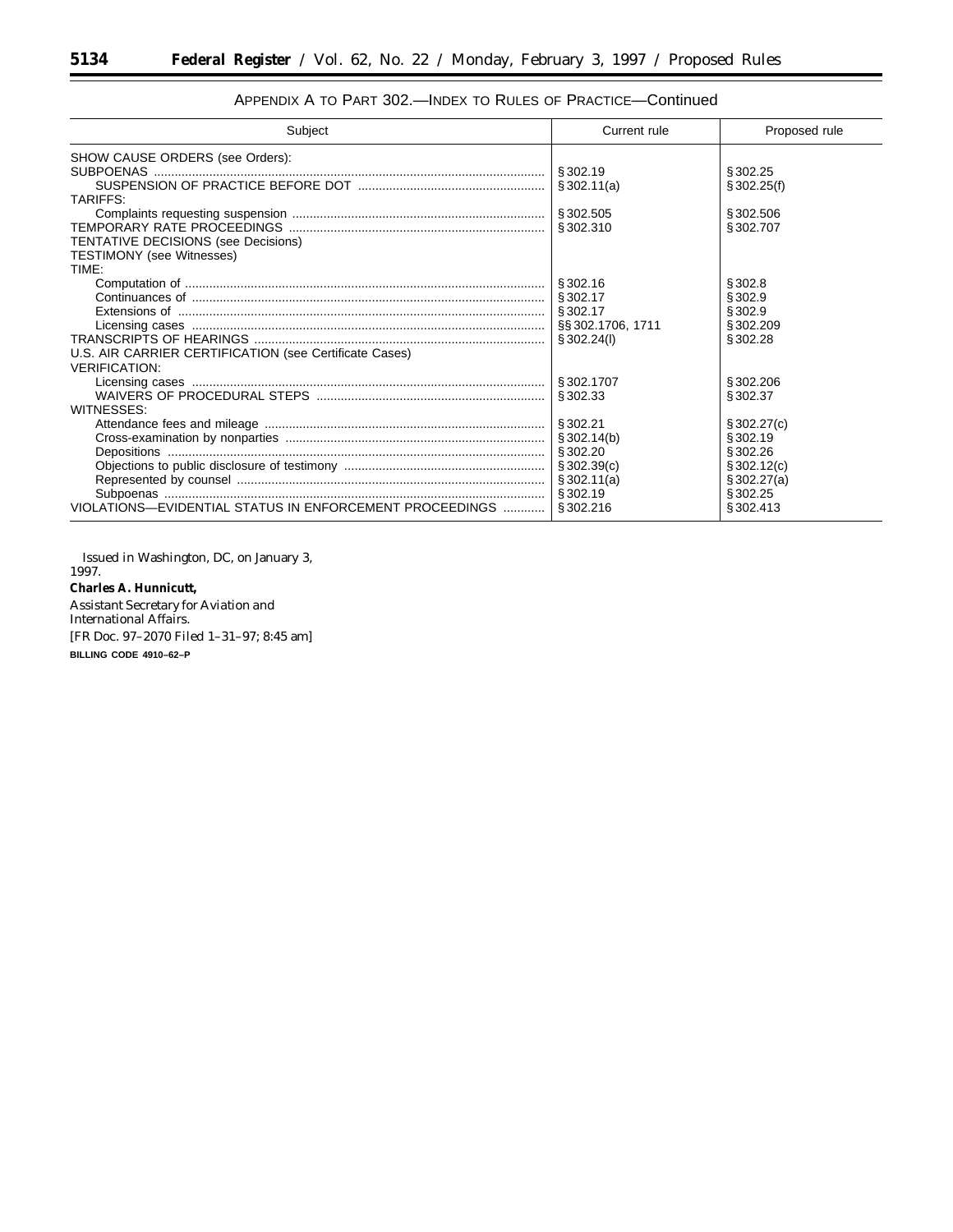## APPENDIX A TO PART 302.—INDEX TO RULES OF PRACTICE—Continued

| Subject | Current rule | Proposed rule |
|---|---|---|
| SHOW CAUSE ORDERS (see Orders): | | |
| SUBPOENAS | §302.19 | §302.25 |
| SUSPENSION OF PRACTICE BEFORE DOT | §302.11(a) | §302.25(f) |
| TARIFFS: | | |
| Complaints requesting suspension | §302.505 | §302.506 |
| TEMPORARY RATE PROCEEDINGS | §302.310 | §302.707 |
| TENTATIVE DECISIONS (see Decisions) | | |
| TESTIMONY (see Witnesses) | | |
| TIME: | | |
| Computation of | §302.16 | §302.8 |
| Continuances of | §302.17 | §302.9 |
| Extensions of | §302.17 | §302.9 |
| Licensing cases | §§302.1706, 1711 | §302.209 |
| TRANSCRIPTS OF HEARINGS | §302.24(l) | §302.28 |
| U.S. AIR CARRIER CERTIFICATION (see Certificate Cases) | | |
| VERIFICATION: | | |
| Licensing cases | §302.1707 | §302.206 |
| WAIVERS OF PROCEDURAL STEPS | §302.33 | §302.37 |
| WITNESSES: | | |
| Attendance fees and mileage | §302.21 | §302.27(c) |
| Cross-examination by nonparties | §302.14(b) | §302.19 |
| Depositions | §302.20 | §302.26 |
| Objections to public disclosure of testimony | §302.39(c) | §302.12(c) |
| Represented by counsel | §302.11(a) | §302.27(a) |
| Subpoenas | §302.19 | §302.25 |
| VIOLATIONS—EVIDENTIAL STATUS IN ENFORCEMENT PROCEEDINGS | §302.216 | §302.413 |

Issued in Washington, DC, on January 3, 1997.

**Charles A. Hunnicutt,**

Assistant Secretary for Aviation and International Affairs.

[FR Doc. 97–2070 Filed 1–31–97; 8:45 am]

BILLING CODE 4910–62–P